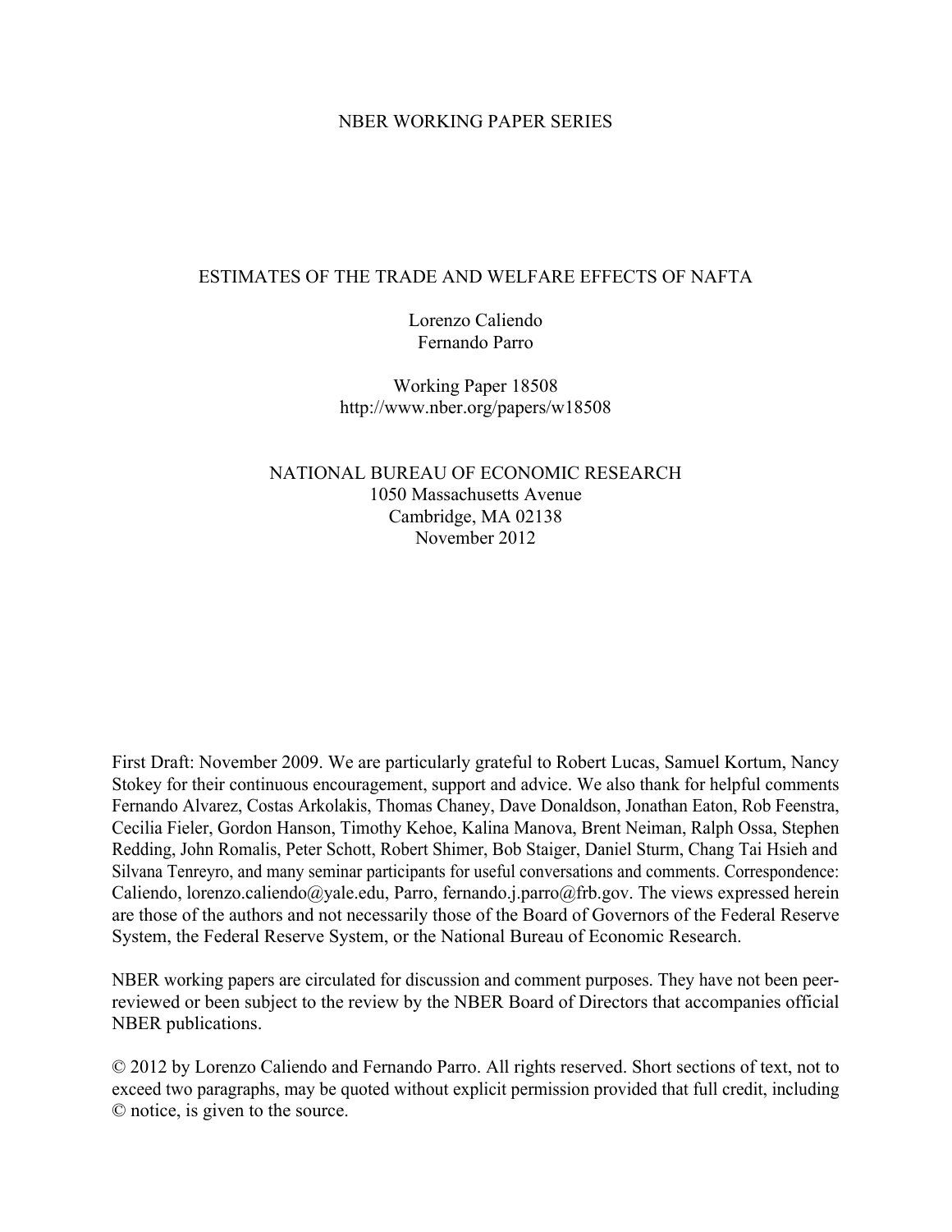NBER WORKING PAPER SERIES

# ESTIMATES OF THE TRADE AND WELFARE EFFECTS OF NAFTA

Lorenzo Caliendo
Fernando Parro

Working Paper 18508
http://www.nber.org/papers/w18508

NATIONAL BUREAU OF ECONOMIC RESEARCH
1050 Massachusetts Avenue
Cambridge, MA 02138
November 2012

First Draft: November 2009. We are particularly grateful to Robert Lucas, Samuel Kortum, Nancy Stokey for their continuous encouragement, support and advice. We also thank for helpful comments Fernando Alvarez, Costas Arkolakis, Thomas Chaney, Dave Donaldson, Jonathan Eaton, Rob Feenstra, Cecilia Fieler, Gordon Hanson, Timothy Kehoe, Kalina Manova, Brent Neiman, Ralph Ossa, Stephen Redding, John Romalis, Peter Schott, Robert Shimer, Bob Staiger, Daniel Sturm, Chang Tai Hsieh and Silvana Tenreyro, and many seminar participants for useful conversations and comments. Correspondence: Caliendo, lorenzo.caliendo@yale.edu, Parro, fernando.j.parro@frb.gov. The views expressed herein are those of the authors and not necessarily those of the Board of Governors of the Federal Reserve System, the Federal Reserve System, or the National Bureau of Economic Research.

NBER working papers are circulated for discussion and comment purposes. They have not been peer-reviewed or been subject to the review by the NBER Board of Directors that accompanies official NBER publications.

© 2012 by Lorenzo Caliendo and Fernando Parro. All rights reserved. Short sections of text, not to exceed two paragraphs, may be quoted without explicit permission provided that full credit, including © notice, is given to the source.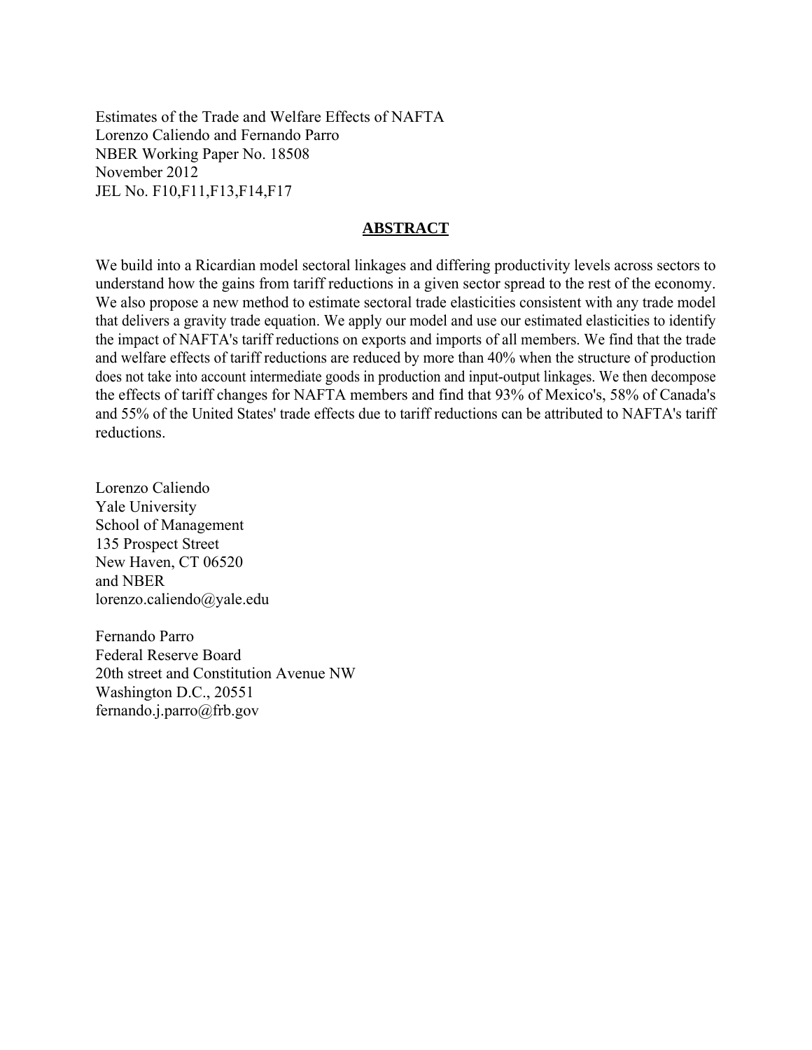Estimates of the Trade and Welfare Effects of NAFTA
Lorenzo Caliendo and Fernando Parro
NBER Working Paper No. 18508
November 2012
JEL No. F10,F11,F13,F14,F17

## ABSTRACT

We build into a Ricardian model sectoral linkages and differing productivity levels across sectors to understand how the gains from tariff reductions in a given sector spread to the rest of the economy. We also propose a new method to estimate sectoral trade elasticities consistent with any trade model that delivers a gravity trade equation. We apply our model and use our estimated elasticities to identify the impact of NAFTA's tariff reductions on exports and imports of all members. We find that the trade and welfare effects of tariff reductions are reduced by more than 40% when the structure of production does not take into account intermediate goods in production and input-output linkages. We then decompose the effects of tariff changes for NAFTA members and find that 93% of Mexico's, 58% of Canada's and 55% of the United States' trade effects due to tariff reductions can be attributed to NAFTA's tariff reductions.

Lorenzo Caliendo
Yale University
School of Management
135 Prospect Street
New Haven, CT 06520
and NBER
lorenzo.caliendo@yale.edu

Fernando Parro
Federal Reserve Board
20th street and Constitution Avenue NW
Washington D.C., 20551
fernando.j.parro@frb.gov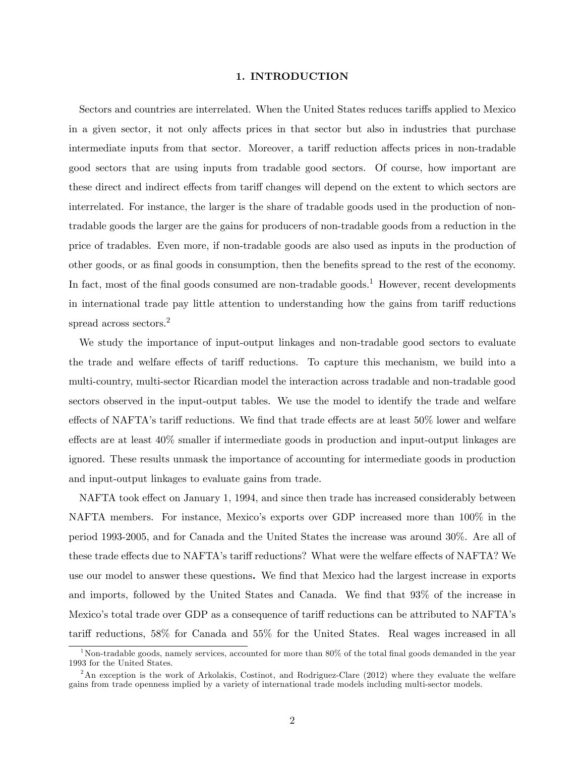# 1. INTRODUCTION

Sectors and countries are interrelated. When the United States reduces tariffs applied to Mexico in a given sector, it not only affects prices in that sector but also in industries that purchase intermediate inputs from that sector. Moreover, a tariff reduction affects prices in non-tradable good sectors that are using inputs from tradable good sectors. Of course, how important are these direct and indirect effects from tariff changes will depend on the extent to which sectors are interrelated. For instance, the larger is the share of tradable goods used in the production of non-tradable goods the larger are the gains for producers of non-tradable goods from a reduction in the price of tradables. Even more, if non-tradable goods are also used as inputs in the production of other goods, or as final goods in consumption, then the benefits spread to the rest of the economy. In fact, most of the final goods consumed are non-tradable goods.[1] However, recent developments in international trade pay little attention to understanding how the gains from tariff reductions spread across sectors.[2]

We study the importance of input-output linkages and non-tradable good sectors to evaluate the trade and welfare effects of tariff reductions. To capture this mechanism, we build into a multi-country, multi-sector Ricardian model the interaction across tradable and non-tradable good sectors observed in the input-output tables. We use the model to identify the trade and welfare effects of NAFTA's tariff reductions. We find that trade effects are at least 50% lower and welfare effects are at least 40% smaller if intermediate goods in production and input-output linkages are ignored. These results unmask the importance of accounting for intermediate goods in production and input-output linkages to evaluate gains from trade.

NAFTA took effect on January 1, 1994, and since then trade has increased considerably between NAFTA members. For instance, Mexico's exports over GDP increased more than 100% in the period 1993-2005, and for Canada and the United States the increase was around 30%. Are all of these trade effects due to NAFTA's tariff reductions? What were the welfare effects of NAFTA? We use our model to answer these questions**.** We find that Mexico had the largest increase in exports and imports, followed by the United States and Canada. We find that 93% of the increase in Mexico's total trade over GDP as a consequence of tariff reductions can be attributed to NAFTA's tariff reductions, 58% for Canada and 55% for the United States. Real wages increased in all

[1] Non-tradable goods, namely services, accounted for more than 80% of the total final goods demanded in the year 1993 for the United States.

[2] An exception is the work of Arkolakis, Costinot, and Rodriguez-Clare (2012) where they evaluate the welfare gains from trade openness implied by a variety of international trade models including multi-sector models.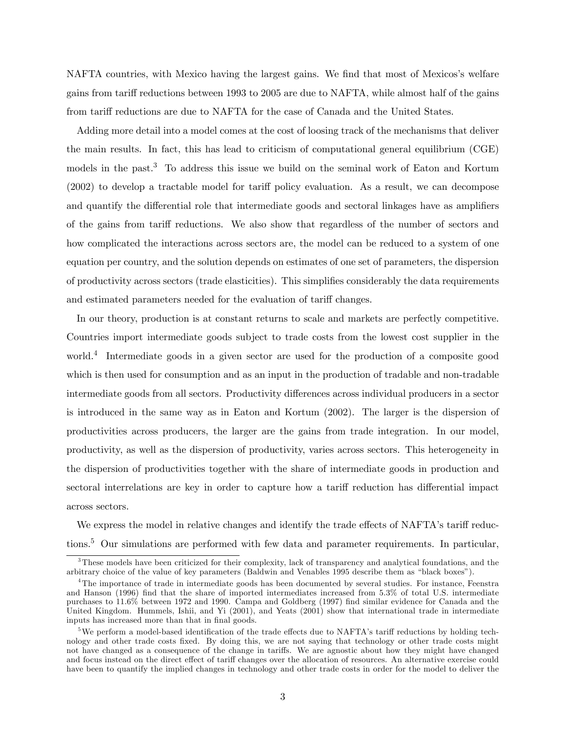NAFTA countries, with Mexico having the largest gains. We find that most of Mexicos's welfare gains from tariff reductions between 1993 to 2005 are due to NAFTA, while almost half of the gains from tariff reductions are due to NAFTA for the case of Canada and the United States.

Adding more detail into a model comes at the cost of loosing track of the mechanisms that deliver the main results. In fact, this has lead to criticism of computational general equilibrium (CGE) models in the past.[3] To address this issue we build on the seminal work of Eaton and Kortum (2002) to develop a tractable model for tariff policy evaluation. As a result, we can decompose and quantify the differential role that intermediate goods and sectoral linkages have as amplifiers of the gains from tariff reductions. We also show that regardless of the number of sectors and how complicated the interactions across sectors are, the model can be reduced to a system of one equation per country, and the solution depends on estimates of one set of parameters, the dispersion of productivity across sectors (trade elasticities). This simplifies considerably the data requirements and estimated parameters needed for the evaluation of tariff changes.

In our theory, production is at constant returns to scale and markets are perfectly competitive. Countries import intermediate goods subject to trade costs from the lowest cost supplier in the world.[4] Intermediate goods in a given sector are used for the production of a composite good which is then used for consumption and as an input in the production of tradable and non-tradable intermediate goods from all sectors. Productivity differences across individual producers in a sector is introduced in the same way as in Eaton and Kortum (2002). The larger is the dispersion of productivities across producers, the larger are the gains from trade integration. In our model, productivity, as well as the dispersion of productivity, varies across sectors. This heterogeneity in the dispersion of productivities together with the share of intermediate goods in production and sectoral interrelations are key in order to capture how a tariff reduction has differential impact across sectors.

We express the model in relative changes and identify the trade effects of NAFTA's tariff reductions.[5] Our simulations are performed with few data and parameter requirements. In particular,

[3] These models have been criticized for their complexity, lack of transparency and analytical foundations, and the arbitrary choice of the value of key parameters (Baldwin and Venables 1995 describe them as "black boxes").

[4] The importance of trade in intermediate goods has been documented by several studies. For instance, Feenstra and Hanson (1996) find that the share of imported intermediates increased from 5.3% of total U.S. intermediate purchases to 11.6% between 1972 and 1990. Campa and Goldberg (1997) find similar evidence for Canada and the United Kingdom. Hummels, Ishii, and Yi (2001), and Yeats (2001) show that international trade in intermediate inputs has increased more than that in final goods.

[5] We perform a model-based identification of the trade effects due to NAFTA's tariff reductions by holding technology and other trade costs fixed. By doing this, we are not saying that technology or other trade costs might not have changed as a consequence of the change in tariffs. We are agnostic about how they might have changed and focus instead on the direct effect of tariff changes over the allocation of resources. An alternative exercise could have been to quantify the implied changes in technology and other trade costs in order for the model to deliver the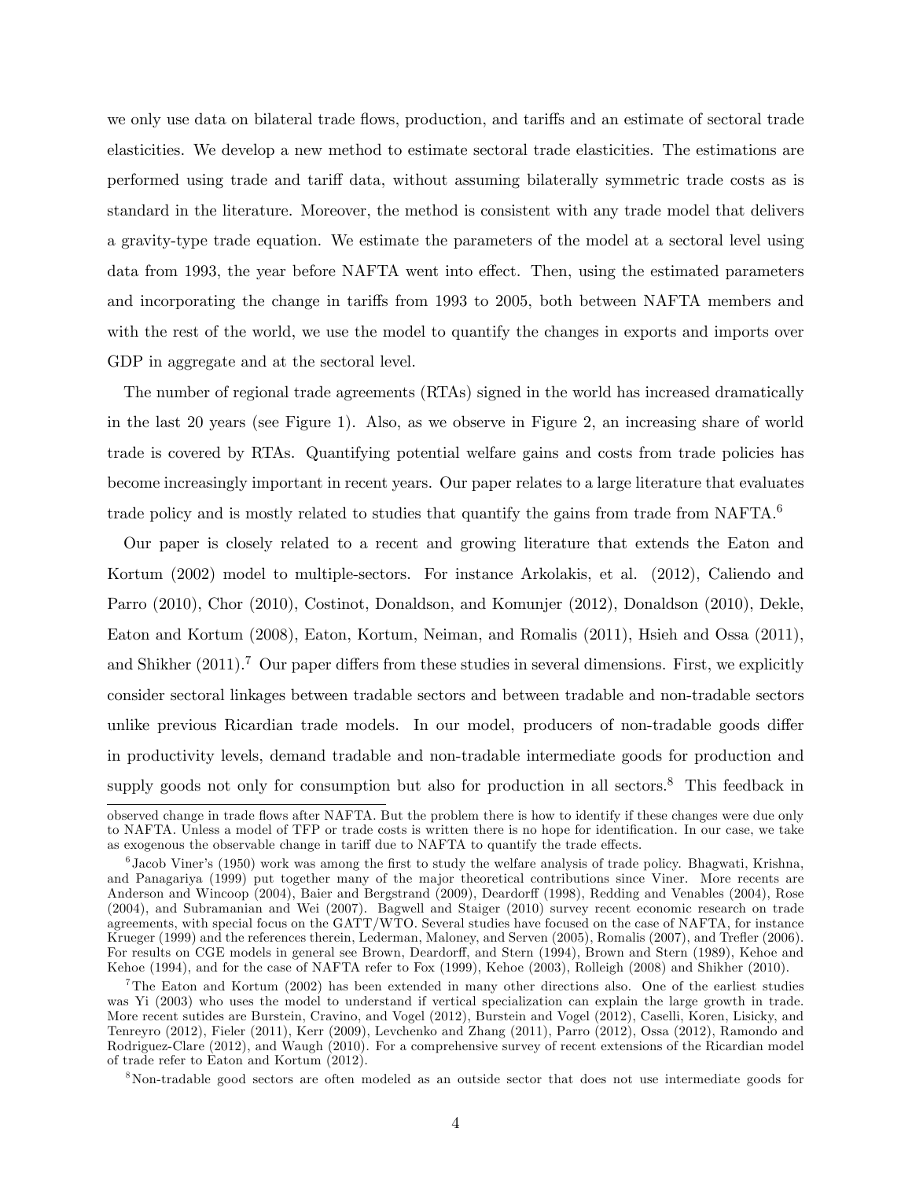we only use data on bilateral trade flows, production, and tariffs and an estimate of sectoral trade elasticities. We develop a new method to estimate sectoral trade elasticities. The estimations are performed using trade and tariff data, without assuming bilaterally symmetric trade costs as is standard in the literature. Moreover, the method is consistent with any trade model that delivers a gravity-type trade equation. We estimate the parameters of the model at a sectoral level using data from 1993, the year before NAFTA went into effect. Then, using the estimated parameters and incorporating the change in tariffs from 1993 to 2005, both between NAFTA members and with the rest of the world, we use the model to quantify the changes in exports and imports over GDP in aggregate and at the sectoral level.

The number of regional trade agreements (RTAs) signed in the world has increased dramatically in the last 20 years (see Figure 1). Also, as we observe in Figure 2, an increasing share of world trade is covered by RTAs. Quantifying potential welfare gains and costs from trade policies has become increasingly important in recent years. Our paper relates to a large literature that evaluates trade policy and is mostly related to studies that quantify the gains from trade from NAFTA.[6]

Our paper is closely related to a recent and growing literature that extends the Eaton and Kortum (2002) model to multiple-sectors. For instance Arkolakis, et al. (2012), Caliendo and Parro (2010), Chor (2010), Costinot, Donaldson, and Komunjer (2012), Donaldson (2010), Dekle, Eaton and Kortum (2008), Eaton, Kortum, Neiman, and Romalis (2011), Hsieh and Ossa (2011), and Shikher (2011).[7] Our paper differs from these studies in several dimensions. First, we explicitly consider sectoral linkages between tradable sectors and between tradable and non-tradable sectors unlike previous Ricardian trade models. In our model, producers of non-tradable goods differ in productivity levels, demand tradable and non-tradable intermediate goods for production and supply goods not only for consumption but also for production in all sectors.[8] This feedback in

observed change in trade flows after NAFTA. But the problem there is how to identify if these changes were due only to NAFTA. Unless a model of TFP or trade costs is written there is no hope for identification. In our case, we take as exogenous the observable change in tariff due to NAFTA to quantify the trade effects.

[6] Jacob Viner's (1950) work was among the first to study the welfare analysis of trade policy. Bhagwati, Krishna, and Panagariya (1999) put together many of the major theoretical contributions since Viner. More recents are Anderson and Wincoop (2004), Baier and Bergstrand (2009), Deardorff (1998), Redding and Venables (2004), Rose (2004), and Subramanian and Wei (2007). Bagwell and Staiger (2010) survey recent economic research on trade agreements, with special focus on the GATT/WTO. Several studies have focused on the case of NAFTA, for instance Krueger (1999) and the references therein, Lederman, Maloney, and Serven (2005), Romalis (2007), and Trefler (2006). For results on CGE models in general see Brown, Deardorff, and Stern (1994), Brown and Stern (1989), Kehoe and Kehoe (1994), and for the case of NAFTA refer to Fox (1999), Kehoe (2003), Rolleigh (2008) and Shikher (2010).

[7] The Eaton and Kortum (2002) has been extended in many other directions also. One of the earliest studies was Yi (2003) who uses the model to understand if vertical specialization can explain the large growth in trade. More recent sutides are Burstein, Cravino, and Vogel (2012), Burstein and Vogel (2012), Caselli, Koren, Lisicky, and Tenreyro (2012), Fieler (2011), Kerr (2009), Levchenko and Zhang (2011), Parro (2012), Ossa (2012), Ramondo and Rodriguez-Clare (2012), and Waugh (2010). For a comprehensive survey of recent extensions of the Ricardian model of trade refer to Eaton and Kortum (2012).

[8] Non-tradable good sectors are often modeled as an outside sector that does not use intermediate goods for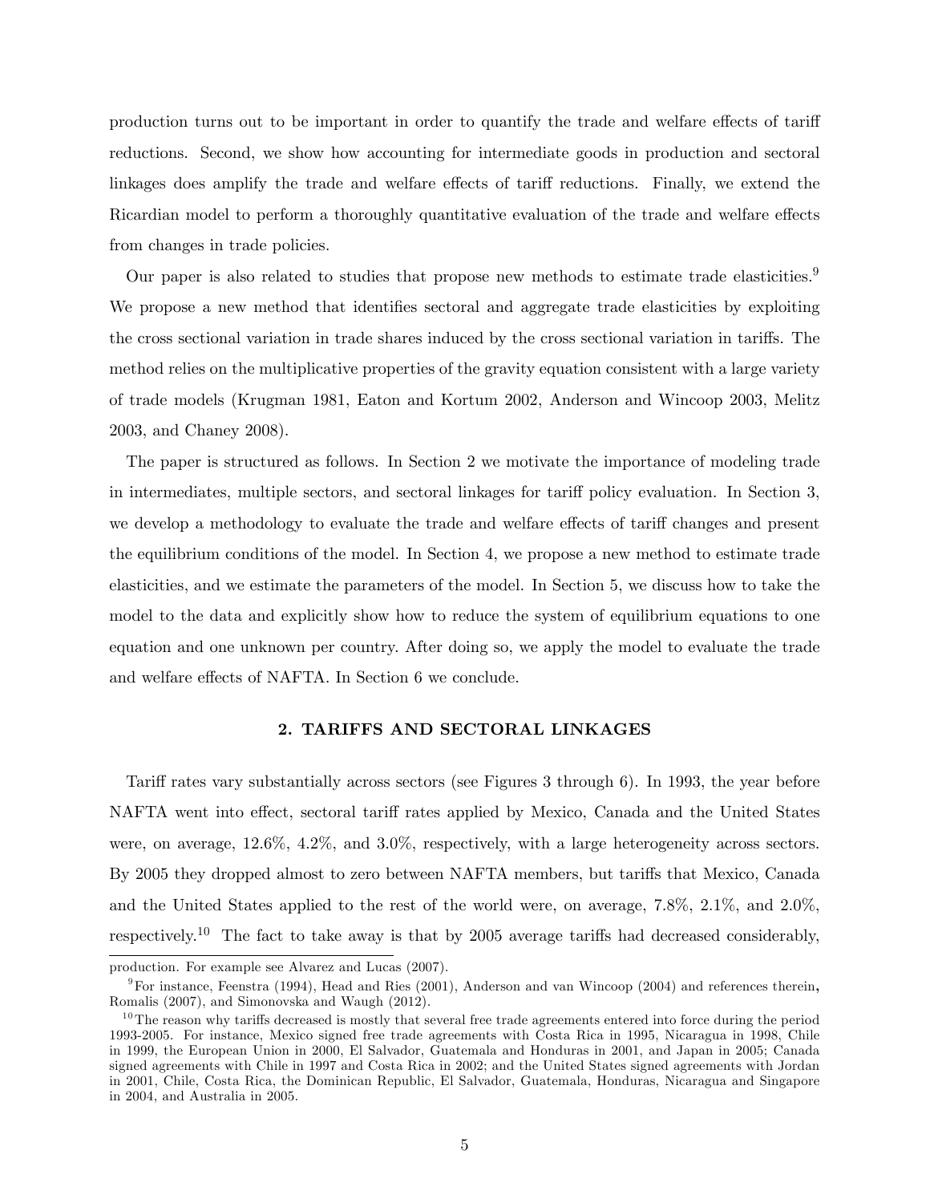production turns out to be important in order to quantify the trade and welfare effects of tariff reductions. Second, we show how accounting for intermediate goods in production and sectoral linkages does amplify the trade and welfare effects of tariff reductions. Finally, we extend the Ricardian model to perform a thoroughly quantitative evaluation of the trade and welfare effects from changes in trade policies.

Our paper is also related to studies that propose new methods to estimate trade elasticities.[9] We propose a new method that identifies sectoral and aggregate trade elasticities by exploiting the cross sectional variation in trade shares induced by the cross sectional variation in tariffs. The method relies on the multiplicative properties of the gravity equation consistent with a large variety of trade models (Krugman 1981, Eaton and Kortum 2002, Anderson and Wincoop 2003, Melitz 2003, and Chaney 2008).

The paper is structured as follows. In Section 2 we motivate the importance of modeling trade in intermediates, multiple sectors, and sectoral linkages for tariff policy evaluation. In Section 3, we develop a methodology to evaluate the trade and welfare effects of tariff changes and present the equilibrium conditions of the model. In Section 4, we propose a new method to estimate trade elasticities, and we estimate the parameters of the model. In Section 5, we discuss how to take the model to the data and explicitly show how to reduce the system of equilibrium equations to one equation and one unknown per country. After doing so, we apply the model to evaluate the trade and welfare effects of NAFTA. In Section 6 we conclude.

## 2. TARIFFS AND SECTORAL LINKAGES

Tariff rates vary substantially across sectors (see Figures 3 through 6). In 1993, the year before NAFTA went into effect, sectoral tariff rates applied by Mexico, Canada and the United States were, on average, 12.6%, 4.2%, and 3.0%, respectively, with a large heterogeneity across sectors. By 2005 they dropped almost to zero between NAFTA members, but tariffs that Mexico, Canada and the United States applied to the rest of the world were, on average, 7.8%, 2.1%, and 2.0%, respectively.[10] The fact to take away is that by 2005 average tariffs had decreased considerably,

production. For example see Alvarez and Lucas (2007).

[9] For instance, Feenstra (1994), Head and Ries (2001), Anderson and van Wincoop (2004) and references therein, Romalis (2007), and Simonovska and Waugh (2012).

[10] The reason why tariffs decreased is mostly that several free trade agreements entered into force during the period 1993-2005. For instance, Mexico signed free trade agreements with Costa Rica in 1995, Nicaragua in 1998, Chile in 1999, the European Union in 2000, El Salvador, Guatemala and Honduras in 2001, and Japan in 2005; Canada signed agreements with Chile in 1997 and Costa Rica in 2002; and the United States signed agreements with Jordan in 2001, Chile, Costa Rica, the Dominican Republic, El Salvador, Guatemala, Honduras, Nicaragua and Singapore in 2004, and Australia in 2005.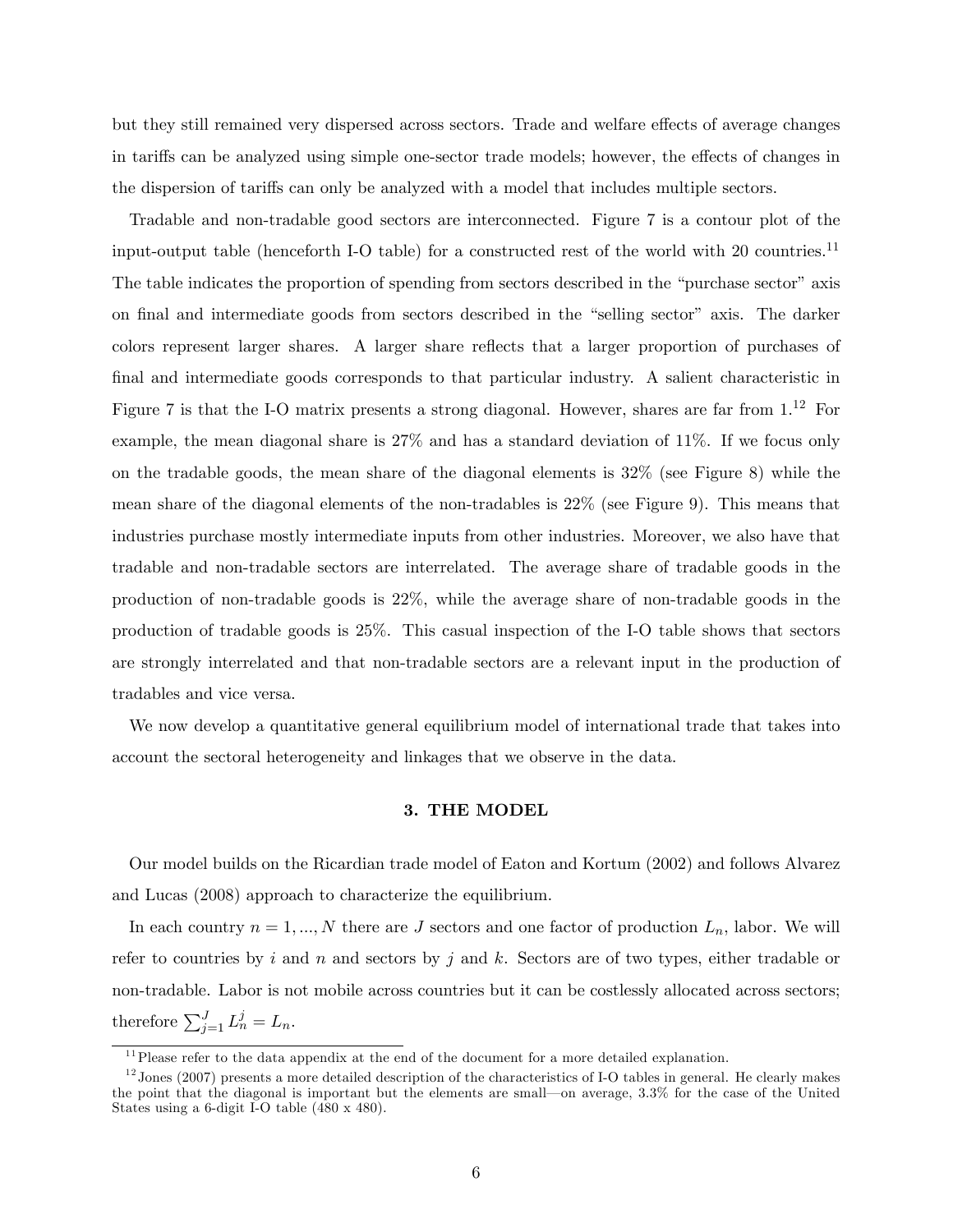but they still remained very dispersed across sectors. Trade and welfare effects of average changes in tariffs can be analyzed using simple one-sector trade models; however, the effects of changes in the dispersion of tariffs can only be analyzed with a model that includes multiple sectors.

Tradable and non-tradable good sectors are interconnected. Figure 7 is a contour plot of the input-output table (henceforth I-O table) for a constructed rest of the world with 20 countries.[11] The table indicates the proportion of spending from sectors described in the "purchase sector" axis on final and intermediate goods from sectors described in the "selling sector" axis. The darker colors represent larger shares. A larger share reflects that a larger proportion of purchases of final and intermediate goods corresponds to that particular industry. A salient characteristic in Figure 7 is that the I-O matrix presents a strong diagonal. However, shares are far from 1.[12] For example, the mean diagonal share is 27% and has a standard deviation of 11%. If we focus only on the tradable goods, the mean share of the diagonal elements is 32% (see Figure 8) while the mean share of the diagonal elements of the non-tradables is 22% (see Figure 9). This means that industries purchase mostly intermediate inputs from other industries. Moreover, we also have that tradable and non-tradable sectors are interrelated. The average share of tradable goods in the production of non-tradable goods is 22%, while the average share of non-tradable goods in the production of tradable goods is 25%. This casual inspection of the I-O table shows that sectors are strongly interrelated and that non-tradable sectors are a relevant input in the production of tradables and vice versa.

We now develop a quantitative general equilibrium model of international trade that takes into account the sectoral heterogeneity and linkages that we observe in the data.

## 3. THE MODEL

Our model builds on the Ricardian trade model of Eaton and Kortum (2002) and follows Alvarez and Lucas (2008) approach to characterize the equilibrium.

In each country $n = 1, ..., N$ there are $J$ sectors and one factor of production $L_n$, labor. We will refer to countries by $i$ and $n$ and sectors by $j$ and $k$. Sectors are of two types, either tradable or non-tradable. Labor is not mobile across countries but it can be costlessly allocated across sectors; therefore $\sum_{j=1}^{J} L_n^j = L_n$.

[11] Please refer to the data appendix at the end of the document for a more detailed explanation.

[12] Jones (2007) presents a more detailed description of the characteristics of I-O tables in general. He clearly makes the point that the diagonal is important but the elements are small—on average, 3.3% for the case of the United States using a 6-digit I-O table (480 x 480).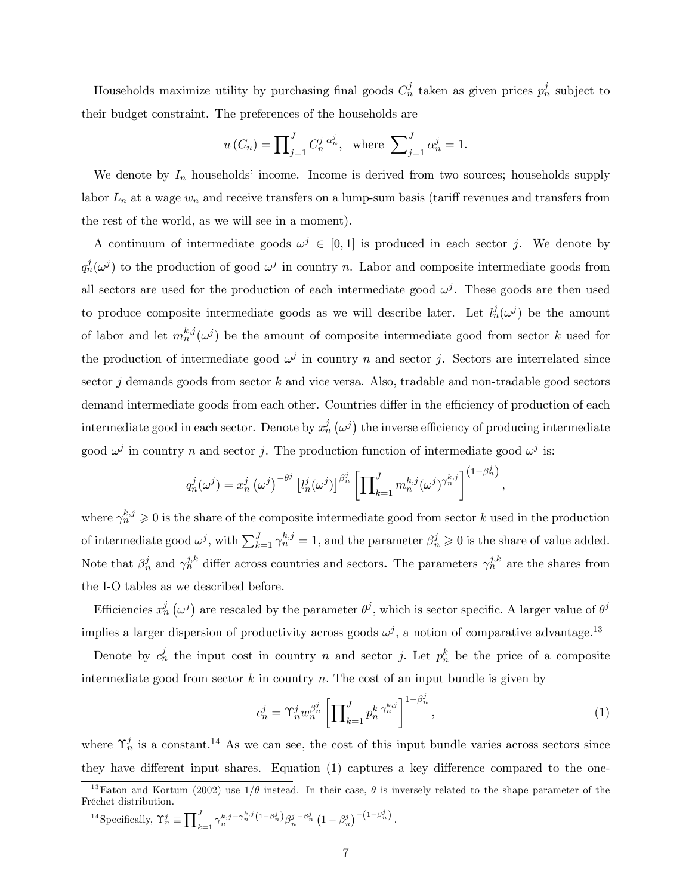Households maximize utility by purchasing final goods $C_n^j$ taken as given prices $p_n^j$ subject to their budget constraint. The preferences of the households are

$$u(C_n) = \prod_{j=1}^{J} C_n^{j\ \alpha_n^j}, \text{ where } \sum_{j=1}^{J} \alpha_n^j = 1.$$

We denote by $I_n$ households' income. Income is derived from two sources; households supply labor $L_n$ at a wage $w_n$ and receive transfers on a lump-sum basis (tariff revenues and transfers from the rest of the world, as we will see in a moment).

A continuum of intermediate goods $\omega^j \in [0,1]$ is produced in each sector $j$. We denote by $q_n^j(\omega^j)$ to the production of good $\omega^j$ in country $n$. Labor and composite intermediate goods from all sectors are used for the production of each intermediate good $\omega^j$. These goods are then used to produce composite intermediate goods as we will describe later. Let $l_n^j(\omega^j)$ be the amount of labor and let $m_n^{k,j}(\omega^j)$ be the amount of composite intermediate good from sector $k$ used for the production of intermediate good $\omega^j$ in country $n$ and sector $j$. Sectors are interrelated since sector $j$ demands goods from sector $k$ and vice versa. Also, tradable and non-tradable good sectors demand intermediate goods from each other. Countries differ in the efficiency of production of each intermediate good in each sector. Denote by $x_n^j(\omega^j)$ the inverse efficiency of producing intermediate good $\omega^j$ in country $n$ and sector $j$. The production function of intermediate good $\omega^j$ is:

$$q_n^j(\omega^j) = x_n^j(\omega^j)^{-\theta^j} \left[l_n^j(\omega^j)\right]^{\beta_n^j} \left[\prod_{k=1}^{J} m_n^{k,j}(\omega^j)^{\gamma_n^{k,j}}\right]^{\left(1-\beta_n^j\right)},$$

where $\gamma_n^{k,j} \geqslant 0$ is the share of the composite intermediate good from sector $k$ used in the production of intermediate good $\omega^j$, with $\sum_{k=1}^{J} \gamma_n^{k,j} = 1$, and the parameter $\beta_n^j \geqslant 0$ is the share of value added. Note that $\beta_n^j$ and $\gamma_n^{j,k}$ differ across countries and sectors**.** The parameters $\gamma_n^{j,k}$ are the shares from the I-O tables as we described before.

Efficiencies $x_n^j(\omega^j)$ are rescaled by the parameter $\theta^j$, which is sector specific. A larger value of $\theta^j$ implies a larger dispersion of productivity across goods $\omega^j$, a notion of comparative advantage.[13]

Denote by $c_n^j$ the input cost in country $n$ and sector $j$. Let $p_n^k$ be the price of a composite intermediate good from sector $k$ in country $n$. The cost of an input bundle is given by

$$c_n^j = \Upsilon_n^j w_n^{\beta_n^j} \left[\prod_{k=1}^{J} p_n^{k\ \gamma_n^{k,j}}\right]^{1-\beta_n^j}, \tag{1}$$

where $\Upsilon_n^j$ is a constant.[14] As we can see, the cost of this input bundle varies across sectors since they have different input shares. Equation (1) captures a key difference compared to the one-

[13] Eaton and Kortum (2002) use $1/\theta$ instead. In their case, $\theta$ is inversely related to the shape parameter of the Fréchet distribution.

[14] Specifically, $\Upsilon_n^j \equiv \prod_{k=1}^{J} \gamma_n^{k,j\,-\gamma_n^{k,j}\left(1-\beta_n^j\right)} \beta_n^{j\ -\beta_n^j} \left(1-\beta_n^j\right)^{-\left(1-\beta_n^j\right)}$.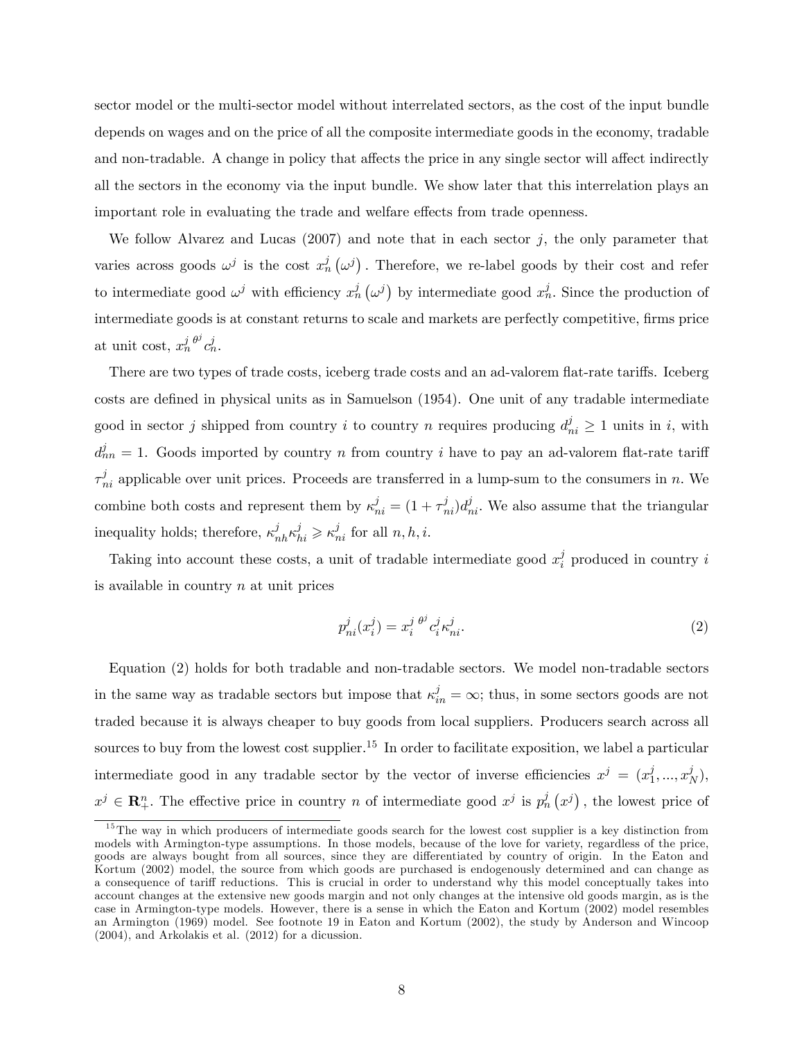sector model or the multi-sector model without interrelated sectors, as the cost of the input bundle depends on wages and on the price of all the composite intermediate goods in the economy, tradable and non-tradable. A change in policy that affects the price in any single sector will affect indirectly all the sectors in the economy via the input bundle. We show later that this interrelation plays an important role in evaluating the trade and welfare effects from trade openness.

We follow Alvarez and Lucas (2007) and note that in each sector $j$, the only parameter that varies across goods $\omega^j$ is the cost $x_n^j\left(\omega^j\right)$. Therefore, we re-label goods by their cost and refer to intermediate good $\omega^j$ with efficiency $x_n^j\left(\omega^j\right)$ by intermediate good $x_n^j$. Since the production of intermediate goods is at constant returns to scale and markets are perfectly competitive, firms price at unit cost, $x_n^{j\ \theta^j} c_n^j$.

There are two types of trade costs, iceberg trade costs and an ad-valorem flat-rate tariffs. Iceberg costs are defined in physical units as in Samuelson (1954). One unit of any tradable intermediate good in sector $j$ shipped from country $i$ to country $n$ requires producing $d_{ni}^j \geq 1$ units in $i$, with $d_{nn}^j = 1$. Goods imported by country $n$ from country $i$ have to pay an ad-valorem flat-rate tariff $\tau_{ni}^j$ applicable over unit prices. Proceeds are transferred in a lump-sum to the consumers in $n$. We combine both costs and represent them by $\kappa_{ni}^j = (1+\tau_{ni}^j)d_{ni}^j$. We also assume that the triangular inequality holds; therefore, $\kappa_{nh}^j \kappa_{hi}^j \geqslant \kappa_{ni}^j$ for all $n, h, i$.

Taking into account these costs, a unit of tradable intermediate good $x_i^j$ produced in country $i$ is available in country $n$ at unit prices

$$p_{ni}^j(x_i^j) = x_i^{j\ \theta^j} c_i^j \kappa_{ni}^j. \tag{2}$$

Equation (2) holds for both tradable and non-tradable sectors. We model non-tradable sectors in the same way as tradable sectors but impose that $\kappa_{in}^j = \infty$; thus, in some sectors goods are not traded because it is always cheaper to buy goods from local suppliers. Producers search across all sources to buy from the lowest cost supplier.[15] In order to facilitate exposition, we label a particular intermediate good in any tradable sector by the vector of inverse efficiencies $x^j = (x_1^j, ..., x_N^j)$, $x^j \in \mathbf{R}_+^n$. The effective price in country $n$ of intermediate good $x^j$ is $p_n^j\left(x^j\right)$, the lowest price of

[15] The way in which producers of intermediate goods search for the lowest cost supplier is a key distinction from models with Armington-type assumptions. In those models, because of the love for variety, regardless of the price, goods are always bought from all sources, since they are differentiated by country of origin. In the Eaton and Kortum (2002) model, the source from which goods are purchased is endogenously determined and can change as a consequence of tariff reductions. This is crucial in order to understand why this model conceptually takes into account changes at the extensive new goods margin and not only changes at the intensive old goods margin, as is the case in Armington-type models. However, there is a sense in which the Eaton and Kortum (2002) model resembles an Armington (1969) model. See footnote 19 in Eaton and Kortum (2002), the study by Anderson and Wincoop (2004), and Arkolakis et al. (2012) for a dicussion.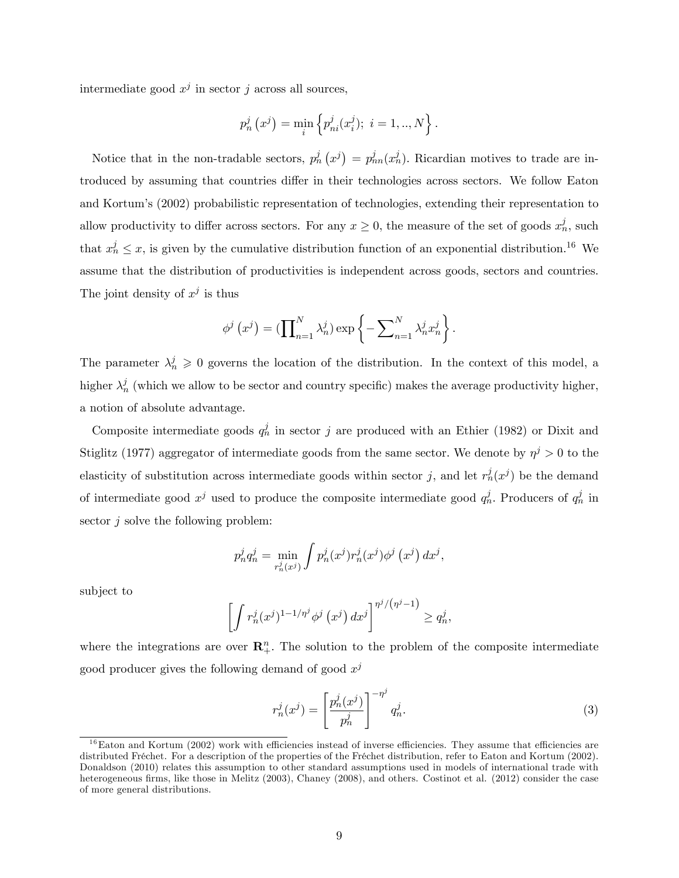intermediate good $x^j$ in sector $j$ across all sources,

$$p_n^j\left(x^j\right) = \min_i \left\{p_{ni}^j(x_i^j);\ i = 1,..,N\right\}.$$

Notice that in the non-tradable sectors, $p_n^j\left(x^j\right) = p_{nn}^j(x_n^j)$. Ricardian motives to trade are introduced by assuming that countries differ in their technologies across sectors. We follow Eaton and Kortum's (2002) probabilistic representation of technologies, extending their representation to allow productivity to differ across sectors. For any $x \geq 0$, the measure of the set of goods $x_n^j$, such that $x_n^j \leq x$, is given by the cumulative distribution function of an exponential distribution.[16] We assume that the distribution of productivities is independent across goods, sectors and countries. The joint density of $x^j$ is thus

$$\phi^j\left(x^j\right) = (\prod_{n=1}^N \lambda_n^j) \exp\left\{-\sum_{n=1}^N \lambda_n^j x_n^j\right\}.$$

The parameter $\lambda_n^j \geqslant 0$ governs the location of the distribution. In the context of this model, a higher $\lambda_n^j$ (which we allow to be sector and country specific) makes the average productivity higher, a notion of absolute advantage.

Composite intermediate goods $q_n^j$ in sector $j$ are produced with an Ethier (1982) or Dixit and Stiglitz (1977) aggregator of intermediate goods from the same sector. We denote by $\eta^j > 0$ to the elasticity of substitution across intermediate goods within sector $j$, and let $r_n^j(x^j)$ be the demand of intermediate good $x^j$ used to produce the composite intermediate good $q_n^j$. Producers of $q_n^j$ in sector $j$ solve the following problem:

$$p_n^j q_n^j = \min_{r_n^j(x^j)} \int p_n^j(x^j) r_n^j(x^j) \phi^j\left(x^j\right) dx^j,$$

subject to

$$\left[\int r_n^j(x^j)^{1-1/\eta^j} \phi^j\left(x^j\right) dx^j\right]^{\eta^j/\left(\eta^j-1\right)} \geq q_n^j,$$

where the integrations are over $\mathbf{R}_+^n$. The solution to the problem of the composite intermediate good producer gives the following demand of good $x^j$

$$r_n^j(x^j) = \left[\frac{p_n^j(x^j)}{p_n^j}\right]^{-\eta^j} q_n^j. \tag{3}$$

[16] Eaton and Kortum (2002) work with efficiencies instead of inverse efficiencies. They assume that efficiencies are distributed Fréchet. For a description of the properties of the Fréchet distribution, refer to Eaton and Kortum (2002). Donaldson (2010) relates this assumption to other standard assumptions used in models of international trade with heterogeneous firms, like those in Melitz (2003), Chaney (2008), and others. Costinot et al. (2012) consider the case of more general distributions.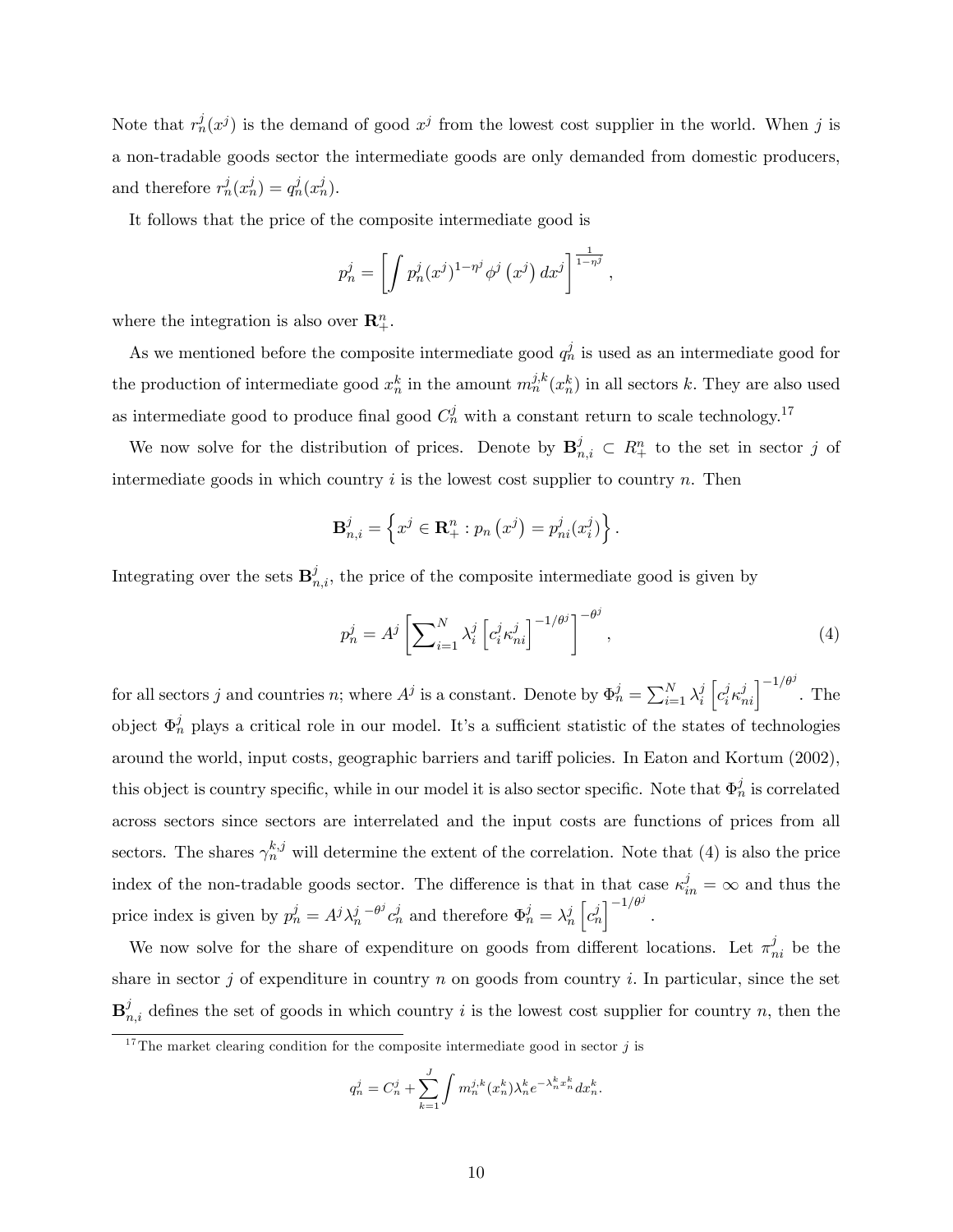Note that $r_n^j(x^j)$ is the demand of good $x^j$ from the lowest cost supplier in the world. When $j$ is a non-tradable goods sector the intermediate goods are only demanded from domestic producers, and therefore $r_n^j(x_n^j) = q_n^j(x_n^j)$.

It follows that the price of the composite intermediate good is

$$p_n^j = \left[ \int p_n^j (x^j)^{1-\eta^j} \phi^j \left(x^j\right) dx^j \right]^{\frac{1}{1-\eta^j}},$$

where the integration is also over $\mathbf{R}_+^n$.

As we mentioned before the composite intermediate good $q_n^j$ is used as an intermediate good for the production of intermediate good $x_n^k$ in the amount $m_n^{j,k}(x_n^k)$ in all sectors $k$. They are also used as intermediate good to produce final good $C_n^j$ with a constant return to scale technology.[17]

We now solve for the distribution of prices. Denote by $\mathbf{B}_{n,i}^j \subset R_+^n$ to the set in sector $j$ of intermediate goods in which country $i$ is the lowest cost supplier to country $n$. Then

$$\mathbf{B}_{n,i}^j = \left\{ x^j \in \mathbf{R}_+^n : p_n\left(x^j\right) = p_{ni}^j(x_i^j) \right\}.$$

Integrating over the sets $\mathbf{B}_{n,i}^j$, the price of the composite intermediate good is given by

$$p_n^j = A^j \left[ \sum\nolimits_{i=1}^N \lambda_i^j \left[ c_i^j \kappa_{ni}^j \right]^{-1/\theta^j} \right]^{-\theta^j}, \tag{4}$$

for all sectors $j$ and countries $n$; where $A^j$ is a constant. Denote by $\Phi_n^j = \sum_{i=1}^N \lambda_i^j \left[ c_i^j \kappa_{ni}^j \right]^{-1/\theta^j}$. The object $\Phi_n^j$ plays a critical role in our model. It's a sufficient statistic of the states of technologies around the world, input costs, geographic barriers and tariff policies. In Eaton and Kortum (2002), this object is country specific, while in our model it is also sector specific. Note that $\Phi_n^j$ is correlated across sectors since sectors are interrelated and the input costs are functions of prices from all sectors. The shares $\gamma_n^{k,j}$ will determine the extent of the correlation. Note that (4) is also the price index of the non-tradable goods sector. The difference is that in that case $\kappa_{in}^j = \infty$ and thus the price index is given by $p_n^j = A^j {\lambda_n^j}^{-\theta^j} c_n^j$ and therefore $\Phi_n^j = \lambda_n^j \left[ c_n^j \right]^{-1/\theta^j}$.

We now solve for the share of expenditure on goods from different locations. Let $\pi_{ni}^j$ be the share in sector $j$ of expenditure in country $n$ on goods from country $i$. In particular, since the set $\mathbf{B}_{n,i}^j$ defines the set of goods in which country $i$ is the lowest cost supplier for country $n$, then the

---

[17] The market clearing condition for the composite intermediate good in sector $j$ is

$$q_n^j = C_n^j + \sum_{k=1}^J \int m_n^{j,k}(x_n^k) \lambda_n^k e^{-\lambda_n^k x_n^k} dx_n^k.$$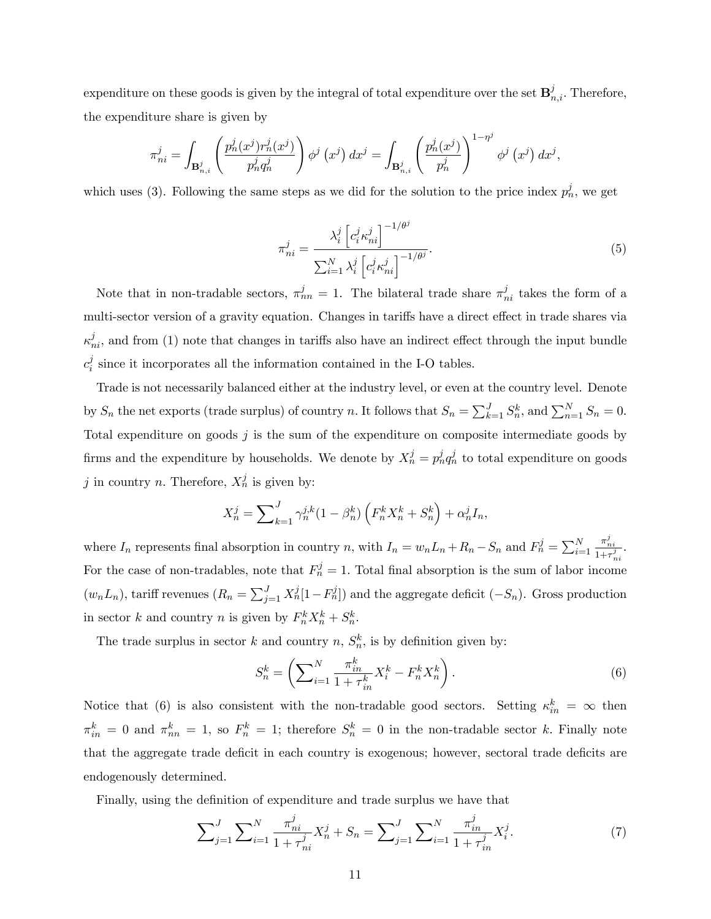expenditure on these goods is given by the integral of total expenditure over the set $\mathbf{B}^j_{n,i}$. Therefore, the expenditure share is given by

$$\pi^j_{ni} = \int_{\mathbf{B}^j_{n,i}} \left( \frac{p^j_n(x^j) r^j_n(x^j)}{p^j_n q^j_n} \right) \phi^j \left(x^j\right) dx^j = \int_{\mathbf{B}^j_{n,i}} \left( \frac{p^j_n(x^j)}{p^j_n} \right)^{1-\eta^j} \phi^j \left(x^j\right) dx^j,$$

which uses (3). Following the same steps as we did for the solution to the price index $p^j_n$, we get

$$\pi^j_{ni} = \frac{\lambda^j_i \left[ c^j_i \kappa^j_{ni} \right]^{-1/\theta^j}}{\sum_{i=1}^N \lambda^j_i \left[ c^j_i \kappa^j_{ni} \right]^{-1/\theta^j}}. \tag{5}$$

Note that in non-tradable sectors, $\pi^j_{nn} = 1$. The bilateral trade share $\pi^j_{ni}$ takes the form of a multi-sector version of a gravity equation. Changes in tariffs have a direct effect in trade shares via $\kappa^j_{ni}$, and from (1) note that changes in tariffs also have an indirect effect through the input bundle $c^j_i$ since it incorporates all the information contained in the I-O tables.

Trade is not necessarily balanced either at the industry level, or even at the country level. Denote by $S_n$ the net exports (trade surplus) of country $n$. It follows that $S_n = \sum_{k=1}^J S^k_n$, and $\sum_{n=1}^N S_n = 0$. Total expenditure on goods $j$ is the sum of the expenditure on composite intermediate goods by firms and the expenditure by households. We denote by $X^j_n = p^j_n q^j_n$ to total expenditure on goods $j$ in country $n$. Therefore, $X^j_n$ is given by:

$$X^j_n = \sum\nolimits_{k=1}^J \gamma^{j,k}_n (1 - \beta^k_n) \left( F^k_n X^k_n + S^k_n \right) + \alpha^j_n I_n,$$

where $I_n$ represents final absorption in country $n$, with $I_n = w_n L_n + R_n - S_n$ and $F^j_n = \sum_{i=1}^N \frac{\pi^j_{ni}}{1+\tau^j_{ni}}$. For the case of non-tradables, note that $F^j_n = 1$. Total final absorption is the sum of labor income ($w_n L_n$), tariff revenues ($R_n = \sum_{j=1}^J X^j_n [1 - F^j_n]$) and the aggregate deficit ($-S_n$). Gross production in sector $k$ and country $n$ is given by $F^k_n X^k_n + S^k_n$.

The trade surplus in sector $k$ and country $n$, $S^k_n$, is by definition given by:

$$S^k_n = \left( \sum\nolimits_{i=1}^N \frac{\pi^k_{in}}{1 + \tau^k_{in}} X^k_i - F^k_n X^k_n \right). \tag{6}$$

Notice that (6) is also consistent with the non-tradable good sectors. Setting $\kappa^k_{in} = \infty$ then $\pi^k_{in} = 0$ and $\pi^k_{nn} = 1$, so $F^k_n = 1$; therefore $S^k_n = 0$ in the non-tradable sector $k$. Finally note that the aggregate trade deficit in each country is exogenous; however, sectoral trade deficits are endogenously determined.

Finally, using the definition of expenditure and trade surplus we have that

$$\sum\nolimits_{j=1}^J \sum\nolimits_{i=1}^N \frac{\pi^j_{ni}}{1 + \tau^j_{ni}} X^j_n + S_n = \sum\nolimits_{j=1}^J \sum\nolimits_{i=1}^N \frac{\pi^j_{in}}{1 + \tau^j_{in}} X^j_i. \tag{7}$$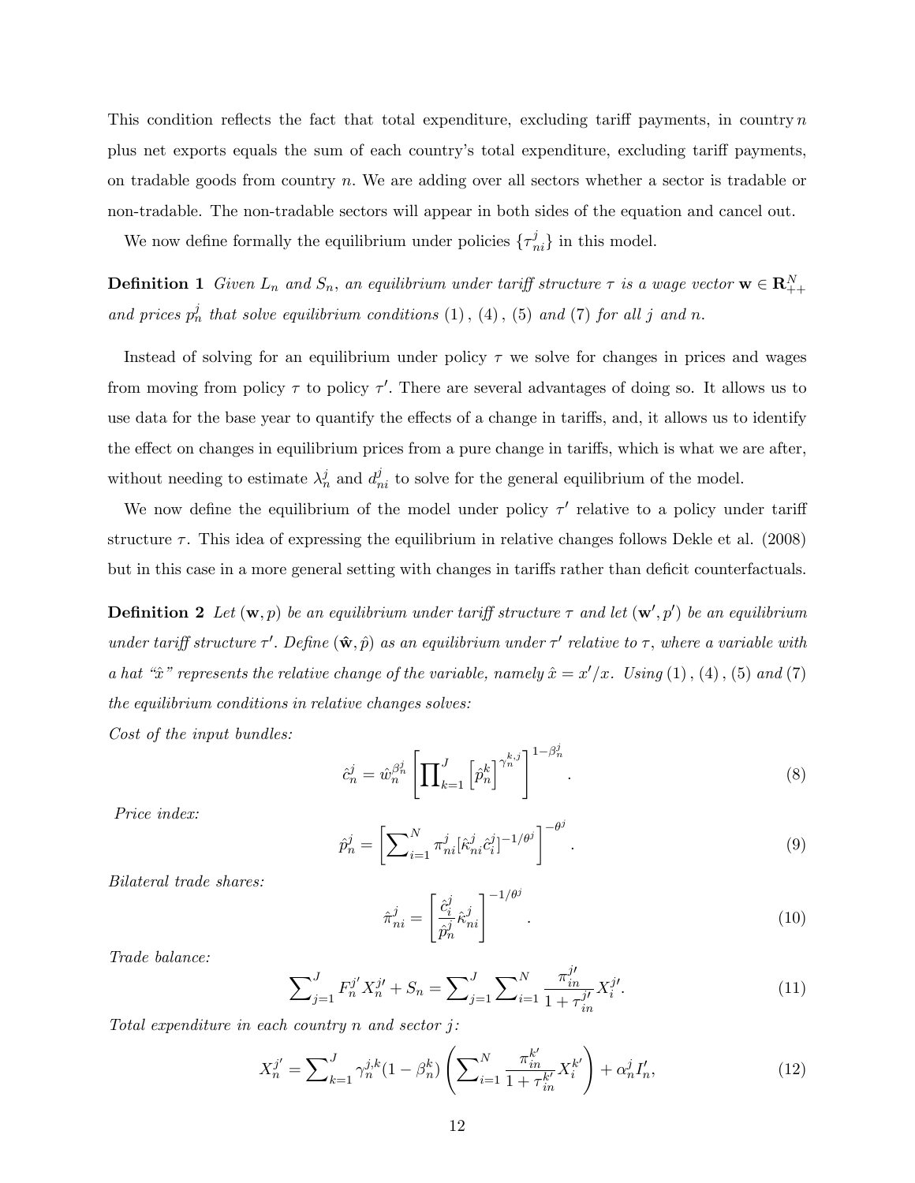This condition reflects the fact that total expenditure, excluding tariff payments, in country $n$ plus net exports equals the sum of each country's total expenditure, excluding tariff payments, on tradable goods from country $n$. We are adding over all sectors whether a sector is tradable or non-tradable. The non-tradable sectors will appear in both sides of the equation and cancel out.

We now define formally the equilibrium under policies $\{\tau_{ni}^j\}$ in this model.

**Definition 1** *Given $L_n$ and $S_n$, an equilibrium under tariff structure $\tau$ is a wage vector $\mathbf{w} \in \mathbf{R}_{++}^N$ and prices $p_n^j$ that solve equilibrium conditions (1), (4), (5) and (7) for all $j$ and $n$.*

Instead of solving for an equilibrium under policy $\tau$ we solve for changes in prices and wages from moving from policy $\tau$ to policy $\tau'$. There are several advantages of doing so. It allows us to use data for the base year to quantify the effects of a change in tariffs, and, it allows us to identify the effect on changes in equilibrium prices from a pure change in tariffs, which is what we are after, without needing to estimate $\lambda_n^j$ and $d_{ni}^j$ to solve for the general equilibrium of the model.

We now define the equilibrium of the model under policy $\tau'$ relative to a policy under tariff structure $\tau$. This idea of expressing the equilibrium in relative changes follows Dekle et al. (2008) but in this case in a more general setting with changes in tariffs rather than deficit counterfactuals.

**Definition 2** *Let $(\mathbf{w}, p)$ be an equilibrium under tariff structure $\tau$ and let $(\mathbf{w}', p')$ be an equilibrium under tariff structure $\tau'$. Define $(\hat{\mathbf{w}}, \hat{p})$ as an equilibrium under $\tau'$ relative to $\tau$, where a variable with a hat "$\hat{x}$" represents the relative change of the variable, namely $\hat{x} = x'/x$. Using (1), (4), (5) and (7) the equilibrium conditions in relative changes solves:*

*Cost of the input bundles:*

$$\hat{c}_n^j = \hat{w}_n^{\beta_n^j} \left[ \prod_{k=1}^{J} \left[ \hat{p}_n^k \right]^{\gamma_n^{k,j}} \right]^{1-\beta_n^j}. \tag{8}$$

*Price index:*

$$\hat{p}_n^j = \left[ \sum_{i=1}^{N} \pi_{ni}^j [\hat{\kappa}_{ni}^j \hat{c}_i^j]^{-1/\theta^j} \right]^{-\theta^j}. \tag{9}$$

*Bilateral trade shares:*

$$\hat{\pi}_{ni}^j = \left[ \frac{\hat{c}_i^j}{\hat{p}_n^j} \hat{\kappa}_{ni}^j \right]^{-1/\theta^j}. \tag{10}$$

*Trade balance:*

$$\sum_{j=1}^{J} F_n^{j'} X_n^{j'} + S_n = \sum_{j=1}^{J} \sum_{i=1}^{N} \frac{\pi_{in}^{j\prime}}{1 + \tau_{in}^{j\prime}} X_i^{j\prime}. \tag{11}$$

*Total expenditure in each country $n$ and sector $j$:*

$$X_n^{j'} = \sum_{k=1}^{J} \gamma_n^{j,k} (1 - \beta_n^k) \left( \sum_{i=1}^{N} \frac{\pi_{in}^{k\prime}}{1 + \tau_{in}^{k\prime}} X_i^{k\prime} \right) + \alpha_n^j I_n', \tag{12}$$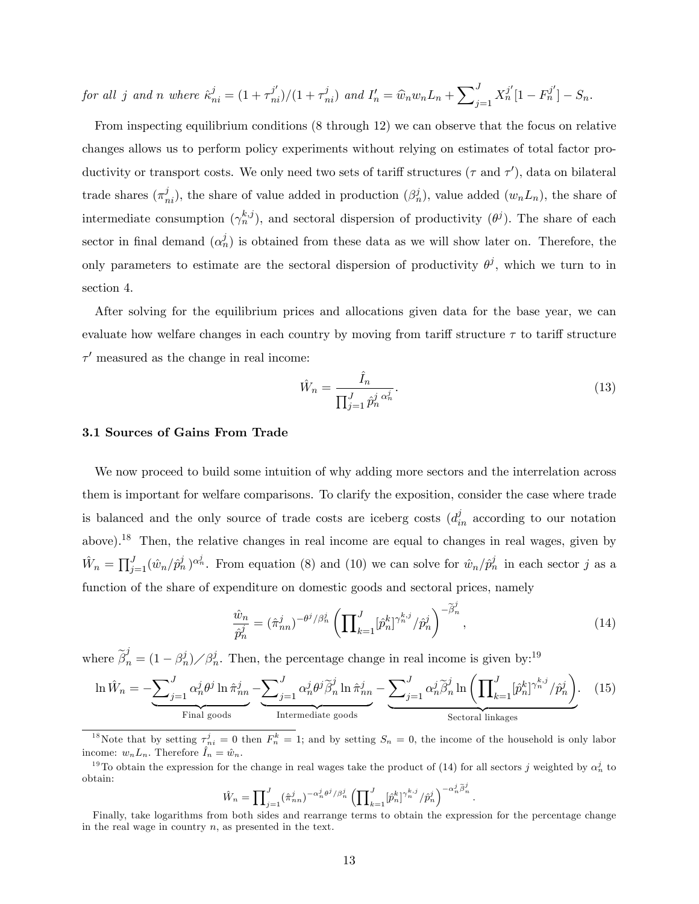*for all $j$ and $n$ where $\hat{\kappa}^j_{ni} = (1+\tau^{j'}_{ni})/(1+\tau^j_{ni})$ and $I'_n = \widehat{w}_n w_n L_n + \sum_{j=1}^J X^{j'}_n[1-F^{j'}_n] - S_n$.*

From inspecting equilibrium conditions (8 through 12) we can observe that the focus on relative changes allows us to perform policy experiments without relying on estimates of total factor productivity or transport costs. We only need two sets of tariff structures ($\tau$ and $\tau'$), data on bilateral trade shares ($\pi^j_{ni}$), the share of value added in production ($\beta^j_n$), value added ($w_n L_n$), the share of intermediate consumption ($\gamma^{k,j}_n$), and sectoral dispersion of productivity ($\theta^j$). The share of each sector in final demand ($\alpha^j_n$) is obtained from these data as we will show later on. Therefore, the only parameters to estimate are the sectoral dispersion of productivity $\theta^j$, which we turn to in section 4.

After solving for the equilibrium prices and allocations given data for the base year, we can evaluate how welfare changes in each country by moving from tariff structure $\tau$ to tariff structure $\tau'$ measured as the change in real income:

$$\hat{W}_n = \frac{\hat{I}_n}{\prod_{j=1}^J \hat{p}^{j\ \alpha^j_n}_n}. \tag{13}$$

### 3.1 Sources of Gains From Trade

We now proceed to build some intuition of why adding more sectors and the interrelation across them is important for welfare comparisons. To clarify the exposition, consider the case where trade is balanced and the only source of trade costs are iceberg costs ($d^j_{in}$ according to our notation above).[18] Then, the relative changes in real income are equal to changes in real wages, given by $\hat{W}_n = \prod_{j=1}^J (\hat{w}_n/\hat{p}^j_n)^{\alpha^j_n}$. From equation (8) and (10) we can solve for $\hat{w}_n/\hat{p}^j_n$ in each sector $j$ as a function of the share of expenditure on domestic goods and sectoral prices, namely

$$\frac{\hat{w}_n}{\hat{p}^j_n} = (\hat{\pi}^j_{nn})^{-\theta^j/\beta^j_n} \left(\prod_{k=1}^J [\hat{p}^k_n]^{\gamma^{k,j}_n}/\hat{p}^j_n\right)^{-\widetilde{\beta}^j_n}, \tag{14}$$

where $\widetilde{\beta}^j_n = (1-\beta^j_n)/\beta^j_n$. Then, the percentage change in real income is given by:[19]

$$\ln \hat{W}_n = -\underbrace{\sum_{j=1}^J \alpha^j_n \theta^j \ln \hat{\pi}^j_{nn}}_{\text{Final goods}} - \underbrace{\sum_{j=1}^J \alpha^j_n \theta^j \widetilde{\beta}^j_n \ln \hat{\pi}^j_{nn}}_{\text{Intermediate goods}} - \underbrace{\sum_{j=1}^J \alpha^j_n \widetilde{\beta}^j_n \ln\left(\prod_{k=1}^J [\hat{p}^k_n]^{\gamma^{k,j}_n}/\hat{p}^j_n\right)}_{\text{Sectoral linkages}}. \tag{15}$$

---

[18] Note that by setting $\tau^j_{ni} = 0$ then $F^k_n = 1$; and by setting $S_n = 0$, the income of the household is only labor income: $w_n L_n$. Therefore $\hat{I}_n = \hat{w}_n$.

[19] To obtain the expression for the change in real wages take the product of (14) for all sectors $j$ weighted by $\alpha^j_n$ to obtain:

$$\hat{W}_n = \prod_{j=1}^J (\hat{\pi}^j_{nn})^{-\alpha^j_n \theta^j/\beta^j_n} \left(\prod_{k=1}^J [\hat{p}^k_n]^{\gamma^{k,j}_n}/\hat{p}^j_n\right)^{-\alpha^j_n \widetilde{\beta}^j_n}.$$

Finally, take logarithms from both sides and rearrange terms to obtain the expression for the percentage change in the real wage in country $n$, as presented in the text.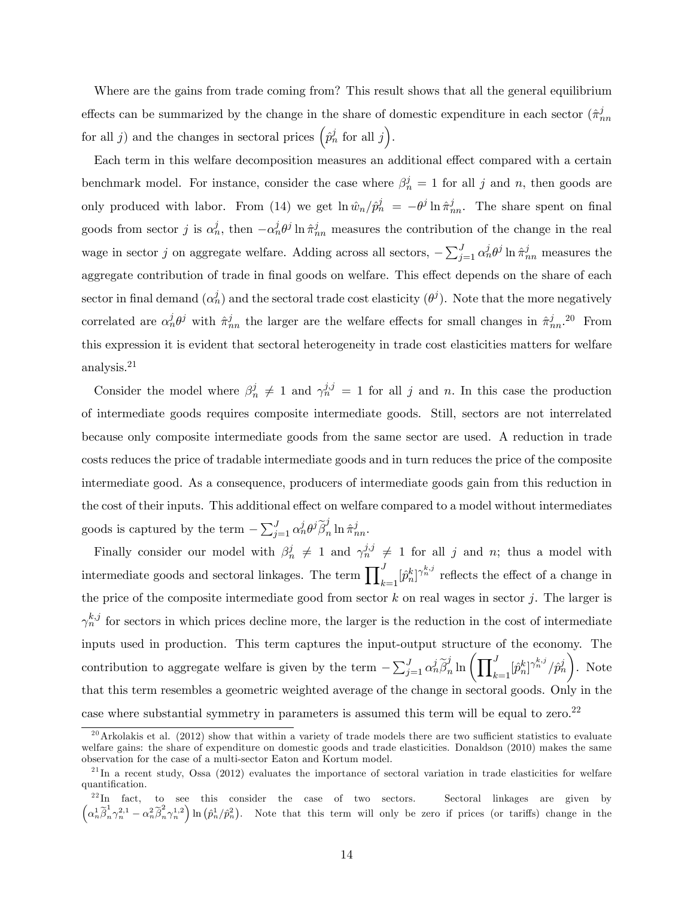Where are the gains from trade coming from? This result shows that all the general equilibrium effects can be summarized by the change in the share of domestic expenditure in each sector ($\hat{\pi}_{nn}^{j}$ for all $j$) and the changes in sectoral prices $\left(\hat{p}_{n}^{j} \text{ for all } j\right)$.

Each term in this welfare decomposition measures an additional effect compared with a certain benchmark model. For instance, consider the case where $\beta_{n}^{j}=1$ for all $j$ and $n$, then goods are only produced with labor. From (14) we get $\ln \hat{w}_{n}/\hat{p}_{n}^{j} = -\theta^{j} \ln \hat{\pi}_{nn}^{j}$. The share spent on final goods from sector $j$ is $\alpha_{n}^{j}$, then $-\alpha_{n}^{j}\theta^{j} \ln \hat{\pi}_{nn}^{j}$ measures the contribution of the change in the real wage in sector $j$ on aggregate welfare. Adding across all sectors, $-\sum_{j=1}^{J} \alpha_{n}^{j}\theta^{j} \ln \hat{\pi}_{nn}^{j}$ measures the aggregate contribution of trade in final goods on welfare. This effect depends on the share of each sector in final demand ($\alpha_{n}^{j}$) and the sectoral trade cost elasticity ($\theta^{j}$). Note that the more negatively correlated are $\alpha_{n}^{j}\theta^{j}$ with $\hat{\pi}_{nn}^{j}$ the larger are the welfare effects for small changes in $\hat{\pi}_{nn}^{j}$.[20] From this expression it is evident that sectoral heterogeneity in trade cost elasticities matters for welfare analysis.[21]

Consider the model where $\beta_{n}^{j} \neq 1$ and $\gamma_{n}^{j,j}=1$ for all $j$ and $n$. In this case the production of intermediate goods requires composite intermediate goods. Still, sectors are not interrelated because only composite intermediate goods from the same sector are used. A reduction in trade costs reduces the price of tradable intermediate goods and in turn reduces the price of the composite intermediate good. As a consequence, producers of intermediate goods gain from this reduction in the cost of their inputs. This additional effect on welfare compared to a model without intermediates goods is captured by the term $-\sum_{j=1}^{J} \alpha_{n}^{j}\theta^{j}\widetilde{\beta}_{n}^{j} \ln \hat{\pi}_{nn}^{j}$.

Finally consider our model with $\beta_{n}^{j} \neq 1$ and $\gamma_{n}^{j,j} \neq 1$ for all $j$ and $n$; thus a model with intermediate goods and sectoral linkages. The term $\prod_{k=1}^{J} [\hat{p}_{n}^{k}]^{\gamma_{n}^{k,j}}$ reflects the effect of a change in the price of the composite intermediate good from sector $k$ on real wages in sector $j$. The larger is $\gamma_{n}^{k,j}$ for sectors in which prices decline more, the larger is the reduction in the cost of intermediate inputs used in production. This term captures the input-output structure of the economy. The contribution to aggregate welfare is given by the term $-\sum_{j=1}^{J} \alpha_{n}^{j}\widetilde{\beta}_{n}^{j} \ln \left( \prod_{k=1}^{J} [\hat{p}_{n}^{k}]^{\gamma_{n}^{k,j}} / \hat{p}_{n}^{j} \right)$. Note that this term resembles a geometric weighted average of the change in sectoral goods. Only in the case where substantial symmetry in parameters is assumed this term will be equal to zero.[22]

---

[20] Arkolakis et al. (2012) show that within a variety of trade models there are two sufficient statistics to evaluate welfare gains: the share of expenditure on domestic goods and trade elasticities. Donaldson (2010) makes the same observation for the case of a multi-sector Eaton and Kortum model.

[21] In a recent study, Ossa (2012) evaluates the importance of sectoral variation in trade elasticities for welfare quantification.

[22] In fact, to see this consider the case of two sectors. Sectoral linkages are given by $\left(\alpha_{n}^{1}\widetilde{\beta}_{n}^{1}\gamma_{n}^{2,1} - \alpha_{n}^{2}\widetilde{\beta}_{n}^{2}\gamma_{n}^{1,2}\right) \ln\left(\hat{p}_{n}^{1}/\hat{p}_{n}^{2}\right)$. Note that this term will only be zero if prices (or tariffs) change in the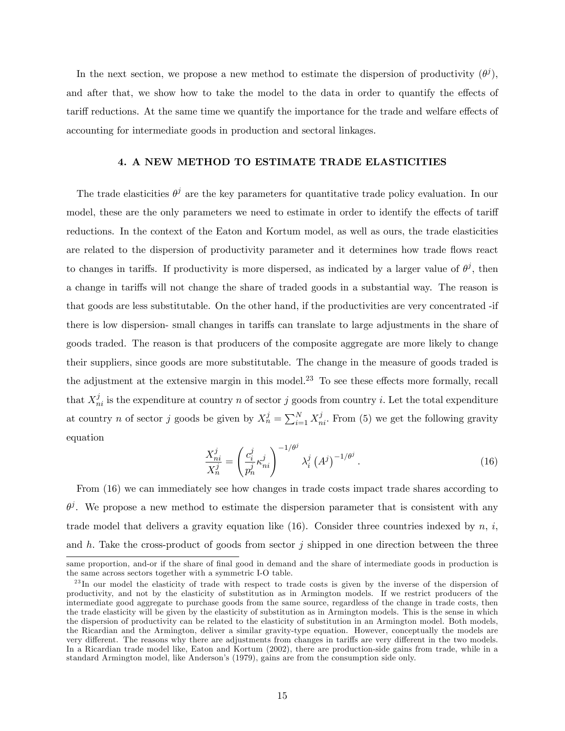In the next section, we propose a new method to estimate the dispersion of productivity ($\theta^j$), and after that, we show how to take the model to the data in order to quantify the effects of tariff reductions. At the same time we quantify the importance for the trade and welfare effects of accounting for intermediate goods in production and sectoral linkages.

## 4. A NEW METHOD TO ESTIMATE TRADE ELASTICITIES

The trade elasticities $\theta^j$ are the key parameters for quantitative trade policy evaluation. In our model, these are the only parameters we need to estimate in order to identify the effects of tariff reductions. In the context of the Eaton and Kortum model, as well as ours, the trade elasticities are related to the dispersion of productivity parameter and it determines how trade flows react to changes in tariffs. If productivity is more dispersed, as indicated by a larger value of $\theta^j$, then a change in tariffs will not change the share of traded goods in a substantial way. The reason is that goods are less substitutable. On the other hand, if the productivities are very concentrated -if there is low dispersion- small changes in tariffs can translate to large adjustments in the share of goods traded. The reason is that producers of the composite aggregate are more likely to change their suppliers, since goods are more substitutable. The change in the measure of goods traded is the adjustment at the extensive margin in this model.[23] To see these effects more formally, recall that $X_{ni}^j$ is the expenditure at country $n$ of sector $j$ goods from country $i$. Let the total expenditure at country $n$ of sector $j$ goods be given by $X_n^j = \sum_{i=1}^N X_{ni}^j$. From (5) we get the following gravity equation

$$\frac{X_{ni}^j}{X_n^j} = \left( \frac{c_i^j}{p_n^j} \kappa_{ni}^j \right)^{-1/\theta^j} \lambda_i^j \left( A^j \right)^{-1/\theta^j}. \tag{16}$$

From (16) we can immediately see how changes in trade costs impact trade shares according to $\theta^j$. We propose a new method to estimate the dispersion parameter that is consistent with any trade model that delivers a gravity equation like (16). Consider three countries indexed by $n$, $i$, and $h$. Take the cross-product of goods from sector $j$ shipped in one direction between the three

---

same proportion, and-or if the share of final good in demand and the share of intermediate goods in production is the same across sectors together with a symmetric I-O table.

[23] In our model the elasticity of trade with respect to trade costs is given by the inverse of the dispersion of productivity, and not by the elasticity of substitution as in Armington models. If we restrict producers of the intermediate good aggregate to purchase goods from the same source, regardless of the change in trade costs, then the trade elasticity will be given by the elasticity of substitution as in Armington models. This is the sense in which the dispersion of productivity can be related to the elasticity of substitution in an Armington model. Both models, the Ricardian and the Armington, deliver a similar gravity-type equation. However, conceptually the models are very different. The reasons why there are adjustments from changes in tariffs are very different in the two models. In a Ricardian trade model like, Eaton and Kortum (2002), there are production-side gains from trade, while in a standard Armington model, like Anderson's (1979), gains are from the consumption side only.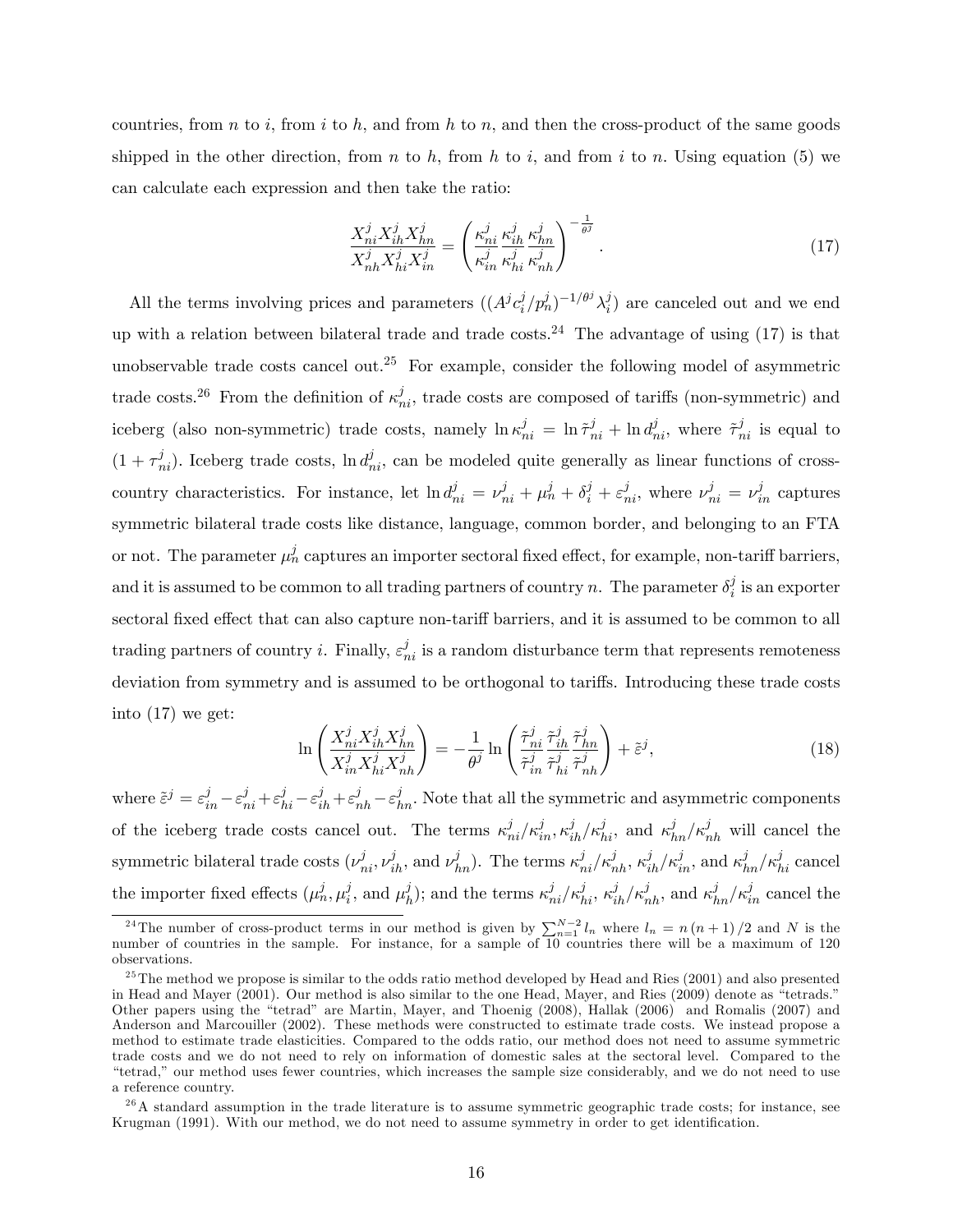countries, from $n$ to $i$, from $i$ to $h$, and from $h$ to $n$, and then the cross-product of the same goods shipped in the other direction, from $n$ to $h$, from $h$ to $i$, and from $i$ to $n$. Using equation (5) we can calculate each expression and then take the ratio:

$$\frac{X_{ni}^{j} X_{ih}^{j} X_{hn}^{j}}{X_{nh}^{j} X_{hi}^{j} X_{in}^{j}} = \left( \frac{\kappa_{ni}^{j}}{\kappa_{in}^{j}} \frac{\kappa_{ih}^{j}}{\kappa_{hi}^{j}} \frac{\kappa_{hn}^{j}}{\kappa_{nh}^{j}} \right)^{-\frac{1}{\theta^{j}}} . \tag{17}$$

All the terms involving prices and parameters ($(A^{j} c_{i}^{j}/p_{n}^{j})^{-1/\theta^{j}} \lambda_{i}^{j}$) are canceled out and we end up with a relation between bilateral trade and trade costs.[24] The advantage of using (17) is that unobservable trade costs cancel out.[25] For example, consider the following model of asymmetric trade costs.[26] From the definition of $\kappa_{ni}^{j}$, trade costs are composed of tariffs (non-symmetric) and iceberg (also non-symmetric) trade costs, namely $\ln \kappa_{ni}^{j} = \ln \tilde{\tau}_{ni}^{j} + \ln d_{ni}^{j}$, where $\tilde{\tau}_{ni}^{j}$ is equal to $(1 + \tau_{ni}^{j})$. Iceberg trade costs, $\ln d_{ni}^{j}$, can be modeled quite generally as linear functions of cross-country characteristics. For instance, let $\ln d_{ni}^{j} = \nu_{ni}^{j} + \mu_{n}^{j} + \delta_{i}^{j} + \varepsilon_{ni}^{j}$, where $\nu_{ni}^{j} = \nu_{in}^{j}$ captures symmetric bilateral trade costs like distance, language, common border, and belonging to an FTA or not. The parameter $\mu_{n}^{j}$ captures an importer sectoral fixed effect, for example, non-tariff barriers, and it is assumed to be common to all trading partners of country $n$. The parameter $\delta_{i}^{j}$ is an exporter sectoral fixed effect that can also capture non-tariff barriers, and it is assumed to be common to all trading partners of country $i$. Finally, $\varepsilon_{ni}^{j}$ is a random disturbance term that represents remoteness deviation from symmetry and is assumed to be orthogonal to tariffs. Introducing these trade costs into (17) we get:

$$\ln \left( \frac{X_{ni}^{j} X_{ih}^{j} X_{hn}^{j}}{X_{in}^{j} X_{hi}^{j} X_{nh}^{j}} \right) = -\frac{1}{\theta^{j}} \ln \left( \frac{\tilde{\tau}_{ni}^{j}}{\tilde{\tau}_{in}^{j}} \frac{\tilde{\tau}_{ih}^{j}}{\tilde{\tau}_{hi}^{j}} \frac{\tilde{\tau}_{hn}^{j}}{\tilde{\tau}_{nh}^{j}} \right) + \tilde{\varepsilon}^{j}, \tag{18}$$

where $\tilde{\varepsilon}^{j} = \varepsilon_{in}^{j} - \varepsilon_{ni}^{j} + \varepsilon_{hi}^{j} - \varepsilon_{ih}^{j} + \varepsilon_{nh}^{j} - \varepsilon_{hn}^{j}$. Note that all the symmetric and asymmetric components of the iceberg trade costs cancel out. The terms $\kappa_{ni}^{j}/\kappa_{in}^{j}, \kappa_{ih}^{j}/\kappa_{hi}^{j}$, and $\kappa_{hn}^{j}/\kappa_{nh}^{j}$ will cancel the symmetric bilateral trade costs ($\nu_{ni}^{j}, \nu_{ih}^{j}$, and $\nu_{hn}^{j}$). The terms $\kappa_{ni}^{j}/\kappa_{nh}^{j}$, $\kappa_{ih}^{j}/\kappa_{in}^{j}$, and $\kappa_{hn}^{j}/\kappa_{hi}^{j}$ cancel the importer fixed effects ($\mu_{n}^{j}, \mu_{i}^{j}$, and $\mu_{h}^{j}$); and the terms $\kappa_{ni}^{j}/\kappa_{hi}^{j}$, $\kappa_{ih}^{j}/\kappa_{nh}^{j}$, and $\kappa_{hn}^{j}/\kappa_{in}^{j}$ cancel the

[24] The number of cross-product terms in our method is given by $\sum_{n=1}^{N-2} l_n$ where $l_n = n(n+1)/2$ and $N$ is the number of countries in the sample. For instance, for a sample of 10 countries there will be a maximum of 120 observations.

[25] The method we propose is similar to the odds ratio method developed by Head and Ries (2001) and also presented in Head and Mayer (2001). Our method is also similar to the one Head, Mayer, and Ries (2009) denote as "tetrads." Other papers using the "tetrad" are Martin, Mayer, and Thoenig (2008), Hallak (2006) and Romalis (2007) and Anderson and Marcouiller (2002). These methods were constructed to estimate trade costs. We instead propose a method to estimate trade elasticities. Compared to the odds ratio, our method does not need to assume symmetric trade costs and we do not need to rely on information of domestic sales at the sectoral level. Compared to the "tetrad," our method uses fewer countries, which increases the sample size considerably, and we do not need to use a reference country.

[26] A standard assumption in the trade literature is to assume symmetric geographic trade costs; for instance, see Krugman (1991). With our method, we do not need to assume symmetry in order to get identification.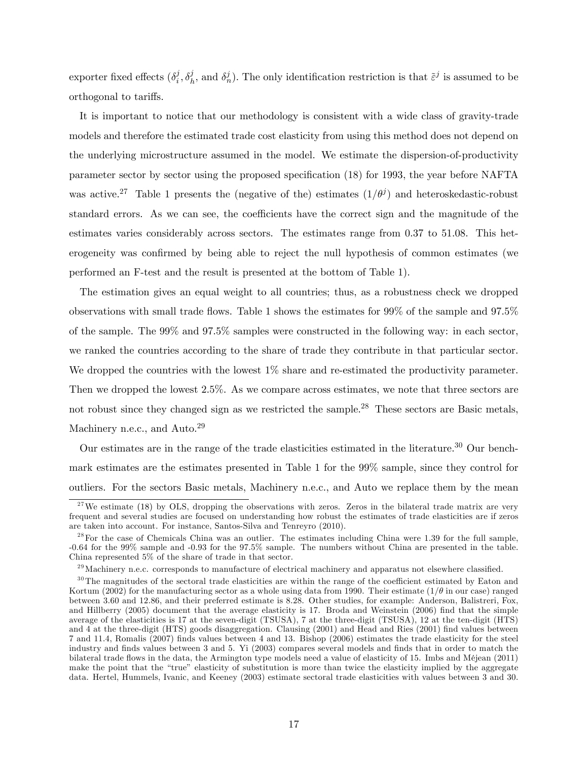exporter fixed effects ($\delta_i^j, \delta_h^j$, and $\delta_n^j$). The only identification restriction is that $\tilde{\varepsilon}^j$ is assumed to be orthogonal to tariffs.

It is important to notice that our methodology is consistent with a wide class of gravity-trade models and therefore the estimated trade cost elasticity from using this method does not depend on the underlying microstructure assumed in the model. We estimate the dispersion-of-productivity parameter sector by sector using the proposed specification (18) for 1993, the year before NAFTA was active.[27] Table 1 presents the (negative of the) estimates $(1/\theta^j)$ and heteroskedastic-robust standard errors. As we can see, the coefficients have the correct sign and the magnitude of the estimates varies considerably across sectors. The estimates range from 0.37 to 51.08. This heterogeneity was confirmed by being able to reject the null hypothesis of common estimates (we performed an F-test and the result is presented at the bottom of Table 1).

The estimation gives an equal weight to all countries; thus, as a robustness check we dropped observations with small trade flows. Table 1 shows the estimates for 99% of the sample and 97.5% of the sample. The 99% and 97.5% samples were constructed in the following way: in each sector, we ranked the countries according to the share of trade they contribute in that particular sector. We dropped the countries with the lowest 1% share and re-estimated the productivity parameter. Then we dropped the lowest 2.5%. As we compare across estimates, we note that three sectors are not robust since they changed sign as we restricted the sample.[28] These sectors are Basic metals, Machinery n.e.c., and Auto.[29]

Our estimates are in the range of the trade elasticities estimated in the literature.[30] Our benchmark estimates are the estimates presented in Table 1 for the 99% sample, since they control for outliers. For the sectors Basic metals, Machinery n.e.c., and Auto we replace them by the mean

[27] We estimate (18) by OLS, dropping the observations with zeros. Zeros in the bilateral trade matrix are very frequent and several studies are focused on understanding how robust the estimates of trade elasticities are if zeros are taken into account. For instance, Santos-Silva and Tenreyro (2010).

[28] For the case of Chemicals China was an outlier. The estimates including China were 1.39 for the full sample, -0.64 for the 99% sample and -0.93 for the 97.5% sample. The numbers without China are presented in the table. China represented 5% of the share of trade in that sector.

[29] Machinery n.e.c. corresponds to manufacture of electrical machinery and apparatus not elsewhere classified.

[30] The magnitudes of the sectoral trade elasticities are within the range of the coefficient estimated by Eaton and Kortum (2002) for the manufacturing sector as a whole using data from 1990. Their estimate ($1/\theta$ in our case) ranged between 3.60 and 12.86, and their preferred estimate is 8.28. Other studies, for example: Anderson, Balistreri, Fox, and Hillberry (2005) document that the average elasticity is 17. Broda and Weinstein (2006) find that the simple average of the elasticities is 17 at the seven-digit (TSUSA), 7 at the three-digit (TSUSA), 12 at the ten-digit (HTS) and 4 at the three-digit (HTS) goods disaggregation. Clausing (2001) and Head and Ries (2001) find values between 7 and 11.4, Romalis (2007) finds values between 4 and 13. Bishop (2006) estimates the trade elasticity for the steel industry and finds values between 3 and 5. Yi (2003) compares several models and finds that in order to match the bilateral trade flows in the data, the Armington type models need a value of elasticity of 15. Imbs and Méjean (2011) make the point that the "true" elasticity of substitution is more than twice the elasticity implied by the aggregate data. Hertel, Hummels, Ivanic, and Keeney (2003) estimate sectoral trade elasticities with values between 3 and 30.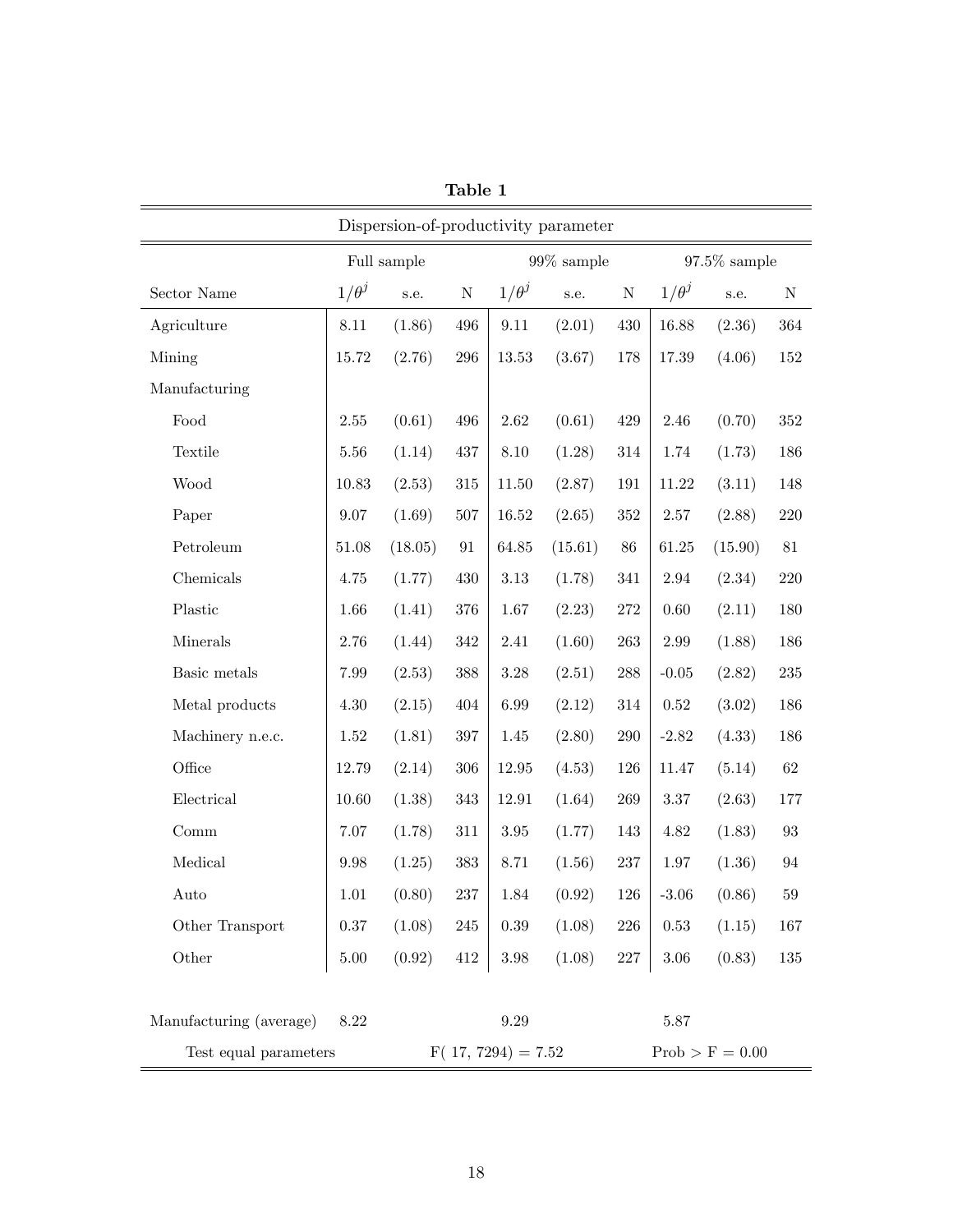**Table 1**

| Dispersion-of-productivity parameter | | | | | | | | | |
|---|---|---|---|---|---|---|---|---|---|
| | Full sample | | | 99% sample | | | 97.5% sample | | |
| Sector Name | $1/\theta^j$ | s.e. | N | $1/\theta^j$ | s.e. | N | $1/\theta^j$ | s.e. | N |
| Agriculture | 8.11 | (1.86) | 496 | 9.11 | (2.01) | 430 | 16.88 | (2.36) | 364 |
| Mining | 15.72 | (2.76) | 296 | 13.53 | (3.67) | 178 | 17.39 | (4.06) | 152 |
| Manufacturing | | | | | | | | | |
| Food | 2.55 | (0.61) | 496 | 2.62 | (0.61) | 429 | 2.46 | (0.70) | 352 |
| Textile | 5.56 | (1.14) | 437 | 8.10 | (1.28) | 314 | 1.74 | (1.73) | 186 |
| Wood | 10.83 | (2.53) | 315 | 11.50 | (2.87) | 191 | 11.22 | (3.11) | 148 |
| Paper | 9.07 | (1.69) | 507 | 16.52 | (2.65) | 352 | 2.57 | (2.88) | 220 |
| Petroleum | 51.08 | (18.05) | 91 | 64.85 | (15.61) | 86 | 61.25 | (15.90) | 81 |
| Chemicals | 4.75 | (1.77) | 430 | 3.13 | (1.78) | 341 | 2.94 | (2.34) | 220 |
| Plastic | 1.66 | (1.41) | 376 | 1.67 | (2.23) | 272 | 0.60 | (2.11) | 180 |
| Minerals | 2.76 | (1.44) | 342 | 2.41 | (1.60) | 263 | 2.99 | (1.88) | 186 |
| Basic metals | 7.99 | (2.53) | 388 | 3.28 | (2.51) | 288 | -0.05 | (2.82) | 235 |
| Metal products | 4.30 | (2.15) | 404 | 6.99 | (2.12) | 314 | 0.52 | (3.02) | 186 |
| Machinery n.e.c. | 1.52 | (1.81) | 397 | 1.45 | (2.80) | 290 | -2.82 | (4.33) | 186 |
| Office | 12.79 | (2.14) | 306 | 12.95 | (4.53) | 126 | 11.47 | (5.14) | 62 |
| Electrical | 10.60 | (1.38) | 343 | 12.91 | (1.64) | 269 | 3.37 | (2.63) | 177 |
| Comm | 7.07 | (1.78) | 311 | 3.95 | (1.77) | 143 | 4.82 | (1.83) | 93 |
| Medical | 9.98 | (1.25) | 383 | 8.71 | (1.56) | 237 | 1.97 | (1.36) | 94 |
| Auto | 1.01 | (0.80) | 237 | 1.84 | (0.92) | 126 | -3.06 | (0.86) | 59 |
| Other Transport | 0.37 | (1.08) | 245 | 0.39 | (1.08) | 226 | 0.53 | (1.15) | 167 |
| Other | 5.00 | (0.92) | 412 | 3.98 | (1.08) | 227 | 3.06 | (0.83) | 135 |
| Manufacturing (average) | 8.22 | | | 9.29 | | | 5.87 | | |
| Test equal parameters | | | | $F(17, 7294) = 7.52$ | | | $\text{Prob} > F = 0.00$ | | |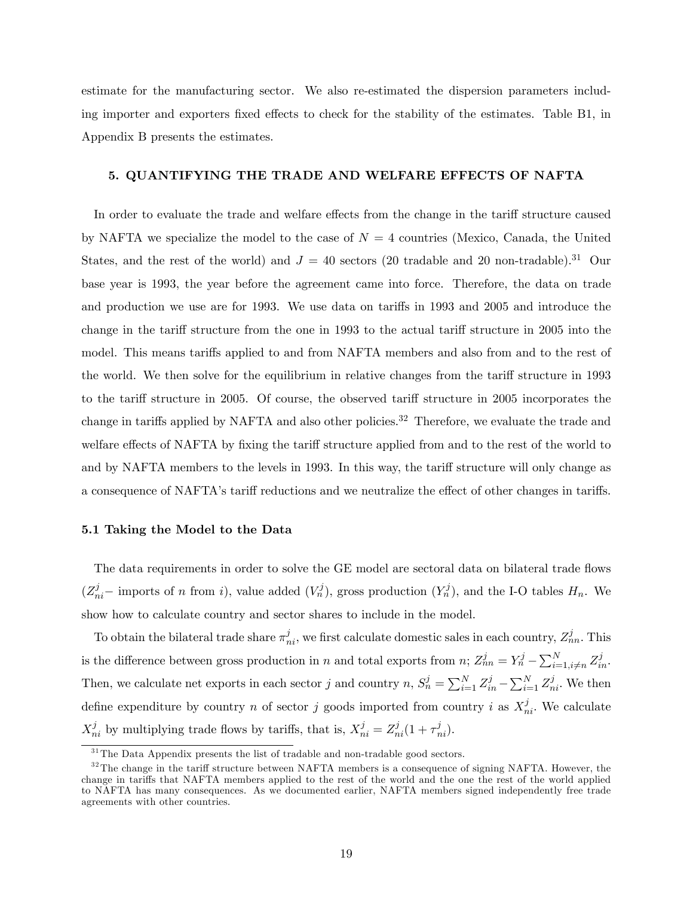estimate for the manufacturing sector. We also re-estimated the dispersion parameters including importer and exporters fixed effects to check for the stability of the estimates. Table B1, in Appendix B presents the estimates.

## 5. QUANTIFYING THE TRADE AND WELFARE EFFECTS OF NAFTA

In order to evaluate the trade and welfare effects from the change in the tariff structure caused by NAFTA we specialize the model to the case of $N = 4$ countries (Mexico, Canada, the United States, and the rest of the world) and $J = 40$ sectors (20 tradable and 20 non-tradable).[31] Our base year is 1993, the year before the agreement came into force. Therefore, the data on trade and production we use are for 1993. We use data on tariffs in 1993 and 2005 and introduce the change in the tariff structure from the one in 1993 to the actual tariff structure in 2005 into the model. This means tariffs applied to and from NAFTA members and also from and to the rest of the world. We then solve for the equilibrium in relative changes from the tariff structure in 1993 to the tariff structure in 2005. Of course, the observed tariff structure in 2005 incorporates the change in tariffs applied by NAFTA and also other policies.[32] Therefore, we evaluate the trade and welfare effects of NAFTA by fixing the tariff structure applied from and to the rest of the world to and by NAFTA members to the levels in 1993. In this way, the tariff structure will only change as a consequence of NAFTA's tariff reductions and we neutralize the effect of other changes in tariffs.

### 5.1 Taking the Model to the Data

The data requirements in order to solve the GE model are sectoral data on bilateral trade flows ($Z^j_{ni}$– imports of $n$ from $i$), value added ($V^j_n$), gross production ($Y^j_n$), and the I-O tables $H_n$. We show how to calculate country and sector shares to include in the model.

To obtain the bilateral trade share $\pi^j_{ni}$, we first calculate domestic sales in each country, $Z^j_{nn}$. This is the difference between gross production in $n$ and total exports from $n$; $Z^j_{nn} = Y^j_n - \sum_{i=1, i\neq n}^{N} Z^j_{in}$. Then, we calculate net exports in each sector $j$ and country $n$, $S^j_n = \sum_{i=1}^{N} Z^j_{in} - \sum_{i=1}^{N} Z^j_{ni}$. We then define expenditure by country $n$ of sector $j$ goods imported from country $i$ as $X^j_{ni}$. We calculate $X^j_{ni}$ by multiplying trade flows by tariffs, that is, $X^j_{ni} = Z^j_{ni}(1 + \tau^j_{ni})$.

[31] The Data Appendix presents the list of tradable and non-tradable good sectors.

[32] The change in the tariff structure between NAFTA members is a consequence of signing NAFTA. However, the change in tariffs that NAFTA members applied to the rest of the world and the one the rest of the world applied to NAFTA has many consequences. As we documented earlier, NAFTA members signed independently free trade agreements with other countries.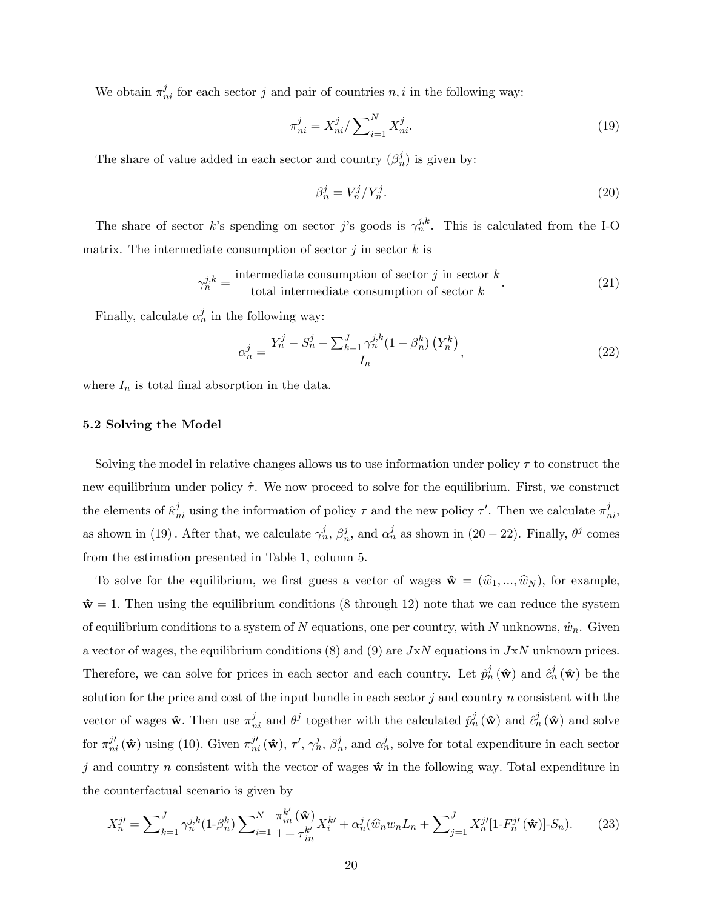We obtain $\pi_{ni}^j$ for each sector $j$ and pair of countries $n, i$ in the following way:

$$\pi_{ni}^j = X_{ni}^j / \sum\nolimits_{i=1}^N X_{ni}^j. \tag{19}$$

The share of value added in each sector and country ($\beta_n^j$) is given by:

$$\beta_n^j = V_n^j / Y_n^j. \tag{20}$$

The share of sector $k$'s spending on sector $j$'s goods is $\gamma_n^{j,k}$. This is calculated from the I-O matrix. The intermediate consumption of sector $j$ in sector $k$ is

$$\gamma_n^{j,k} = \frac{\text{intermediate consumption of sector } j \text{ in sector } k}{\text{total intermediate consumption of sector } k}. \tag{21}$$

Finally, calculate $\alpha_n^j$ in the following way:

$$\alpha_n^j = \frac{Y_n^j - S_n^j - \sum_{k=1}^J \gamma_n^{j,k}(1-\beta_n^k)\left(Y_n^k\right)}{I_n}, \tag{22}$$

where $I_n$ is total final absorption in the data.

### 5.2 Solving the Model

Solving the model in relative changes allows us to use information under policy $\tau$ to construct the new equilibrium under policy $\hat{\tau}$. We now proceed to solve for the equilibrium. First, we construct the elements of $\hat{\kappa}_{ni}^j$ using the information of policy $\tau$ and the new policy $\tau'$. Then we calculate $\pi_{ni}^j$, as shown in (19). After that, we calculate $\gamma_n^j$, $\beta_n^j$, and $\alpha_n^j$ as shown in $(20-22)$. Finally, $\theta^j$ comes from the estimation presented in Table 1, column 5.

To solve for the equilibrium, we first guess a vector of wages $\hat{\mathbf{w}} = (\widehat{w}_1, ..., \widehat{w}_N)$, for example, $\hat{\mathbf{w}} = 1$. Then using the equilibrium conditions (8 through 12) note that we can reduce the system of equilibrium conditions to a system of $N$ equations, one per country, with $N$ unknowns, $\hat{w}_n$. Given a vector of wages, the equilibrium conditions (8) and (9) are $J$x$N$ equations in $J$x$N$ unknown prices. Therefore, we can solve for prices in each sector and each country. Let $\hat{p}_n^j(\hat{\mathbf{w}})$ and $\hat{c}_n^j(\hat{\mathbf{w}})$ be the solution for the price and cost of the input bundle in each sector $j$ and country $n$ consistent with the vector of wages $\hat{\mathbf{w}}$. Then use $\pi_{ni}^j$ and $\theta^j$ together with the calculated $\hat{p}_n^j(\hat{\mathbf{w}})$ and $\hat{c}_n^j(\hat{\mathbf{w}})$ and solve for $\pi_{ni}^{j\prime}(\hat{\mathbf{w}})$ using (10). Given $\pi_{ni}^{j\prime}(\hat{\mathbf{w}})$, $\tau'$, $\gamma_n^j$, $\beta_n^j$, and $\alpha_n^j$, solve for total expenditure in each sector $j$ and country $n$ consistent with the vector of wages $\hat{\mathbf{w}}$ in the following way. Total expenditure in the counterfactual scenario is given by

$$X_n^{j\prime} = \sum\nolimits_{k=1}^J \gamma_n^{j,k}(1\text{-}\beta_n^k) \sum\nolimits_{i=1}^N \frac{\pi_{in}^{k\prime}(\hat{\mathbf{w}})}{1+\tau_{in}^{k\prime}} X_i^{k\prime} + \alpha_n^j(\widehat{w}_n w_n L_n + \sum\nolimits_{j=1}^J X_n^{j\prime}[1\text{-}F_n^{j\prime}(\hat{\mathbf{w}})]\text{-}S_n). \tag{23}$$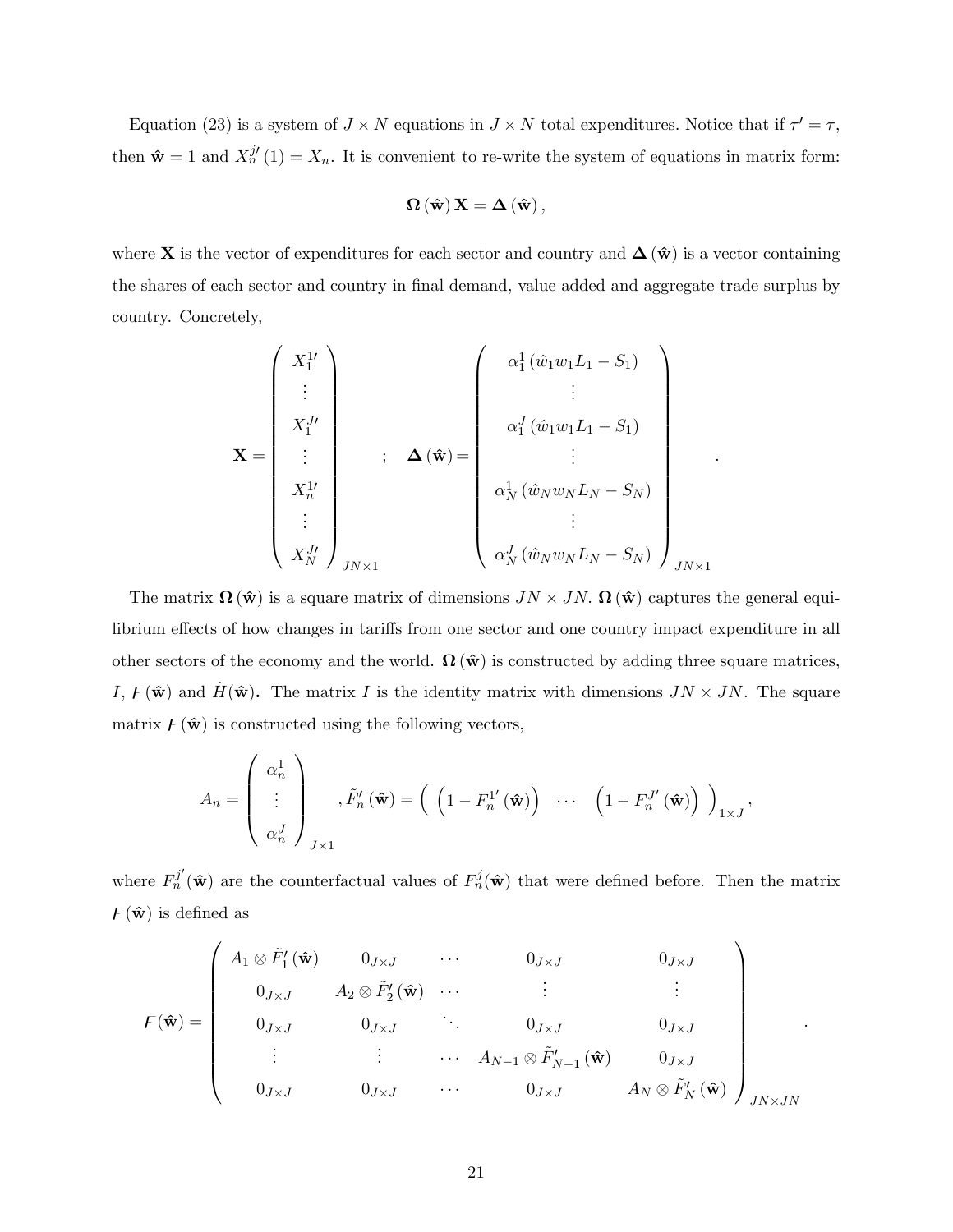Equation (23) is a system of $J \times N$ equations in $J \times N$ total expenditures. Notice that if $\tau' = \tau$, then $\hat{\mathbf{w}} = 1$ and $X_n^{j\prime}(1) = X_n$. It is convenient to re-write the system of equations in matrix form:

$$\boldsymbol{\Omega}(\hat{\mathbf{w}})\,\mathbf{X} = \boldsymbol{\Delta}(\hat{\mathbf{w}}),$$

where $\mathbf{X}$ is the vector of expenditures for each sector and country and $\boldsymbol{\Delta}(\hat{\mathbf{w}})$ is a vector containing the shares of each sector and country in final demand, value added and aggregate trade surplus by country. Concretely,

$$\mathbf{X} = \begin{pmatrix} X_1^{1\prime} \\ \vdots \\ X_1^{J\prime} \\ \vdots \\ X_n^{1\prime} \\ \vdots \\ X_N^{J\prime} \end{pmatrix}_{JN \times 1} \quad ; \quad \boldsymbol{\Delta}(\hat{\mathbf{w}}) = \begin{pmatrix} \alpha_1^1 (\hat{w}_1 w_1 L_1 - S_1) \\ \vdots \\ \alpha_1^J (\hat{w}_1 w_1 L_1 - S_1) \\ \vdots \\ \alpha_N^1 (\hat{w}_N w_N L_N - S_N) \\ \vdots \\ \alpha_N^J (\hat{w}_N w_N L_N - S_N) \end{pmatrix}_{JN \times 1}.$$

The matrix $\boldsymbol{\Omega}(\hat{\mathbf{w}})$ is a square matrix of dimensions $JN \times JN$. $\boldsymbol{\Omega}(\hat{\mathbf{w}})$ captures the general equilibrium effects of how changes in tariffs from one sector and one country impact expenditure in all other sectors of the economy and the world. $\boldsymbol{\Omega}(\hat{\mathbf{w}})$ is constructed by adding three square matrices, $I$, $F(\hat{\mathbf{w}})$ and $\tilde{H}(\hat{\mathbf{w}})$. The matrix $I$ is the identity matrix with dimensions $JN \times JN$. The square matrix $F(\hat{\mathbf{w}})$ is constructed using the following vectors,

$$A_n = \begin{pmatrix} \alpha_n^1 \\ \vdots \\ \alpha_n^J \end{pmatrix}_{J \times 1}, \tilde{F}_n'(\hat{\mathbf{w}}) = \begin{pmatrix} \left(1 - F_n^{1\prime}(\hat{\mathbf{w}})\right) & \cdots & \left(1 - F_n^{J\prime}(\hat{\mathbf{w}})\right) \end{pmatrix}_{1 \times J},$$

where $F_n^{j\prime}(\hat{\mathbf{w}})$ are the counterfactual values of $F_n^j(\hat{\mathbf{w}})$ that were defined before. Then the matrix $F(\hat{\mathbf{w}})$ is defined as

$$F(\hat{\mathbf{w}}) = \begin{pmatrix} A_1 \otimes \tilde{F}_1'(\hat{\mathbf{w}}) & 0_{J \times J} & \cdots & 0_{J \times J} & 0_{J \times J} \\ 0_{J \times J} & A_2 \otimes \tilde{F}_2'(\hat{\mathbf{w}}) & \cdots & \vdots & \vdots \\ 0_{J \times J} & 0_{J \times J} & \ddots & 0_{J \times J} & 0_{J \times J} \\ \vdots & \vdots & \cdots & A_{N-1} \otimes \tilde{F}_{N-1}'(\hat{\mathbf{w}}) & 0_{J \times J} \\ 0_{J \times J} & 0_{J \times J} & \cdots & 0_{J \times J} & A_N \otimes \tilde{F}_N'(\hat{\mathbf{w}}) \end{pmatrix}_{JN \times JN}.$$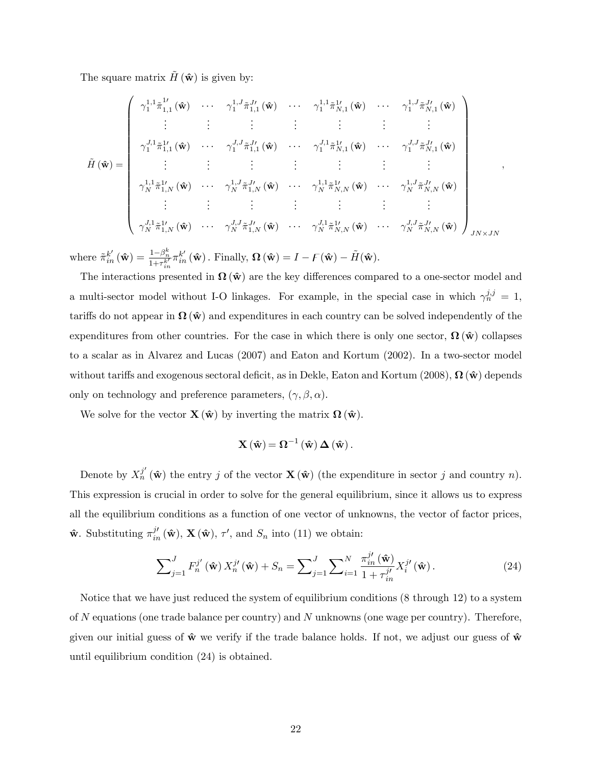The square matrix $\tilde{H}(\hat{\mathbf{w}})$ is given by:

$$
\tilde{H}(\hat{\mathbf{w}}) = \begin{pmatrix}
\gamma_1^{1,1}\tilde{\pi}_{1,1}^{1\prime}(\hat{\mathbf{w}}) & \cdots & \gamma_1^{1,J}\tilde{\pi}_{1,1}^{J\prime}(\hat{\mathbf{w}}) & \cdots & \gamma_1^{1,1}\tilde{\pi}_{N,1}^{1\prime}(\hat{\mathbf{w}}) & \cdots & \gamma_1^{1,J}\tilde{\pi}_{N,1}^{J\prime}(\hat{\mathbf{w}}) \\
\vdots & \vdots & \vdots & \vdots & \vdots & \vdots & \vdots \\
\gamma_1^{J,1}\tilde{\pi}_{1,1}^{1\prime}(\hat{\mathbf{w}}) & \cdots & \gamma_1^{J,J}\tilde{\pi}_{1,1}^{J\prime}(\hat{\mathbf{w}}) & \cdots & \gamma_1^{J,1}\tilde{\pi}_{N,1}^{1\prime}(\hat{\mathbf{w}}) & \cdots & \gamma_1^{J,J}\tilde{\pi}_{N,1}^{J\prime}(\hat{\mathbf{w}}) \\
\vdots & \vdots & \vdots & \vdots & \vdots & \vdots & \vdots \\
\gamma_N^{1,1}\tilde{\pi}_{1,N}^{1\prime}(\hat{\mathbf{w}}) & \cdots & \gamma_N^{1,J}\tilde{\pi}_{1,N}^{J\prime}(\hat{\mathbf{w}}) & \cdots & \gamma_N^{1,1}\tilde{\pi}_{N,N}^{1\prime}(\hat{\mathbf{w}}) & \cdots & \gamma_N^{1,J}\tilde{\pi}_{N,N}^{J\prime}(\hat{\mathbf{w}}) \\
\vdots & \vdots & \vdots & \vdots & \vdots & \vdots & \vdots \\
\gamma_N^{J,1}\tilde{\pi}_{1,N}^{1\prime}(\hat{\mathbf{w}}) & \cdots & \gamma_N^{J,J}\tilde{\pi}_{1,N}^{J\prime}(\hat{\mathbf{w}}) & \cdots & \gamma_N^{J,1}\tilde{\pi}_{N,N}^{1\prime}(\hat{\mathbf{w}}) & \cdots & \gamma_N^{J,J}\tilde{\pi}_{N,N}^{J\prime}(\hat{\mathbf{w}})
\end{pmatrix}_{JN\times JN},
$$

where $\tilde{\pi}_{in}^{k\prime}(\hat{\mathbf{w}}) = \frac{1-\beta_n^k}{1+\tau_{in}^{k\prime}}\pi_{in}^{k\prime}(\hat{\mathbf{w}})$. Finally, $\mathbf{\Omega}(\hat{\mathbf{w}}) = I - F(\hat{\mathbf{w}}) - \tilde{H}(\hat{\mathbf{w}})$.

The interactions presented in $\mathbf{\Omega}(\hat{\mathbf{w}})$ are the key differences compared to a one-sector model and a multi-sector model without I-O linkages. For example, in the special case in which $\gamma_n^{j,j} = 1$, tariffs do not appear in $\mathbf{\Omega}(\hat{\mathbf{w}})$ and expenditures in each country can be solved independently of the expenditures from other countries. For the case in which there is only one sector, $\mathbf{\Omega}(\hat{\mathbf{w}})$ collapses to a scalar as in Alvarez and Lucas (2007) and Eaton and Kortum (2002). In a two-sector model without tariffs and exogenous sectoral deficit, as in Dekle, Eaton and Kortum (2008), $\mathbf{\Omega}(\hat{\mathbf{w}})$ depends only on technology and preference parameters, $(\gamma, \beta, \alpha)$.

We solve for the vector $\mathbf{X}(\hat{\mathbf{w}})$ by inverting the matrix $\mathbf{\Omega}(\hat{\mathbf{w}})$.

$$
\mathbf{X}(\hat{\mathbf{w}}) = \mathbf{\Omega}^{-1}(\hat{\mathbf{w}})\,\mathbf{\Delta}(\hat{\mathbf{w}}).
$$

Denote by $X_n^{j'}(\hat{\mathbf{w}})$ the entry $j$ of the vector $\mathbf{X}(\hat{\mathbf{w}})$ (the expenditure in sector $j$ and country $n$). This expression is crucial in order to solve for the general equilibrium, since it allows us to express all the equilibrium conditions as a function of one vector of unknowns, the vector of factor prices, $\hat{\mathbf{w}}$. Substituting $\pi_{in}^{j\prime}(\hat{\mathbf{w}})$, $\mathbf{X}(\hat{\mathbf{w}})$, $\tau'$, and $S_n$ into (11) we obtain:

$$
\sum\nolimits_{j=1}^{J} F_n^{j'}(\hat{\mathbf{w}})\,X_n^{j\prime}(\hat{\mathbf{w}}) + S_n = \sum\nolimits_{j=1}^{J}\sum\nolimits_{i=1}^{N}\frac{\pi_{in}^{j\prime}(\hat{\mathbf{w}})}{1+\tau_{in}^{j\prime}}X_i^{j\prime}(\hat{\mathbf{w}}). \tag{24}
$$

Notice that we have just reduced the system of equilibrium conditions (8 through 12) to a system of $N$ equations (one trade balance per country) and $N$ unknowns (one wage per country). Therefore, given our initial guess of $\hat{\mathbf{w}}$ we verify if the trade balance holds. If not, we adjust our guess of $\hat{\mathbf{w}}$ until equilibrium condition (24) is obtained.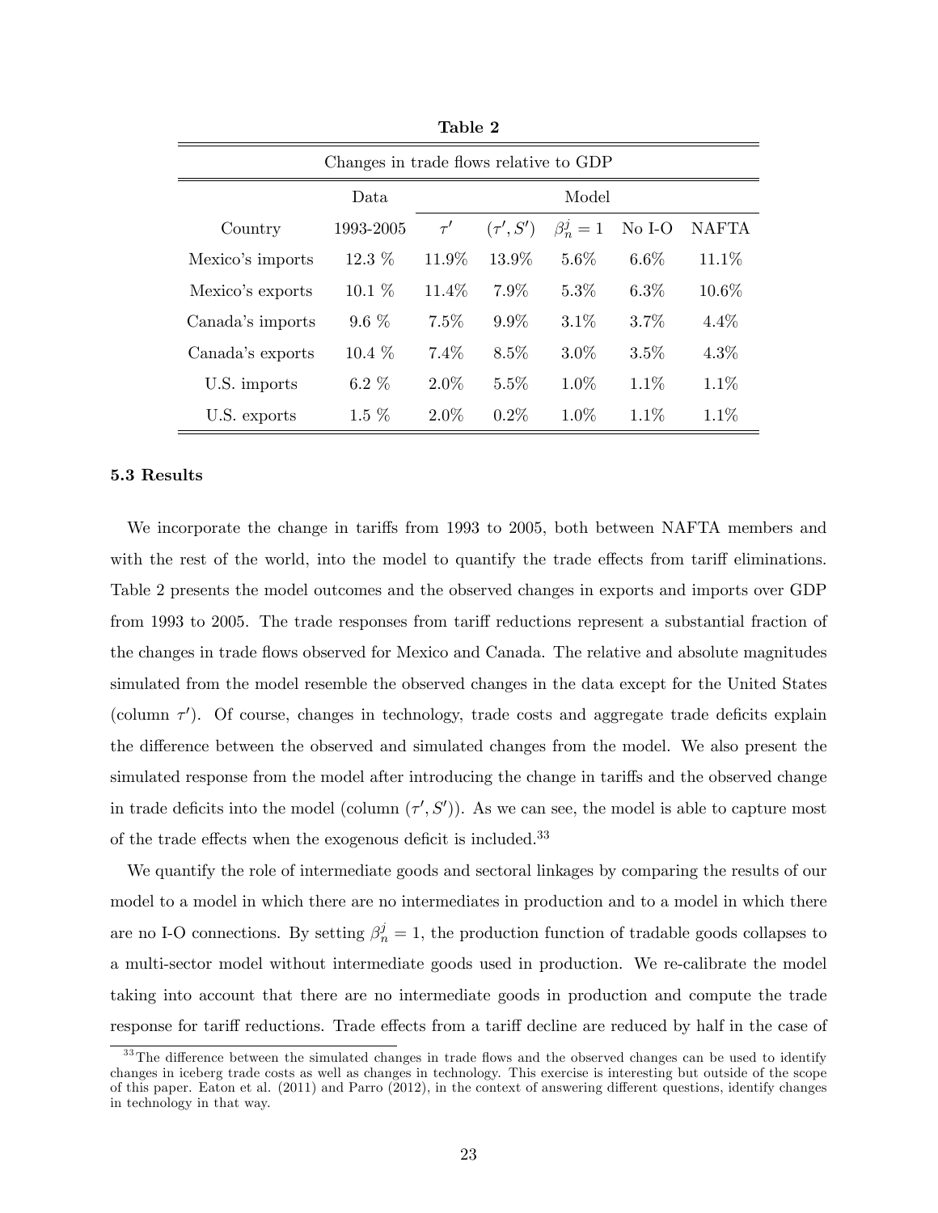**Table 2**

| Changes in trade flows relative to GDP | | | | | | |
|---|---|---|---|---|---|---|
| | Data | Model | | | | |
| Country | 1993-2005 | $\tau'$ | $(\tau', S')$ | $\beta_n^j = 1$ | No I-O | NAFTA |
| Mexico's imports | 12.3 % | 11.9% | 13.9% | 5.6% | 6.6% | 11.1% |
| Mexico's exports | 10.1 % | 11.4% | 7.9% | 5.3% | 6.3% | 10.6% |
| Canada's imports | 9.6 % | 7.5% | 9.9% | 3.1% | 3.7% | 4.4% |
| Canada's exports | 10.4 % | 7.4% | 8.5% | 3.0% | 3.5% | 4.3% |
| U.S. imports | 6.2 % | 2.0% | 5.5% | 1.0% | 1.1% | 1.1% |
| U.S. exports | 1.5 % | 2.0% | 0.2% | 1.0% | 1.1% | 1.1% |

### 5.3 Results

We incorporate the change in tariffs from 1993 to 2005, both between NAFTA members and with the rest of the world, into the model to quantify the trade effects from tariff eliminations. Table 2 presents the model outcomes and the observed changes in exports and imports over GDP from 1993 to 2005. The trade responses from tariff reductions represent a substantial fraction of the changes in trade flows observed for Mexico and Canada. The relative and absolute magnitudes simulated from the model resemble the observed changes in the data except for the United States (column $\tau'$). Of course, changes in technology, trade costs and aggregate trade deficits explain the difference between the observed and simulated changes from the model. We also present the simulated response from the model after introducing the change in tariffs and the observed change in trade deficits into the model (column $(\tau', S')$). As we can see, the model is able to capture most of the trade effects when the exogenous deficit is included.[33]

We quantify the role of intermediate goods and sectoral linkages by comparing the results of our model to a model in which there are no intermediates in production and to a model in which there are no I-O connections. By setting $\beta_n^j = 1$, the production function of tradable goods collapses to a multi-sector model without intermediate goods used in production. We re-calibrate the model taking into account that there are no intermediate goods in production and compute the trade response for tariff reductions. Trade effects from a tariff decline are reduced by half in the case of

[33] The difference between the simulated changes in trade flows and the observed changes can be used to identify changes in iceberg trade costs as well as changes in technology. This exercise is interesting but outside of the scope of this paper. Eaton et al. (2011) and Parro (2012), in the context of answering different questions, identify changes in technology in that way.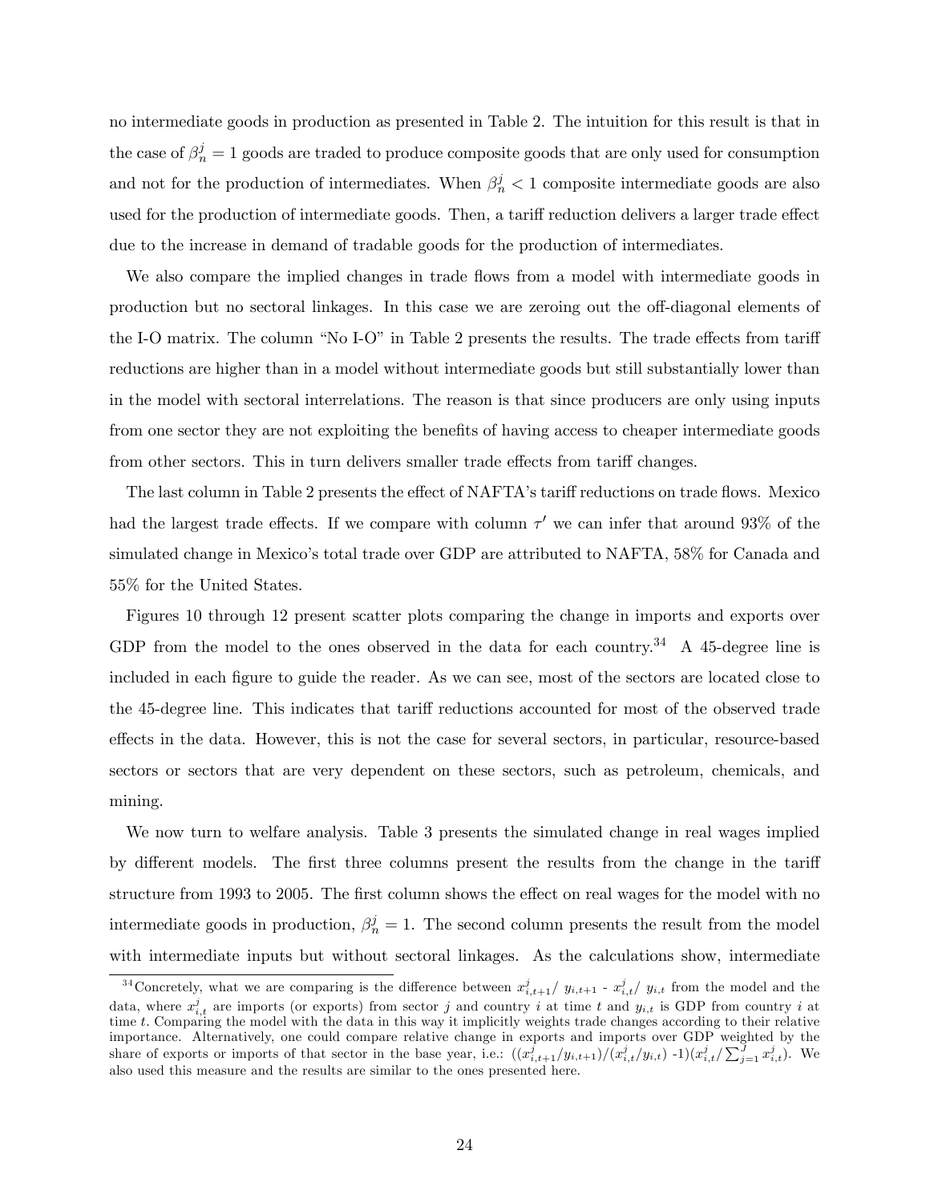no intermediate goods in production as presented in Table 2. The intuition for this result is that in the case of $\beta_n^j = 1$ goods are traded to produce composite goods that are only used for consumption and not for the production of intermediates. When $\beta_n^j < 1$ composite intermediate goods are also used for the production of intermediate goods. Then, a tariff reduction delivers a larger trade effect due to the increase in demand of tradable goods for the production of intermediates.

We also compare the implied changes in trade flows from a model with intermediate goods in production but no sectoral linkages. In this case we are zeroing out the off-diagonal elements of the I-O matrix. The column "No I-O" in Table 2 presents the results. The trade effects from tariff reductions are higher than in a model without intermediate goods but still substantially lower than in the model with sectoral interrelations. The reason is that since producers are only using inputs from one sector they are not exploiting the benefits of having access to cheaper intermediate goods from other sectors. This in turn delivers smaller trade effects from tariff changes.

The last column in Table 2 presents the effect of NAFTA's tariff reductions on trade flows. Mexico had the largest trade effects. If we compare with column $\tau'$ we can infer that around 93% of the simulated change in Mexico's total trade over GDP are attributed to NAFTA, 58% for Canada and 55% for the United States.

Figures 10 through 12 present scatter plots comparing the change in imports and exports over GDP from the model to the ones observed in the data for each country.[34] A 45-degree line is included in each figure to guide the reader. As we can see, most of the sectors are located close to the 45-degree line. This indicates that tariff reductions accounted for most of the observed trade effects in the data. However, this is not the case for several sectors, in particular, resource-based sectors or sectors that are very dependent on these sectors, such as petroleum, chemicals, and mining.

We now turn to welfare analysis. Table 3 presents the simulated change in real wages implied by different models. The first three columns present the results from the change in the tariff structure from 1993 to 2005. The first column shows the effect on real wages for the model with no intermediate goods in production, $\beta_n^j = 1$. The second column presents the result from the model with intermediate inputs but without sectoral linkages. As the calculations show, intermediate

[34] Concretely, what we are comparing is the difference between $x_{i,t+1}^j / y_{i,t+1}$ - $x_{i,t}^j / y_{i,t}$ from the model and the data, where $x_{i,t}^j$ are imports (or exports) from sector $j$ and country $i$ at time $t$ and $y_{i,t}$ is GDP from country $i$ at time $t$. Comparing the model with the data in this way it implicitly weights trade changes according to their relative importance. Alternatively, one could compare relative change in exports and imports over GDP weighted by the share of exports or imports of that sector in the base year, i.e.: $((x_{i,t+1}^j/y_{i,t+1})/(x_{i,t}^j/y_{i,t}) - 1)(x_{i,t}^j/\sum_{j=1}^{J} x_{i,t}^j)$. We also used this measure and the results are similar to the ones presented here.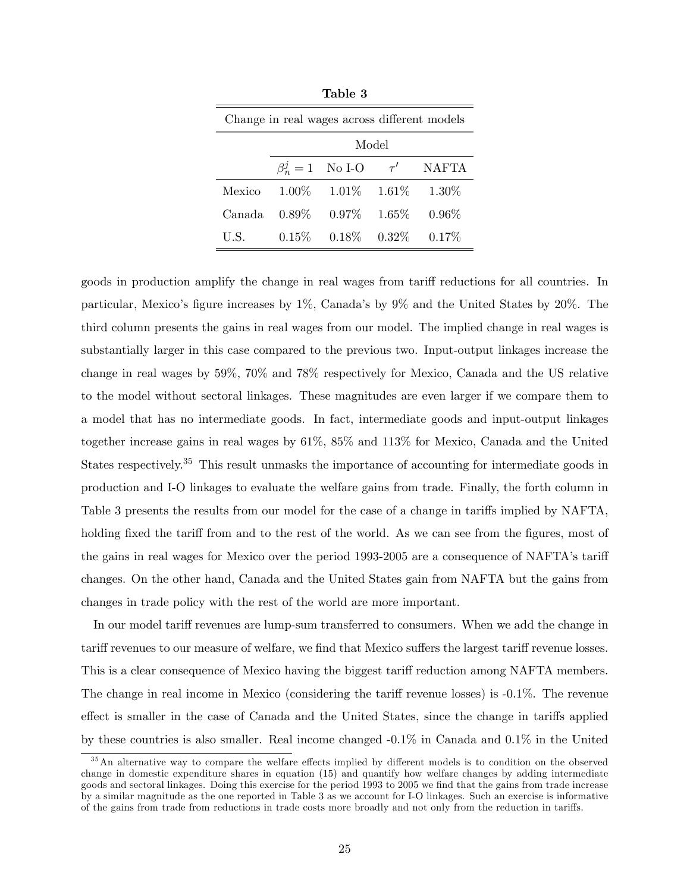**Table 3**

| Change in real wages across different models | | | | |
|---|---|---|---|---|
| | Model | | | |
| | $\beta_n^j = 1$ | No I-O | $\tau'$ | NAFTA |
| Mexico | 1.00% | 1.01% | 1.61% | 1.30% |
| Canada | 0.89% | 0.97% | 1.65% | 0.96% |
| U.S. | 0.15% | 0.18% | 0.32% | 0.17% |

goods in production amplify the change in real wages from tariff reductions for all countries. In particular, Mexico's figure increases by 1%, Canada's by 9% and the United States by 20%. The third column presents the gains in real wages from our model. The implied change in real wages is substantially larger in this case compared to the previous two. Input-output linkages increase the change in real wages by 59%, 70% and 78% respectively for Mexico, Canada and the US relative to the model without sectoral linkages. These magnitudes are even larger if we compare them to a model that has no intermediate goods. In fact, intermediate goods and input-output linkages together increase gains in real wages by 61%, 85% and 113% for Mexico, Canada and the United States respectively.[35] This result unmasks the importance of accounting for intermediate goods in production and I-O linkages to evaluate the welfare gains from trade. Finally, the forth column in Table 3 presents the results from our model for the case of a change in tariffs implied by NAFTA, holding fixed the tariff from and to the rest of the world. As we can see from the figures, most of the gains in real wages for Mexico over the period 1993-2005 are a consequence of NAFTA's tariff changes. On the other hand, Canada and the United States gain from NAFTA but the gains from changes in trade policy with the rest of the world are more important.

In our model tariff revenues are lump-sum transferred to consumers. When we add the change in tariff revenues to our measure of welfare, we find that Mexico suffers the largest tariff revenue losses. This is a clear consequence of Mexico having the biggest tariff reduction among NAFTA members. The change in real income in Mexico (considering the tariff revenue losses) is -0.1%. The revenue effect is smaller in the case of Canada and the United States, since the change in tariffs applied by these countries is also smaller. Real income changed -0.1% in Canada and 0.1% in the United

[35] An alternative way to compare the welfare effects implied by different models is to condition on the observed change in domestic expenditure shares in equation (15) and quantify how welfare changes by adding intermediate goods and sectoral linkages. Doing this exercise for the period 1993 to 2005 we find that the gains from trade increase by a similar magnitude as the one reported in Table 3 as we account for I-O linkages. Such an exercise is informative of the gains from trade from reductions in trade costs more broadly and not only from the reduction in tariffs.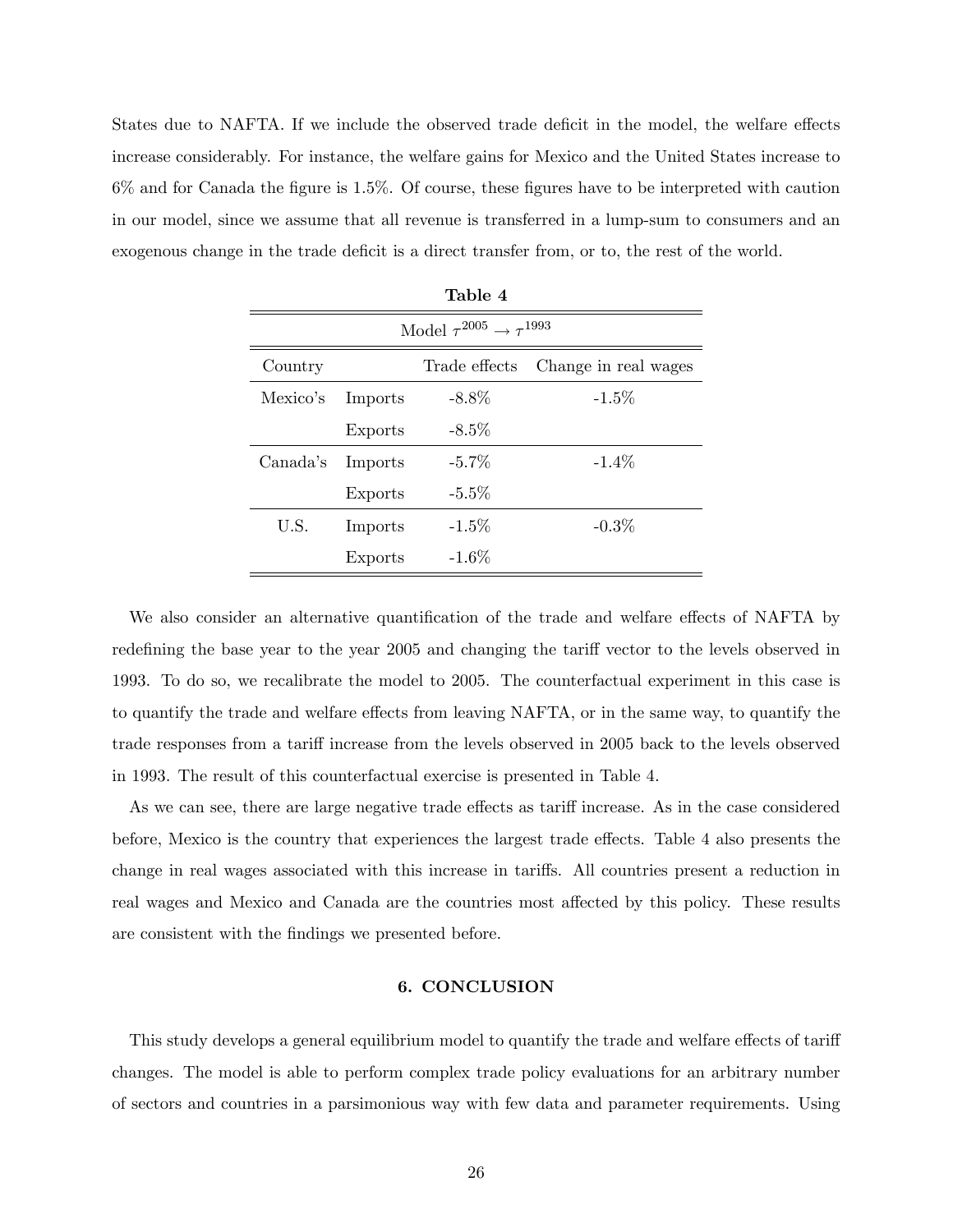States due to NAFTA. If we include the observed trade deficit in the model, the welfare effects increase considerably. For instance, the welfare gains for Mexico and the United States increase to 6% and for Canada the figure is 1.5%. Of course, these figures have to be interpreted with caution in our model, since we assume that all revenue is transferred in a lump-sum to consumers and an exogenous change in the trade deficit is a direct transfer from, or to, the rest of the world.

**Table 4**

| Model $\tau^{2005} \rightarrow \tau^{1993}$ | | | |
|---|---|---|---|
| Country | | Trade effects | Change in real wages |
| Mexico's | Imports | -8.8% | -1.5% |
| | Exports | -8.5% | |
| Canada's | Imports | -5.7% | -1.4% |
| | Exports | -5.5% | |
| U.S. | Imports | -1.5% | -0.3% |
| | Exports | -1.6% | |

We also consider an alternative quantification of the trade and welfare effects of NAFTA by redefining the base year to the year 2005 and changing the tariff vector to the levels observed in 1993. To do so, we recalibrate the model to 2005. The counterfactual experiment in this case is to quantify the trade and welfare effects from leaving NAFTA, or in the same way, to quantify the trade responses from a tariff increase from the levels observed in 2005 back to the levels observed in 1993. The result of this counterfactual exercise is presented in Table 4.

As we can see, there are large negative trade effects as tariff increase. As in the case considered before, Mexico is the country that experiences the largest trade effects. Table 4 also presents the change in real wages associated with this increase in tariffs. All countries present a reduction in real wages and Mexico and Canada are the countries most affected by this policy. These results are consistent with the findings we presented before.

## 6. CONCLUSION

This study develops a general equilibrium model to quantify the trade and welfare effects of tariff changes. The model is able to perform complex trade policy evaluations for an arbitrary number of sectors and countries in a parsimonious way with few data and parameter requirements. Using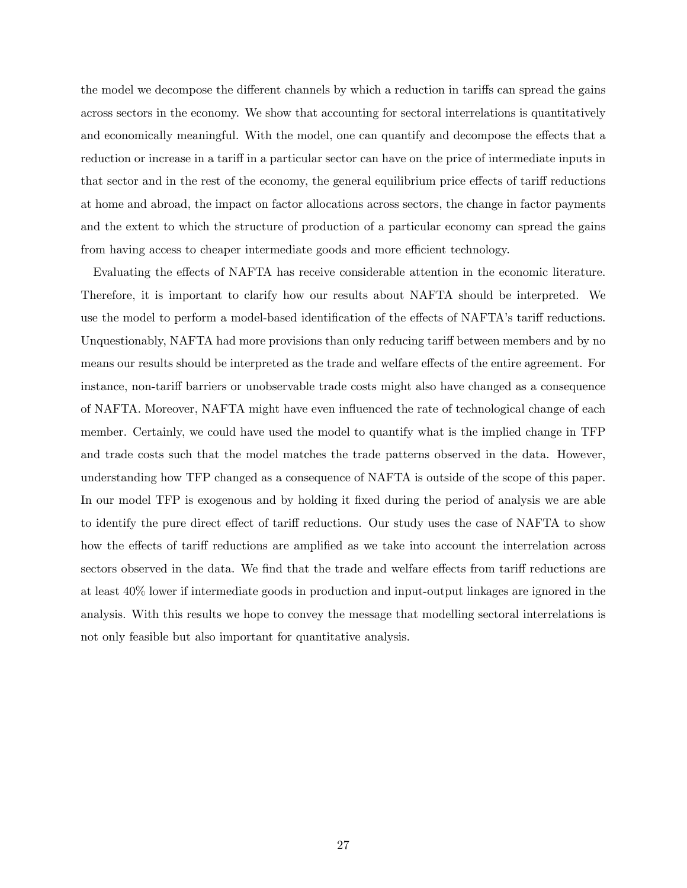the model we decompose the different channels by which a reduction in tariffs can spread the gains across sectors in the economy. We show that accounting for sectoral interrelations is quantitatively and economically meaningful. With the model, one can quantify and decompose the effects that a reduction or increase in a tariff in a particular sector can have on the price of intermediate inputs in that sector and in the rest of the economy, the general equilibrium price effects of tariff reductions at home and abroad, the impact on factor allocations across sectors, the change in factor payments and the extent to which the structure of production of a particular economy can spread the gains from having access to cheaper intermediate goods and more efficient technology.

Evaluating the effects of NAFTA has receive considerable attention in the economic literature. Therefore, it is important to clarify how our results about NAFTA should be interpreted. We use the model to perform a model-based identification of the effects of NAFTA's tariff reductions. Unquestionably, NAFTA had more provisions than only reducing tariff between members and by no means our results should be interpreted as the trade and welfare effects of the entire agreement. For instance, non-tariff barriers or unobservable trade costs might also have changed as a consequence of NAFTA. Moreover, NAFTA might have even influenced the rate of technological change of each member. Certainly, we could have used the model to quantify what is the implied change in TFP and trade costs such that the model matches the trade patterns observed in the data. However, understanding how TFP changed as a consequence of NAFTA is outside of the scope of this paper. In our model TFP is exogenous and by holding it fixed during the period of analysis we are able to identify the pure direct effect of tariff reductions. Our study uses the case of NAFTA to show how the effects of tariff reductions are amplified as we take into account the interrelation across sectors observed in the data. We find that the trade and welfare effects from tariff reductions are at least 40% lower if intermediate goods in production and input-output linkages are ignored in the analysis. With this results we hope to convey the message that modelling sectoral interrelations is not only feasible but also important for quantitative analysis.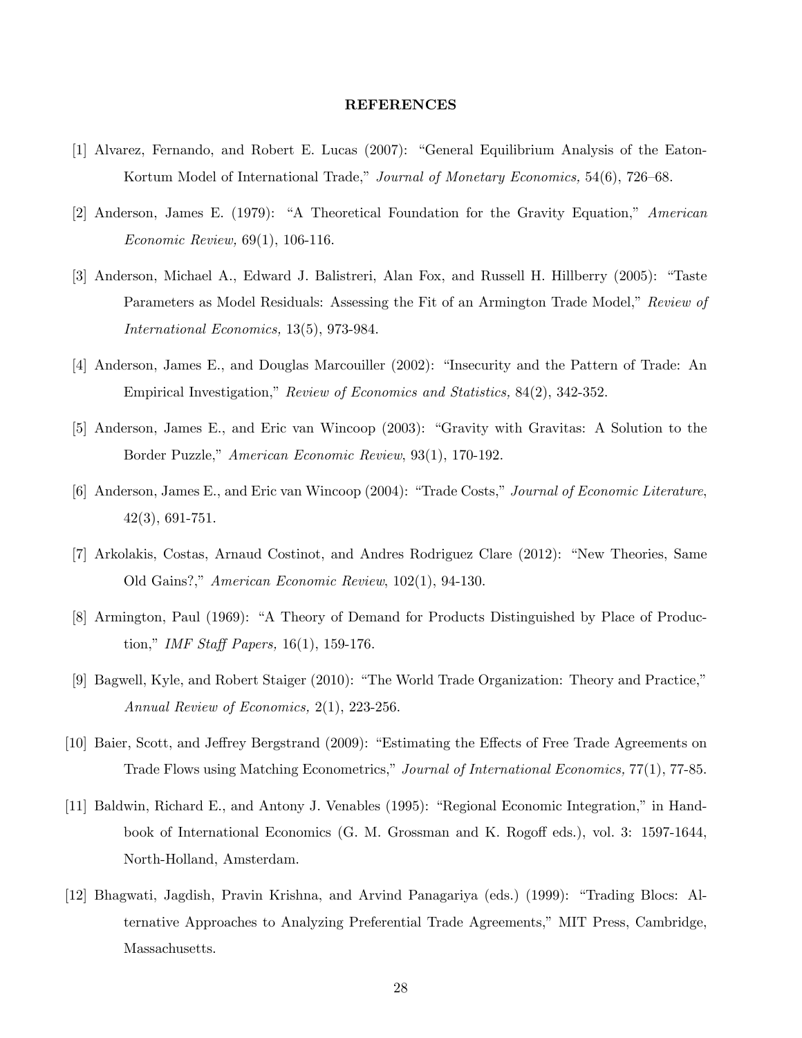## REFERENCES

[1] Alvarez, Fernando, and Robert E. Lucas (2007): "General Equilibrium Analysis of the Eaton-Kortum Model of International Trade," *Journal of Monetary Economics,* 54(6), 726–68.

[2] Anderson, James E. (1979): "A Theoretical Foundation for the Gravity Equation," *American Economic Review,* 69(1), 106-116.

[3] Anderson, Michael A., Edward J. Balistreri, Alan Fox, and Russell H. Hillberry (2005): "Taste Parameters as Model Residuals: Assessing the Fit of an Armington Trade Model," *Review of International Economics,* 13(5), 973-984.

[4] Anderson, James E., and Douglas Marcouiller (2002): "Insecurity and the Pattern of Trade: An Empirical Investigation," *Review of Economics and Statistics,* 84(2), 342-352.

[5] Anderson, James E., and Eric van Wincoop (2003): "Gravity with Gravitas: A Solution to the Border Puzzle," *American Economic Review*, 93(1), 170-192.

[6] Anderson, James E., and Eric van Wincoop (2004): "Trade Costs," *Journal of Economic Literature*, 42(3), 691-751.

[7] Arkolakis, Costas, Arnaud Costinot, and Andres Rodriguez Clare (2012): "New Theories, Same Old Gains?," *American Economic Review*, 102(1), 94-130.

[8] Armington, Paul (1969): "A Theory of Demand for Products Distinguished by Place of Production," *IMF Staff Papers,* 16(1), 159-176.

[9] Bagwell, Kyle, and Robert Staiger (2010): "The World Trade Organization: Theory and Practice," *Annual Review of Economics,* 2(1), 223-256.

[10] Baier, Scott, and Jeffrey Bergstrand (2009): "Estimating the Effects of Free Trade Agreements on Trade Flows using Matching Econometrics," *Journal of International Economics,* 77(1), 77-85.

[11] Baldwin, Richard E., and Antony J. Venables (1995): "Regional Economic Integration," in Handbook of International Economics (G. M. Grossman and K. Rogoff eds.), vol. 3: 1597-1644, North-Holland, Amsterdam.

[12] Bhagwati, Jagdish, Pravin Krishna, and Arvind Panagariya (eds.) (1999): "Trading Blocs: Alternative Approaches to Analyzing Preferential Trade Agreements," MIT Press, Cambridge, Massachusetts.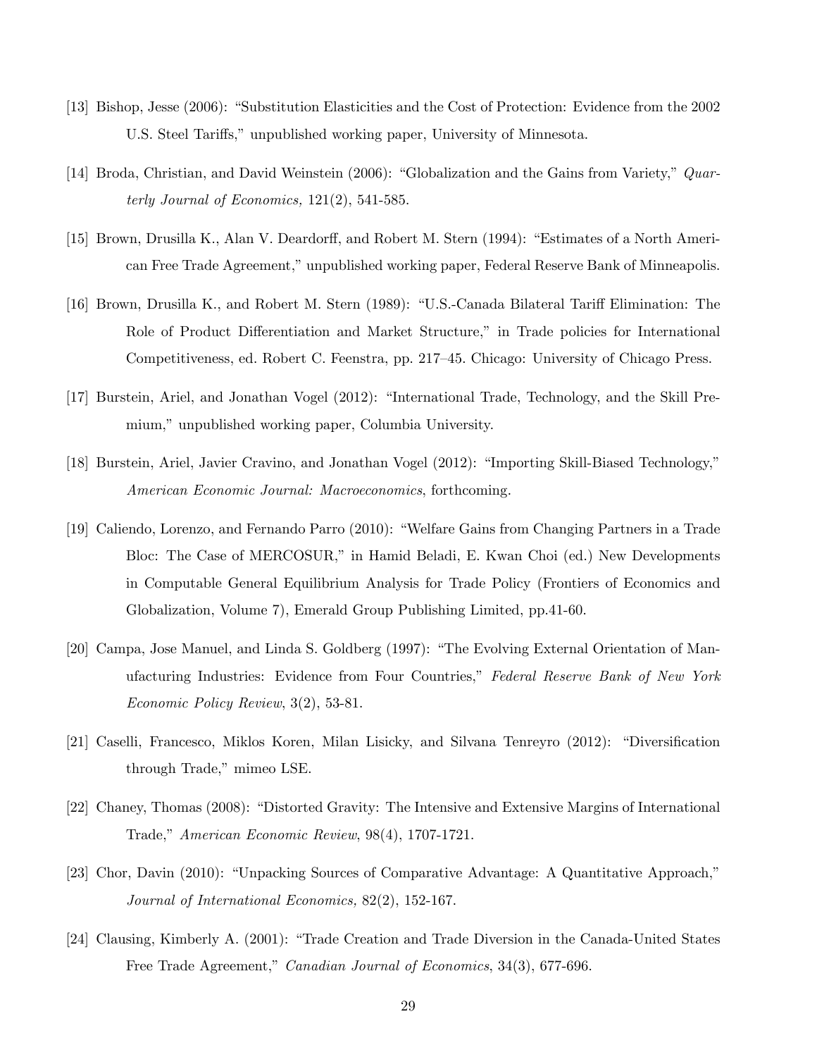[13] Bishop, Jesse (2006): "Substitution Elasticities and the Cost of Protection: Evidence from the 2002 U.S. Steel Tariffs," unpublished working paper, University of Minnesota.

[14] Broda, Christian, and David Weinstein (2006): "Globalization and the Gains from Variety," *Quarterly Journal of Economics,* 121(2), 541-585.

[15] Brown, Drusilla K., Alan V. Deardorff, and Robert M. Stern (1994): "Estimates of a North American Free Trade Agreement," unpublished working paper, Federal Reserve Bank of Minneapolis.

[16] Brown, Drusilla K., and Robert M. Stern (1989): "U.S.-Canada Bilateral Tariff Elimination: The Role of Product Differentiation and Market Structure," in Trade policies for International Competitiveness, ed. Robert C. Feenstra, pp. 217–45. Chicago: University of Chicago Press.

[17] Burstein, Ariel, and Jonathan Vogel (2012): "International Trade, Technology, and the Skill Premium," unpublished working paper, Columbia University.

[18] Burstein, Ariel, Javier Cravino, and Jonathan Vogel (2012): "Importing Skill-Biased Technology," *American Economic Journal: Macroeconomics*, forthcoming.

[19] Caliendo, Lorenzo, and Fernando Parro (2010): "Welfare Gains from Changing Partners in a Trade Bloc: The Case of MERCOSUR," in Hamid Beladi, E. Kwan Choi (ed.) New Developments in Computable General Equilibrium Analysis for Trade Policy (Frontiers of Economics and Globalization, Volume 7), Emerald Group Publishing Limited, pp.41-60.

[20] Campa, Jose Manuel, and Linda S. Goldberg (1997): "The Evolving External Orientation of Manufacturing Industries: Evidence from Four Countries," *Federal Reserve Bank of New York Economic Policy Review*, 3(2), 53-81.

[21] Caselli, Francesco, Miklos Koren, Milan Lisicky, and Silvana Tenreyro (2012): "Diversification through Trade," mimeo LSE.

[22] Chaney, Thomas (2008): "Distorted Gravity: The Intensive and Extensive Margins of International Trade," *American Economic Review*, 98(4), 1707-1721.

[23] Chor, Davin (2010): "Unpacking Sources of Comparative Advantage: A Quantitative Approach," *Journal of International Economics,* 82(2), 152-167.

[24] Clausing, Kimberly A. (2001): "Trade Creation and Trade Diversion in the Canada-United States Free Trade Agreement," *Canadian Journal of Economics*, 34(3), 677-696.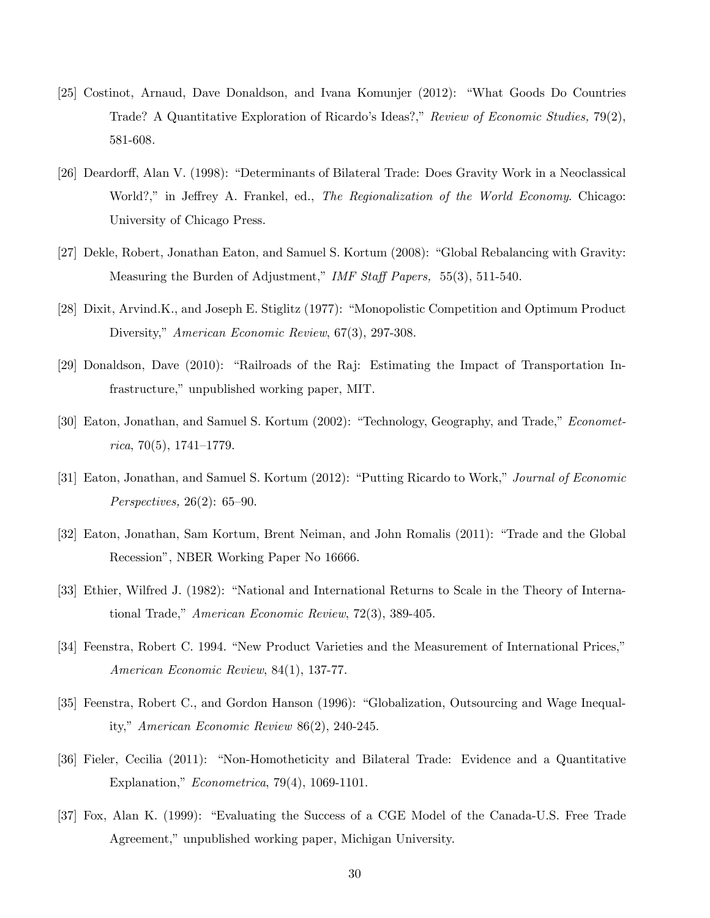[25] Costinot, Arnaud, Dave Donaldson, and Ivana Komunjer (2012): "What Goods Do Countries Trade? A Quantitative Exploration of Ricardo's Ideas?," *Review of Economic Studies,* 79(2), 581-608.

[26] Deardorff, Alan V. (1998): "Determinants of Bilateral Trade: Does Gravity Work in a Neoclassical World?," in Jeffrey A. Frankel, ed., *The Regionalization of the World Economy*. Chicago: University of Chicago Press.

[27] Dekle, Robert, Jonathan Eaton, and Samuel S. Kortum (2008): "Global Rebalancing with Gravity: Measuring the Burden of Adjustment," *IMF Staff Papers,* 55(3), 511-540.

[28] Dixit, Arvind.K., and Joseph E. Stiglitz (1977): "Monopolistic Competition and Optimum Product Diversity," *American Economic Review*, 67(3), 297-308.

[29] Donaldson, Dave (2010): "Railroads of the Raj: Estimating the Impact of Transportation Infrastructure," unpublished working paper, MIT.

[30] Eaton, Jonathan, and Samuel S. Kortum (2002): "Technology, Geography, and Trade," *Econometrica*, 70(5), 1741–1779.

[31] Eaton, Jonathan, and Samuel S. Kortum (2012): "Putting Ricardo to Work," *Journal of Economic Perspectives,* 26(2): 65–90.

[32] Eaton, Jonathan, Sam Kortum, Brent Neiman, and John Romalis (2011): "Trade and the Global Recession", NBER Working Paper No 16666.

[33] Ethier, Wilfred J. (1982): "National and International Returns to Scale in the Theory of International Trade," *American Economic Review*, 72(3), 389-405.

[34] Feenstra, Robert C. 1994. "New Product Varieties and the Measurement of International Prices," *American Economic Review*, 84(1), 137-77.

[35] Feenstra, Robert C., and Gordon Hanson (1996): "Globalization, Outsourcing and Wage Inequality," *American Economic Review* 86(2), 240-245.

[36] Fieler, Cecilia (2011): "Non-Homotheticity and Bilateral Trade: Evidence and a Quantitative Explanation," *Econometrica*, 79(4), 1069-1101.

[37] Fox, Alan K. (1999): "Evaluating the Success of a CGE Model of the Canada-U.S. Free Trade Agreement," unpublished working paper, Michigan University.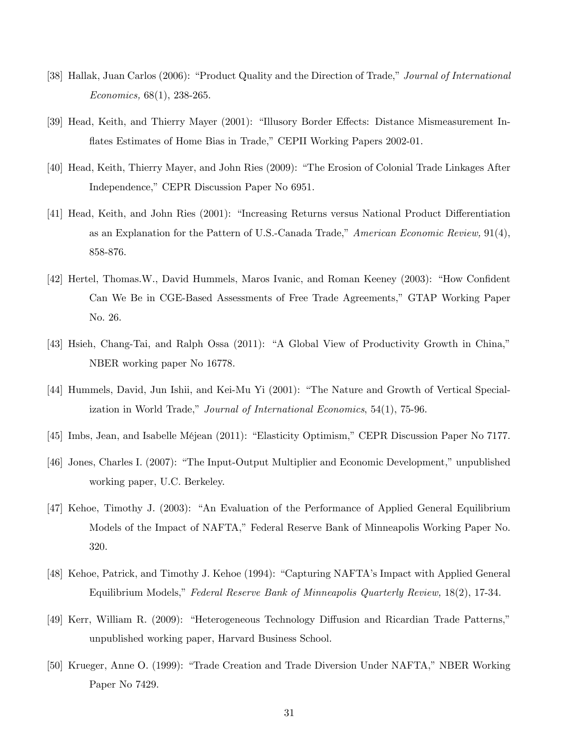[38] Hallak, Juan Carlos (2006): "Product Quality and the Direction of Trade," *Journal of International Economics,* 68(1), 238-265.

[39] Head, Keith, and Thierry Mayer (2001): "Illusory Border Effects: Distance Mismeasurement Inflates Estimates of Home Bias in Trade," CEPII Working Papers 2002-01.

[40] Head, Keith, Thierry Mayer, and John Ries (2009): "The Erosion of Colonial Trade Linkages After Independence," CEPR Discussion Paper No 6951.

[41] Head, Keith, and John Ries (2001): "Increasing Returns versus National Product Differentiation as an Explanation for the Pattern of U.S.-Canada Trade," *American Economic Review,* 91(4), 858-876.

[42] Hertel, Thomas.W., David Hummels, Maros Ivanic, and Roman Keeney (2003): "How Confident Can We Be in CGE-Based Assessments of Free Trade Agreements," GTAP Working Paper No. 26.

[43] Hsieh, Chang-Tai, and Ralph Ossa (2011): "A Global View of Productivity Growth in China," NBER working paper No 16778.

[44] Hummels, David, Jun Ishii, and Kei-Mu Yi (2001): "The Nature and Growth of Vertical Specialization in World Trade," *Journal of International Economics*, 54(1), 75-96.

[45] Imbs, Jean, and Isabelle Méjean (2011): "Elasticity Optimism," CEPR Discussion Paper No 7177.

[46] Jones, Charles I. (2007): "The Input-Output Multiplier and Economic Development," unpublished working paper, U.C. Berkeley.

[47] Kehoe, Timothy J. (2003): "An Evaluation of the Performance of Applied General Equilibrium Models of the Impact of NAFTA," Federal Reserve Bank of Minneapolis Working Paper No. 320.

[48] Kehoe, Patrick, and Timothy J. Kehoe (1994): "Capturing NAFTA's Impact with Applied General Equilibrium Models," *Federal Reserve Bank of Minneapolis Quarterly Review,* 18(2), 17-34.

[49] Kerr, William R. (2009): "Heterogeneous Technology Diffusion and Ricardian Trade Patterns," unpublished working paper, Harvard Business School.

[50] Krueger, Anne O. (1999): "Trade Creation and Trade Diversion Under NAFTA," NBER Working Paper No 7429.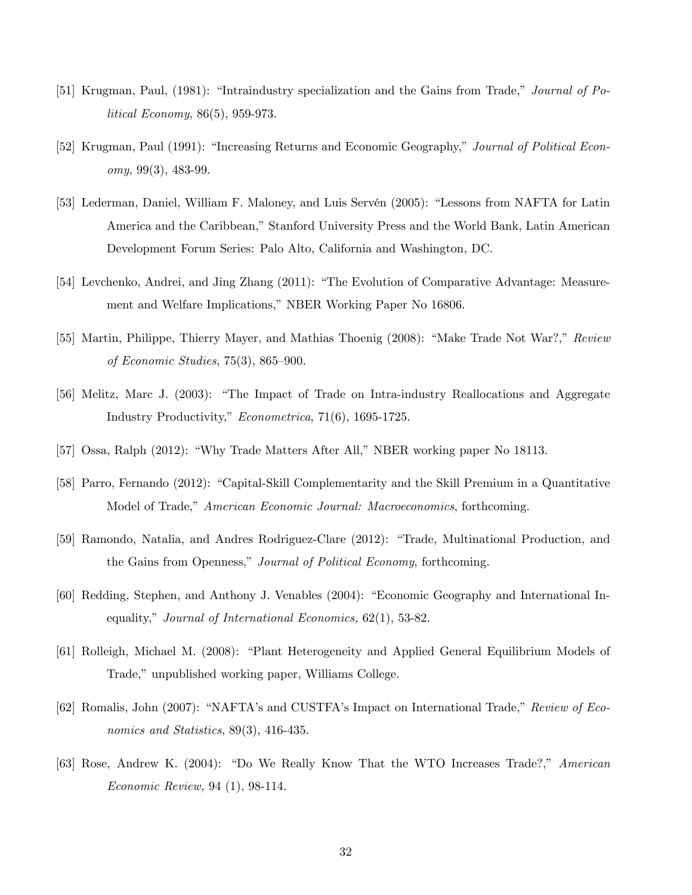[51] Krugman, Paul, (1981): "Intraindustry specialization and the Gains from Trade," *Journal of Political Economy*, 86(5), 959-973.

[52] Krugman, Paul (1991): "Increasing Returns and Economic Geography," *Journal of Political Economy*, 99(3), 483-99.

[53] Lederman, Daniel, William F. Maloney, and Luis Servén (2005): "Lessons from NAFTA for Latin America and the Caribbean," Stanford University Press and the World Bank, Latin American Development Forum Series: Palo Alto, California and Washington, DC.

[54] Levchenko, Andrei, and Jing Zhang (2011): "The Evolution of Comparative Advantage: Measurement and Welfare Implications," NBER Working Paper No 16806.

[55] Martin, Philippe, Thierry Mayer, and Mathias Thoenig (2008): "Make Trade Not War?," *Review of Economic Studies*, 75(3), 865–900.

[56] Melitz, Marc J. (2003): "The Impact of Trade on Intra-industry Reallocations and Aggregate Industry Productivity," *Econometrica*, 71(6), 1695-1725.

[57] Ossa, Ralph (2012): "Why Trade Matters After All," NBER working paper No 18113.

[58] Parro, Fernando (2012): "Capital-Skill Complementarity and the Skill Premium in a Quantitative Model of Trade," *American Economic Journal: Macroeconomics*, forthcoming.

[59] Ramondo, Natalia, and Andres Rodriguez-Clare (2012): "Trade, Multinational Production, and the Gains from Openness," *Journal of Political Economy*, forthcoming.

[60] Redding, Stephen, and Anthony J. Venables (2004): "Economic Geography and International Inequality," *Journal of International Economics,* 62(1), 53-82.

[61] Rolleigh, Michael M. (2008): "Plant Heterogeneity and Applied General Equilibrium Models of Trade," unpublished working paper, Williams College.

[62] Romalis, John (2007): "NAFTA's and CUSTFA's Impact on International Trade," *Review of Economics and Statistics*, 89(3), 416-435.

[63] Rose, Andrew K. (2004): "Do We Really Know That the WTO Increases Trade?," *American Economic Review,* 94 (1), 98-114.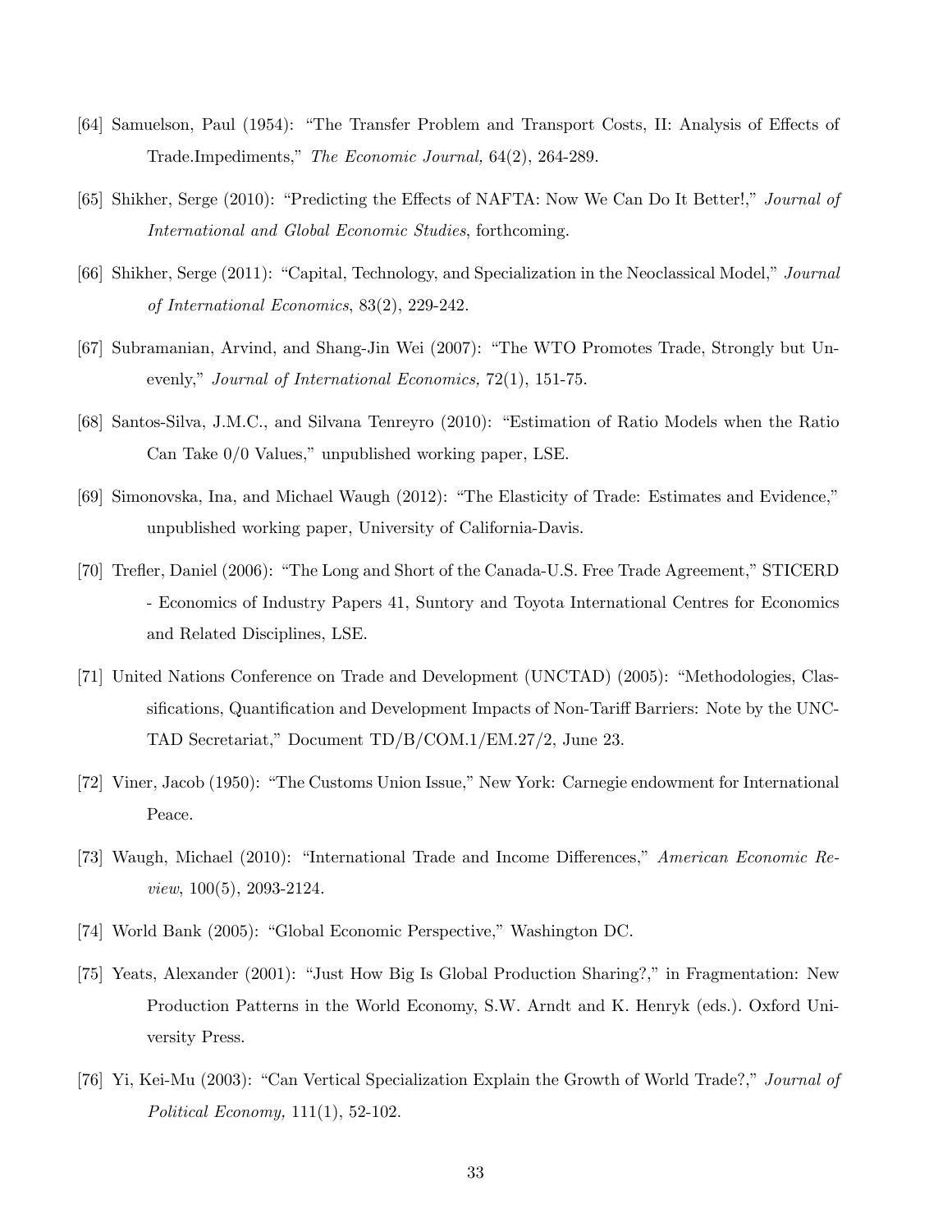[64] Samuelson, Paul (1954): "The Transfer Problem and Transport Costs, II: Analysis of Effects of Trade.Impediments," *The Economic Journal,* 64(2), 264-289.

[65] Shikher, Serge (2010): "Predicting the Effects of NAFTA: Now We Can Do It Better!," *Journal of International and Global Economic Studies*, forthcoming.

[66] Shikher, Serge (2011): "Capital, Technology, and Specialization in the Neoclassical Model," *Journal of International Economics*, 83(2), 229-242.

[67] Subramanian, Arvind, and Shang-Jin Wei (2007): "The WTO Promotes Trade, Strongly but Unevenly," *Journal of International Economics,* 72(1), 151-75.

[68] Santos-Silva, J.M.C., and Silvana Tenreyro (2010): "Estimation of Ratio Models when the Ratio Can Take 0/0 Values," unpublished working paper, LSE.

[69] Simonovska, Ina, and Michael Waugh (2012): "The Elasticity of Trade: Estimates and Evidence," unpublished working paper, University of California-Davis.

[70] Trefler, Daniel (2006): "The Long and Short of the Canada-U.S. Free Trade Agreement," STICERD - Economics of Industry Papers 41, Suntory and Toyota International Centres for Economics and Related Disciplines, LSE.

[71] United Nations Conference on Trade and Development (UNCTAD) (2005): "Methodologies, Classifications, Quantification and Development Impacts of Non-Tariff Barriers: Note by the UNCTAD Secretariat," Document TD/B/COM.1/EM.27/2, June 23.

[72] Viner, Jacob (1950): "The Customs Union Issue," New York: Carnegie endowment for International Peace.

[73] Waugh, Michael (2010): "International Trade and Income Differences," *American Economic Review*, 100(5), 2093-2124.

[74] World Bank (2005): "Global Economic Perspective," Washington DC.

[75] Yeats, Alexander (2001): "Just How Big Is Global Production Sharing?," in Fragmentation: New Production Patterns in the World Economy, S.W. Arndt and K. Henryk (eds.). Oxford University Press.

[76] Yi, Kei-Mu (2003): "Can Vertical Specialization Explain the Growth of World Trade?," *Journal of Political Economy,* 111(1), 52-102.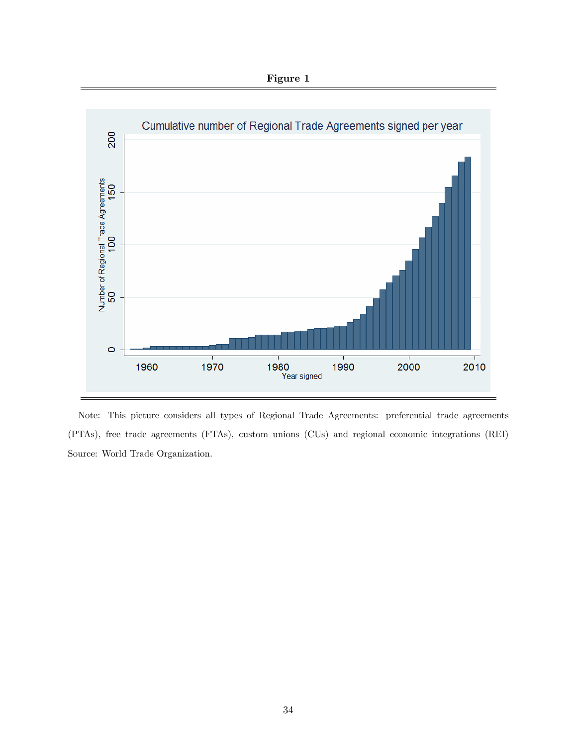**Figure 1**

Note: This picture considers all types of Regional Trade Agreements: preferential trade agreements (PTAs), free trade agreements (FTAs), custom unions (CUs) and regional economic integrations (REI) Source: World Trade Organization.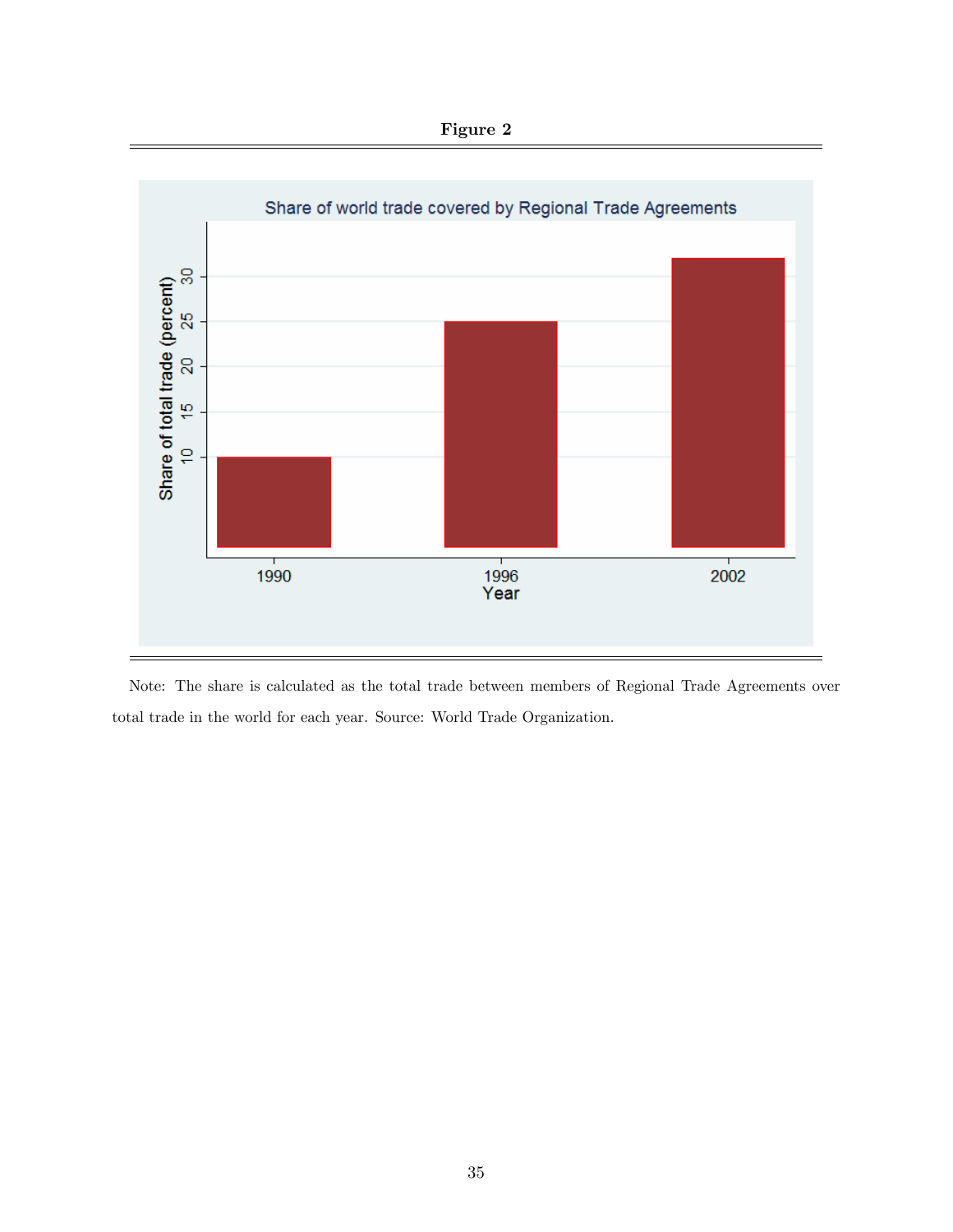**Figure 2**

Note: The share is calculated as the total trade between members of Regional Trade Agreements over total trade in the world for each year. Source: World Trade Organization.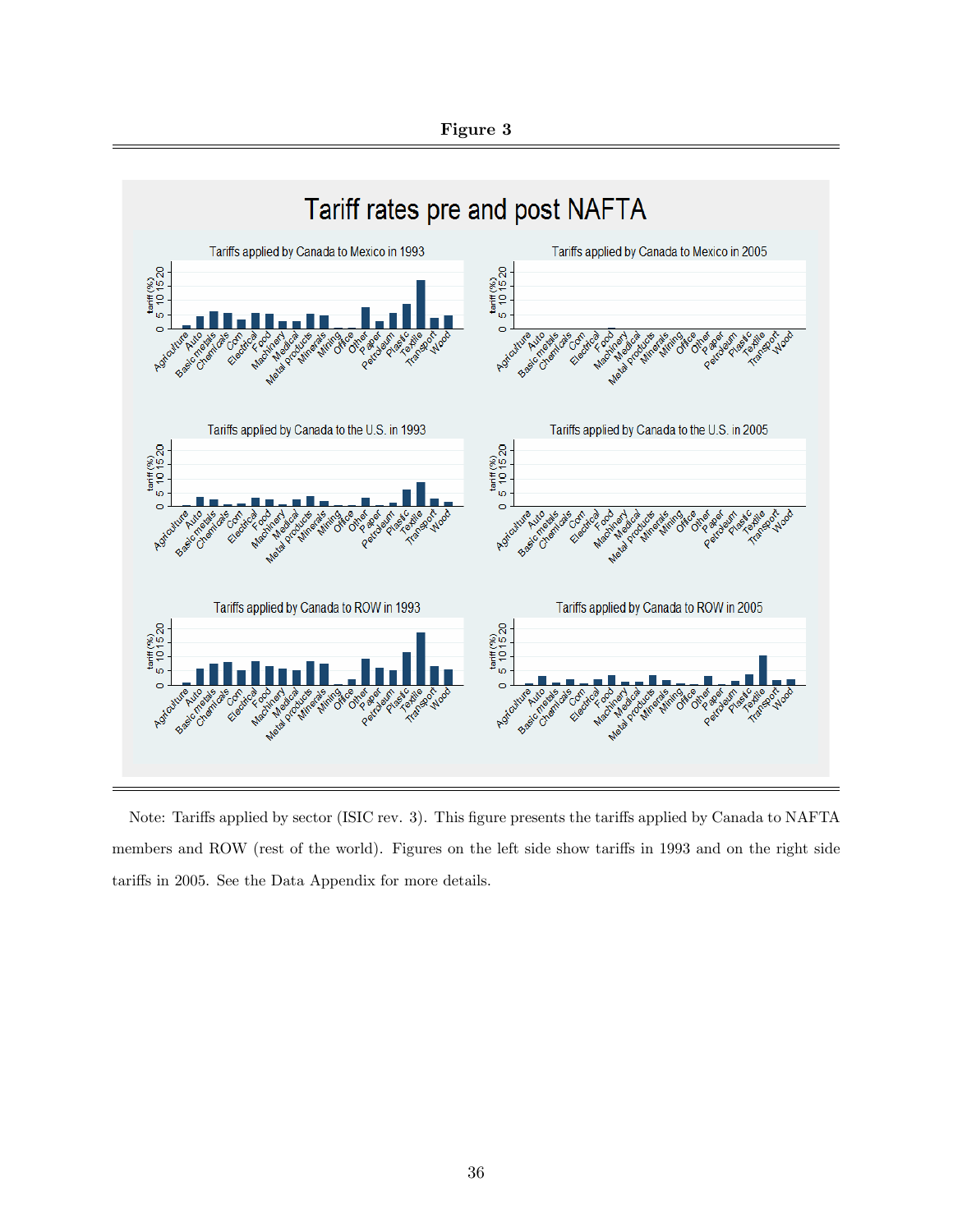**Figure 3**

Note: Tariffs applied by sector (ISIC rev. 3). This figure presents the tariffs applied by Canada to NAFTA members and ROW (rest of the world). Figures on the left side show tariffs in 1993 and on the right side tariffs in 2005. See the Data Appendix for more details.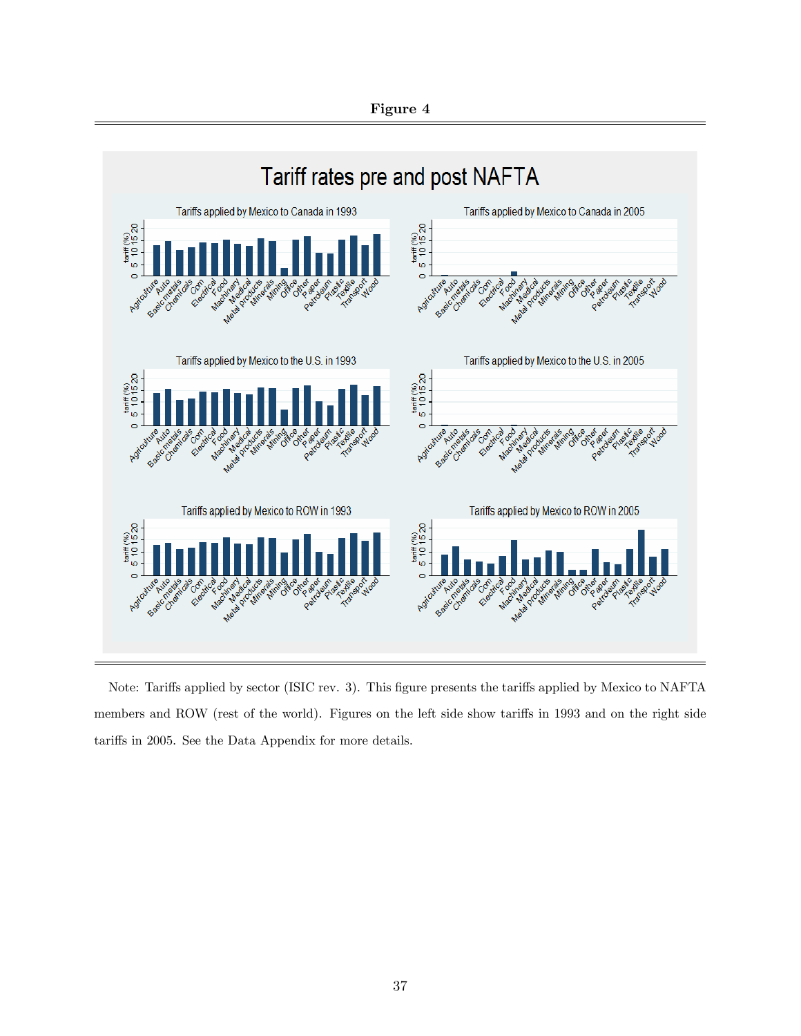**Figure 4**

Tariff rates pre and post NAFTA

Note: Tariffs applied by sector (ISIC rev. 3). This figure presents the tariffs applied by Mexico to NAFTA members and ROW (rest of the world). Figures on the left side show tariffs in 1993 and on the right side tariffs in 2005. See the Data Appendix for more details.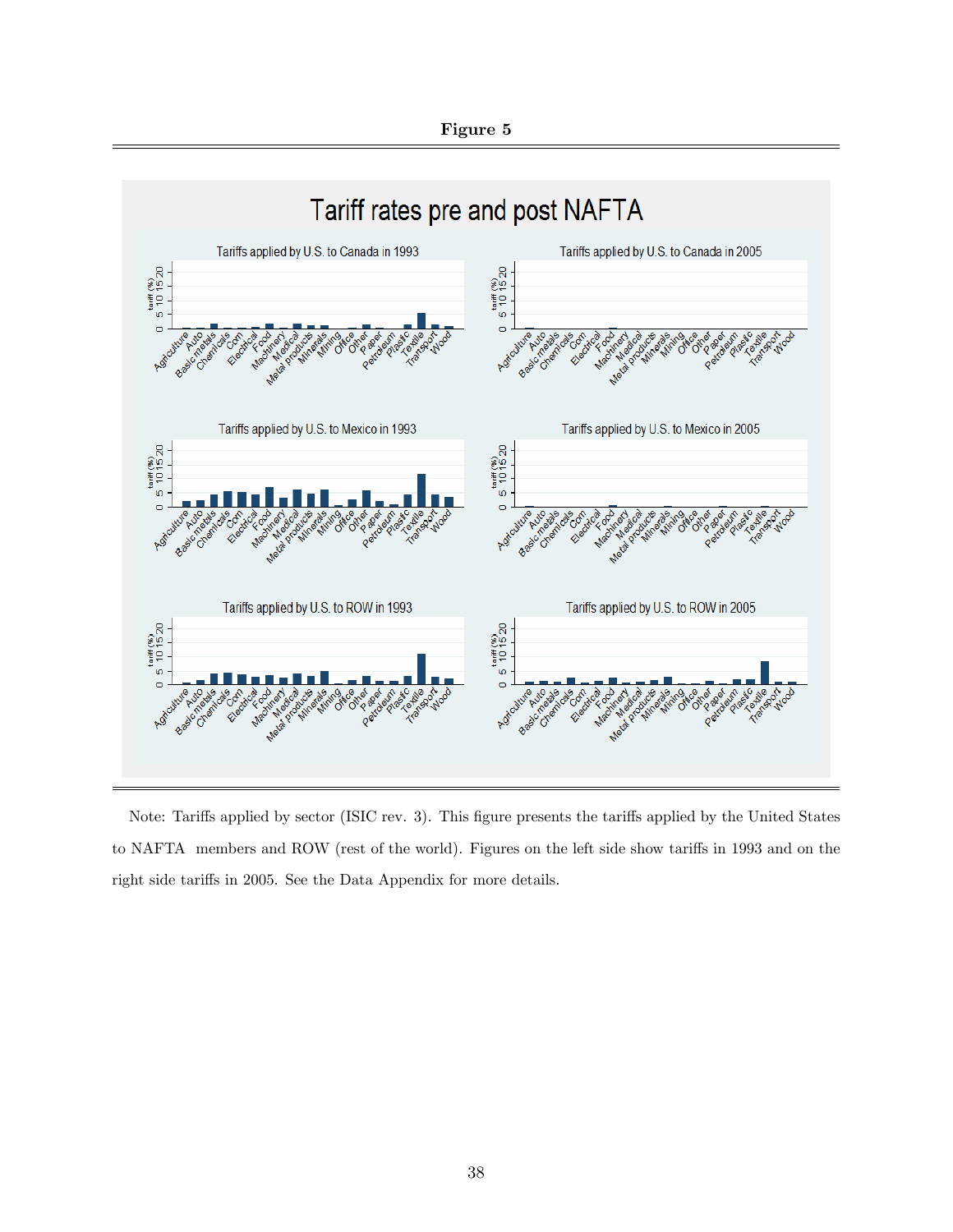**Figure 5**

Note: Tariffs applied by sector (ISIC rev. 3). This figure presents the tariffs applied by the United States to NAFTA members and ROW (rest of the world). Figures on the left side show tariffs in 1993 and on the right side tariffs in 2005. See the Data Appendix for more details.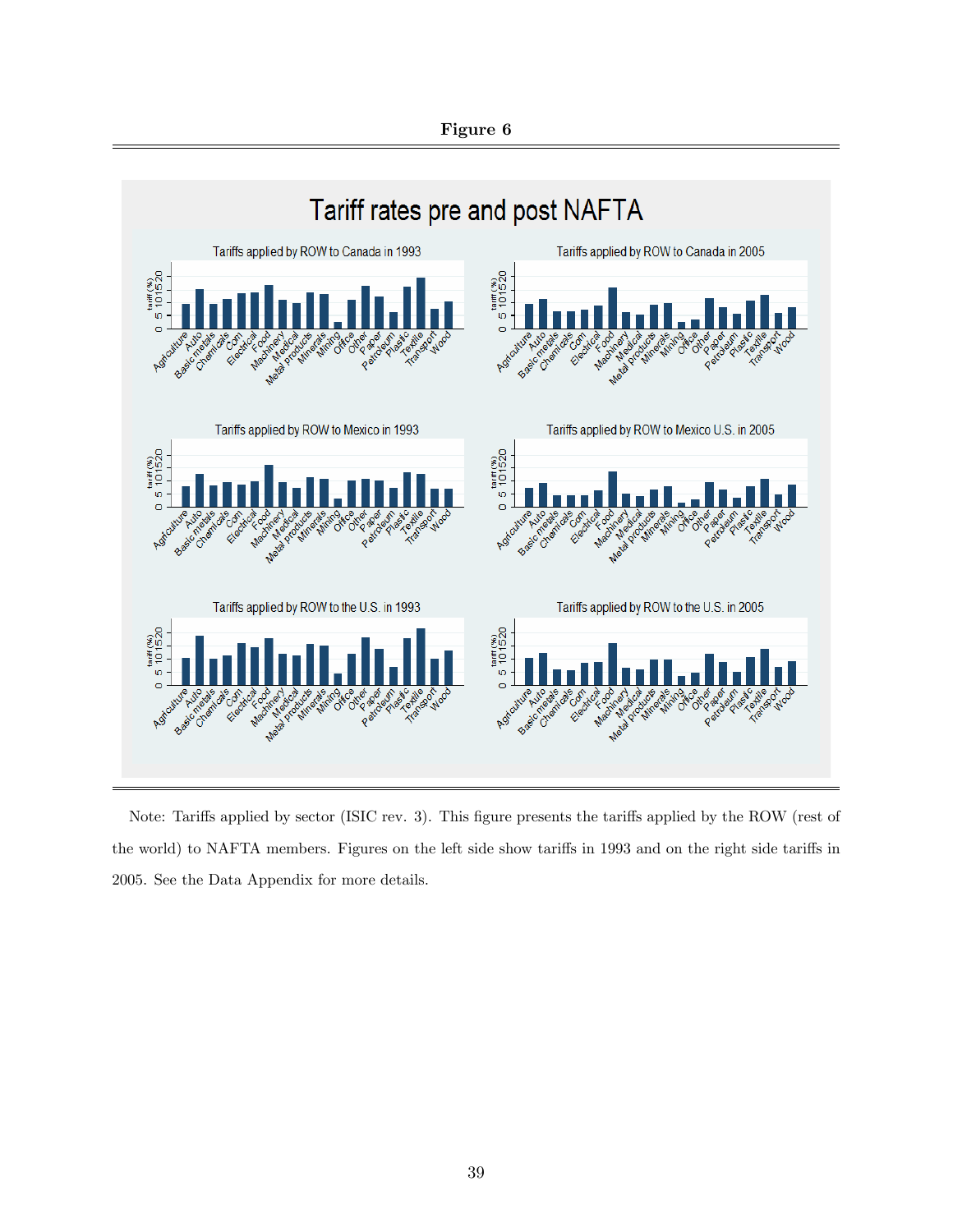**Figure 6**

Note: Tariffs applied by sector (ISIC rev. 3). This figure presents the tariffs applied by the ROW (rest of the world) to NAFTA members. Figures on the left side show tariffs in 1993 and on the right side tariffs in 2005. See the Data Appendix for more details.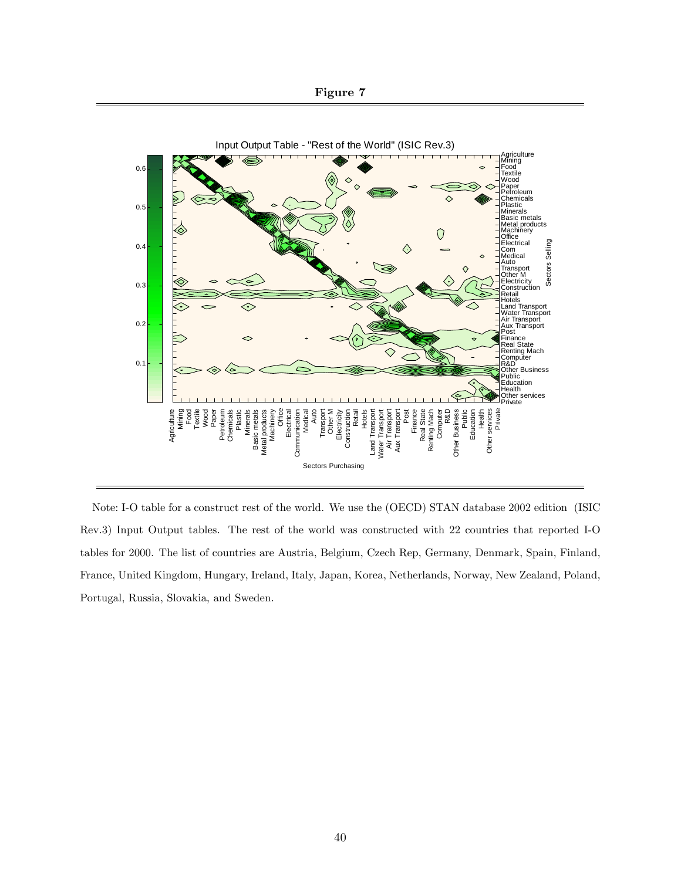**Figure 7**

Note: I-O table for a construct rest of the world. We use the (OECD) STAN database 2002 edition (ISIC Rev.3) Input Output tables. The rest of the world was constructed with 22 countries that reported I-O tables for 2000. The list of countries are Austria, Belgium, Czech Rep, Germany, Denmark, Spain, Finland, France, United Kingdom, Hungary, Ireland, Italy, Japan, Korea, Netherlands, Norway, New Zealand, Poland, Portugal, Russia, Slovakia, and Sweden.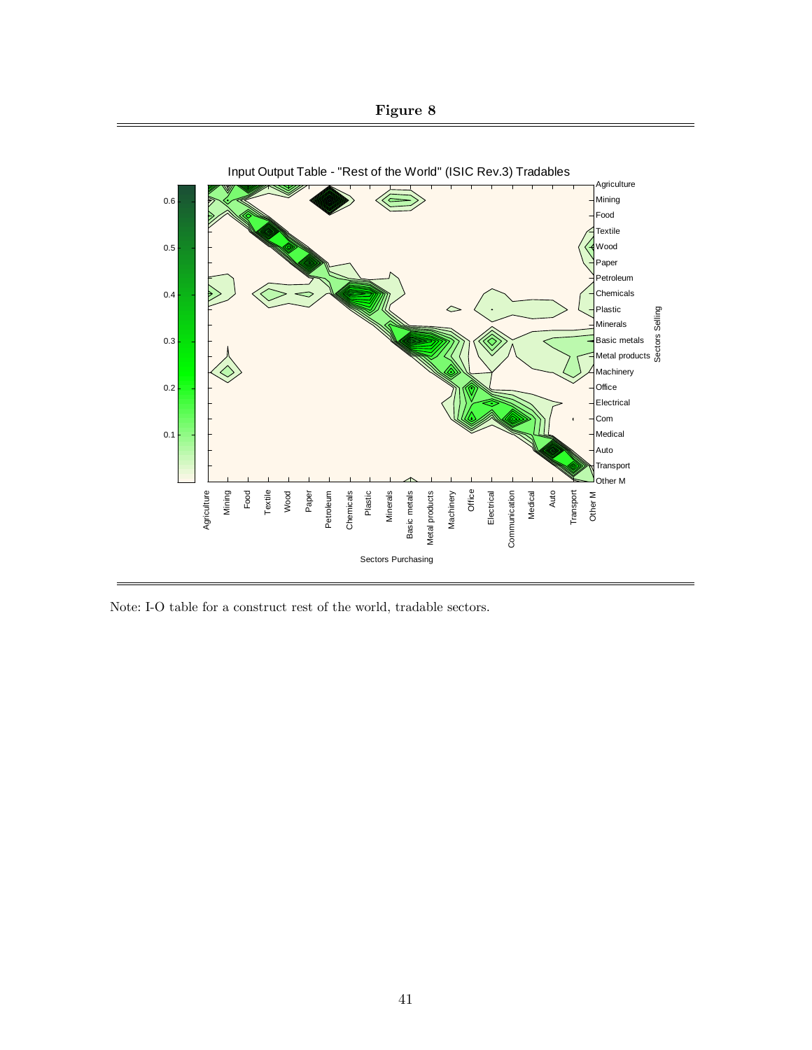**Figure 8**

Note: I-O table for a construct rest of the world, tradable sectors.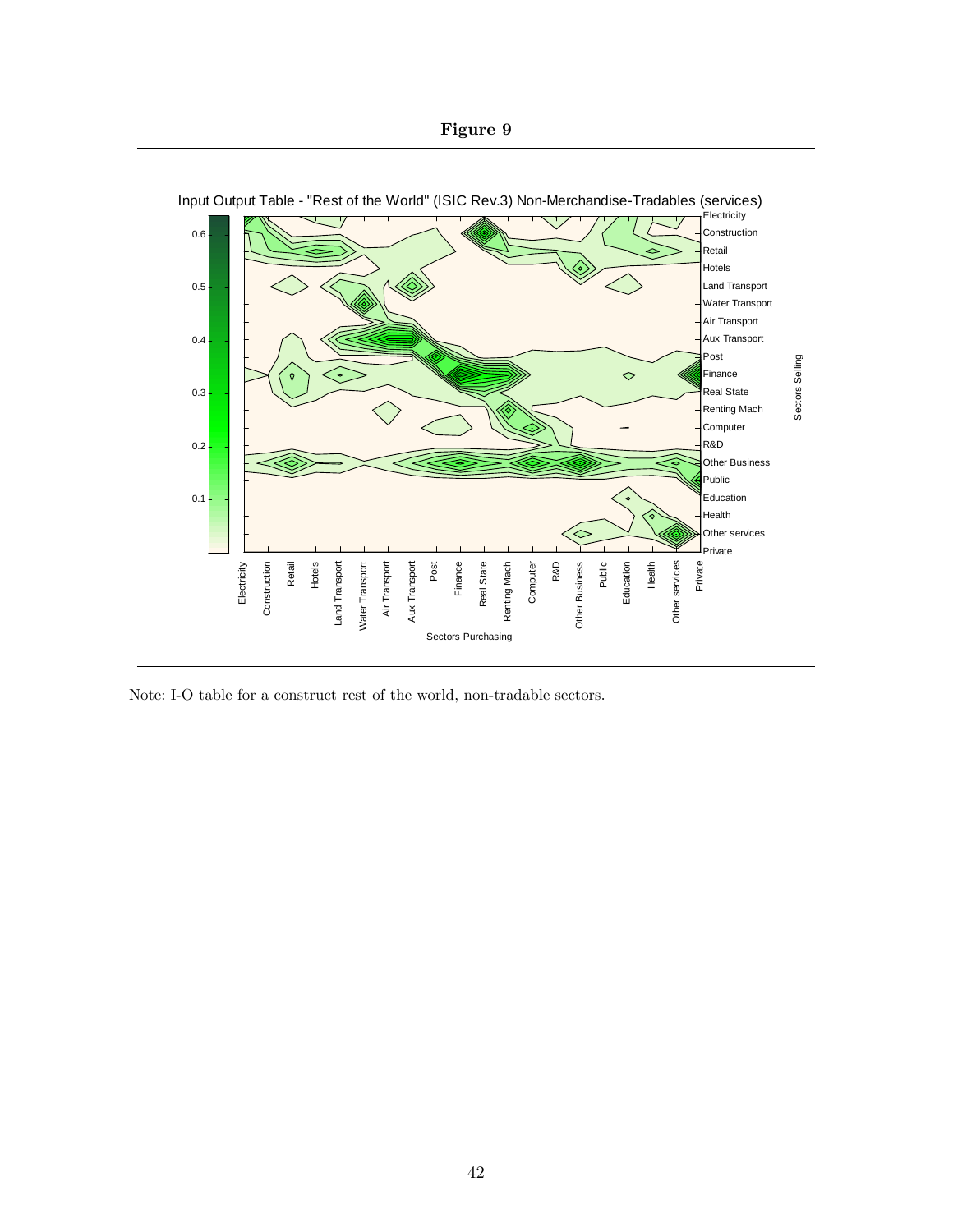**Figure 9**

Input Output Table - "Rest of the World" (ISIC Rev.3) Non-Merchandise-Tradables (services)

Note: I-O table for a construct rest of the world, non-tradable sectors.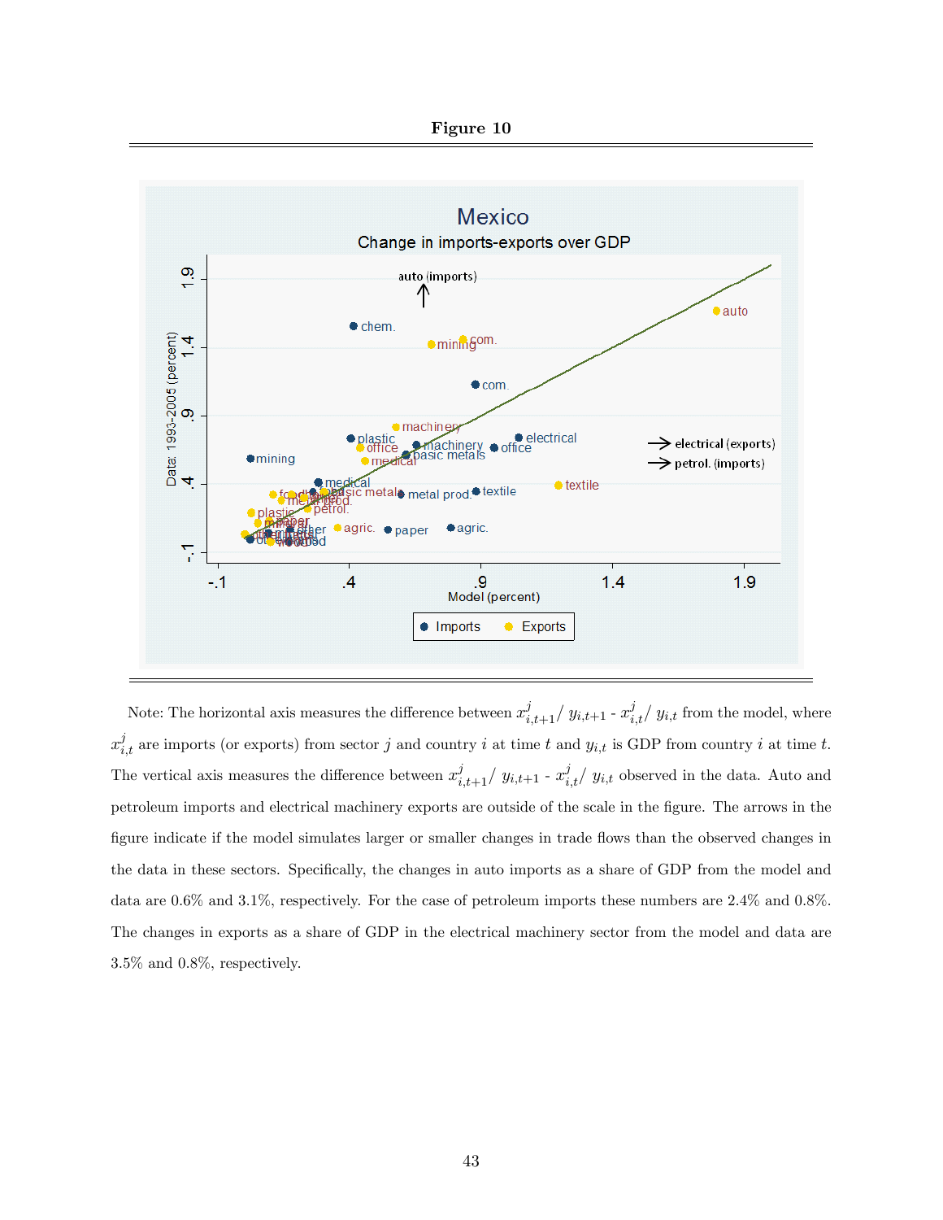**Figure 10**

Note: The horizontal axis measures the difference between $x^j_{i,t+1}/\ y_{i,t+1}$ - $x^j_{i,t}/\ y_{i,t}$ from the model, where $x^j_{i,t}$ are imports (or exports) from sector $j$ and country $i$ at time $t$ and $y_{i,t}$ is GDP from country $i$ at time $t$. The vertical axis measures the difference between $x^j_{i,t+1}/\ y_{i,t+1}$ - $x^j_{i,t}/\ y_{i,t}$ observed in the data. Auto and petroleum imports and electrical machinery exports are outside of the scale in the figure. The arrows in the figure indicate if the model simulates larger or smaller changes in trade flows than the observed changes in the data in these sectors. Specifically, the changes in auto imports as a share of GDP from the model and data are 0.6% and 3.1%, respectively. For the case of petroleum imports these numbers are 2.4% and 0.8%. The changes in exports as a share of GDP in the electrical machinery sector from the model and data are 3.5% and 0.8%, respectively.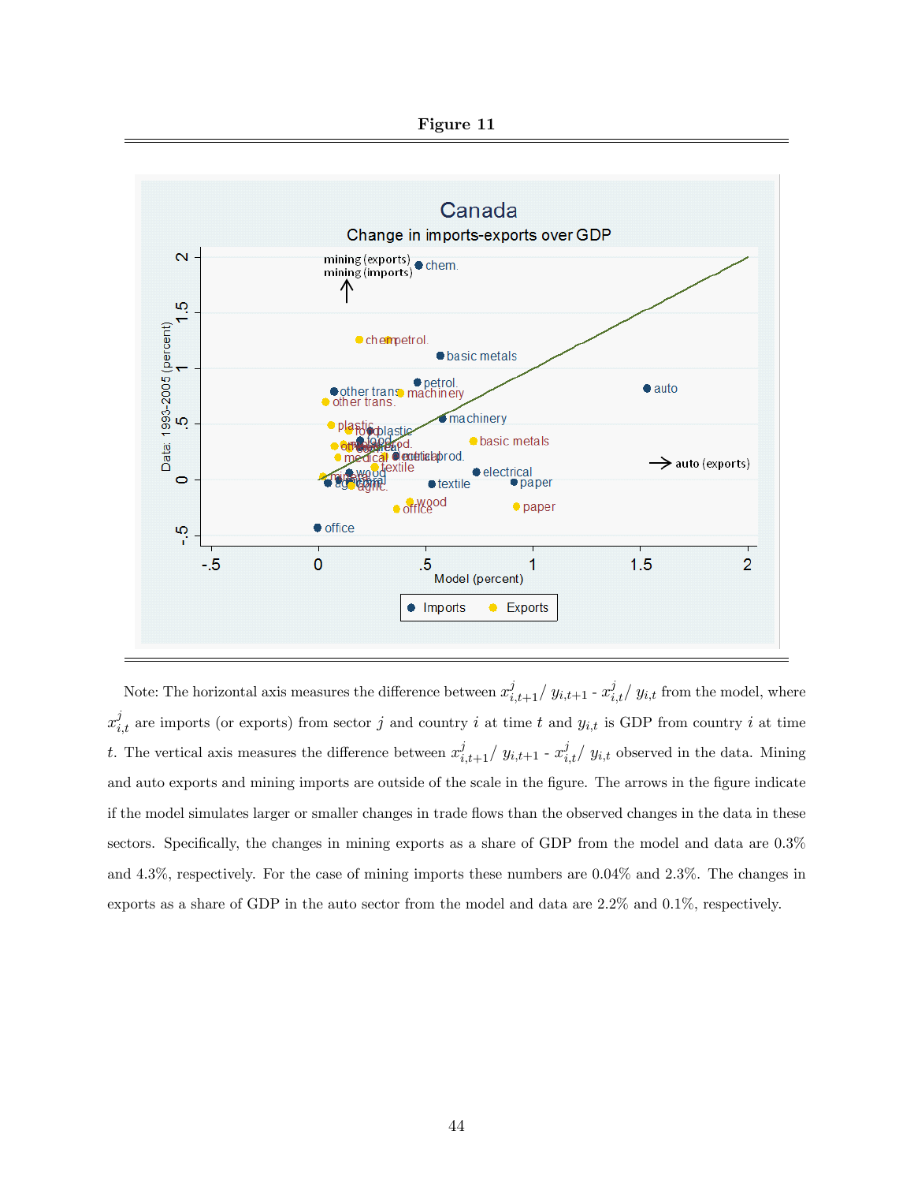**Figure 11**

Note: The horizontal axis measures the difference between $x^j_{i,t+1}/\ y_{i,t+1}$ - $x^j_{i,t}/\ y_{i,t}$ from the model, where $x^j_{i,t}$ are imports (or exports) from sector $j$ and country $i$ at time $t$ and $y_{i,t}$ is GDP from country $i$ at time $t$. The vertical axis measures the difference between $x^j_{i,t+1}/\ y_{i,t+1}$ - $x^j_{i,t}/\ y_{i,t}$ observed in the data. Mining and auto exports and mining imports are outside of the scale in the figure. The arrows in the figure indicate if the model simulates larger or smaller changes in trade flows than the observed changes in the data in these sectors. Specifically, the changes in mining exports as a share of GDP from the model and data are 0.3% and 4.3%, respectively. For the case of mining imports these numbers are 0.04% and 2.3%. The changes in exports as a share of GDP in the auto sector from the model and data are 2.2% and 0.1%, respectively.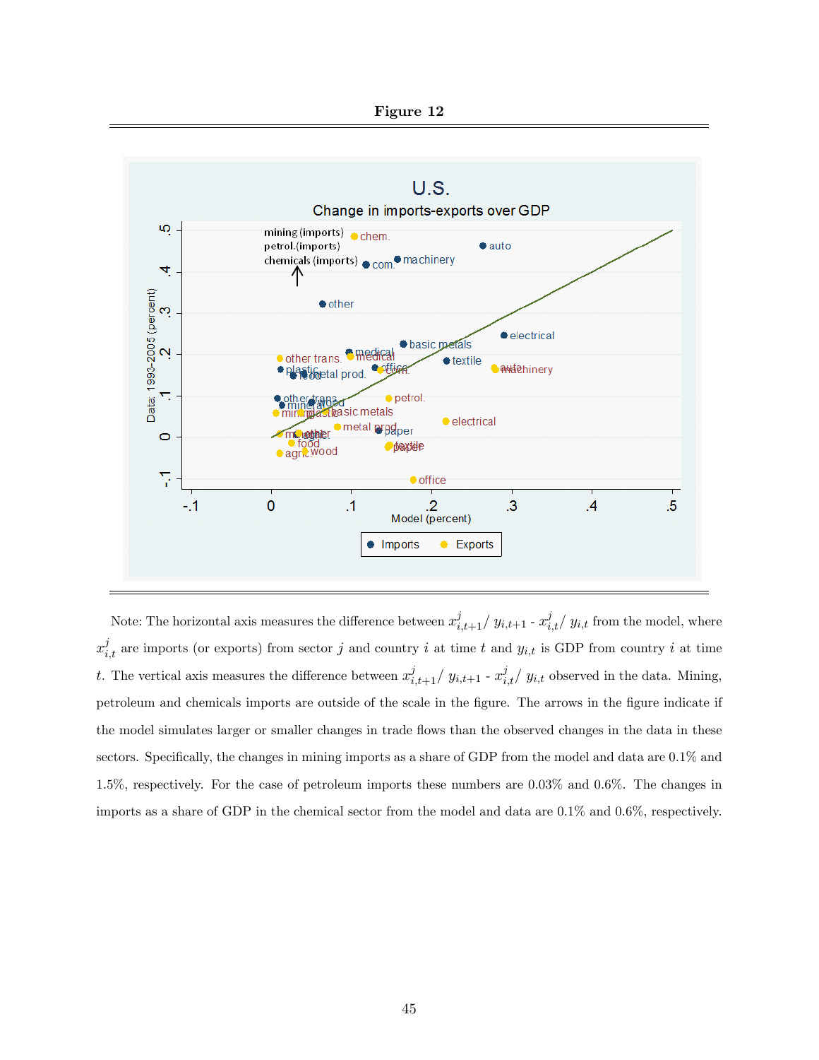**Figure 12**

Note: The horizontal axis measures the difference between $x^{j}_{i,t+1}/\ y_{i,t+1}$ - $x^{j}_{i,t}/\ y_{i,t}$ from the model, where $x^{j}_{i,t}$ are imports (or exports) from sector $j$ and country $i$ at time $t$ and $y_{i,t}$ is GDP from country $i$ at time $t$. The vertical axis measures the difference between $x^{j}_{i,t+1}/\ y_{i,t+1}$ - $x^{j}_{i,t}/\ y_{i,t}$ observed in the data. Mining, petroleum and chemicals imports are outside of the scale in the figure. The arrows in the figure indicate if the model simulates larger or smaller changes in trade flows than the observed changes in the data in these sectors. Specifically, the changes in mining imports as a share of GDP from the model and data are 0.1% and 1.5%, respectively. For the case of petroleum imports these numbers are 0.03% and 0.6%. The changes in imports as a share of GDP in the chemical sector from the model and data are 0.1% and 0.6%, respectively.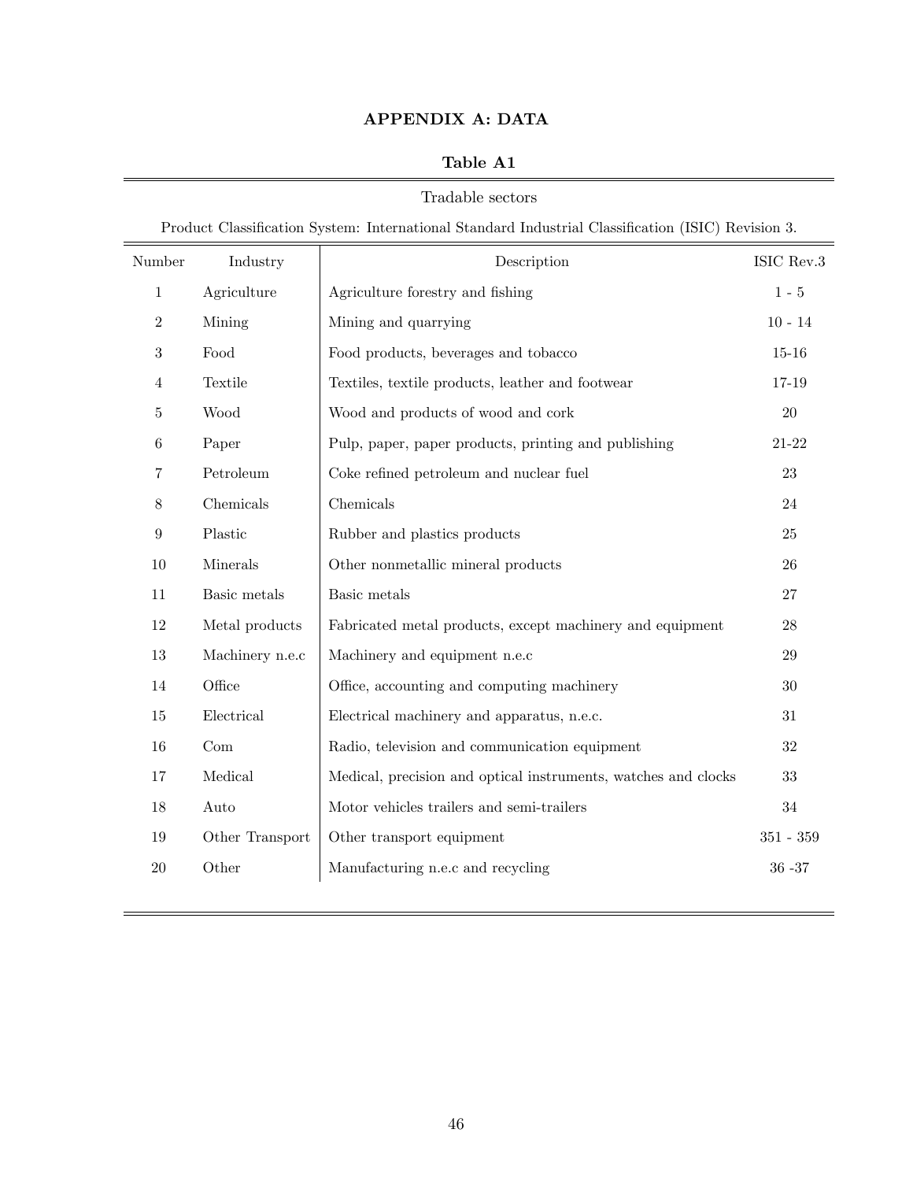## APPENDIX A: DATA

**Table A1**

| Tradable sectors | | | |
|---|---|---|---|
| Product Classification System: International Standard Industrial Classification (ISIC) Revision 3. | | | |
| Number | Industry | Description | ISIC Rev.3 |
| 1 | Agriculture | Agriculture forestry and fishing | 1 - 5 |
| 2 | Mining | Mining and quarrying | 10 - 14 |
| 3 | Food | Food products, beverages and tobacco | 15-16 |
| 4 | Textile | Textiles, textile products, leather and footwear | 17-19 |
| 5 | Wood | Wood and products of wood and cork | 20 |
| 6 | Paper | Pulp, paper, paper products, printing and publishing | 21-22 |
| 7 | Petroleum | Coke refined petroleum and nuclear fuel | 23 |
| 8 | Chemicals | Chemicals | 24 |
| 9 | Plastic | Rubber and plastics products | 25 |
| 10 | Minerals | Other nonmetallic mineral products | 26 |
| 11 | Basic metals | Basic metals | 27 |
| 12 | Metal products | Fabricated metal products, except machinery and equipment | 28 |
| 13 | Machinery n.e.c | Machinery and equipment n.e.c | 29 |
| 14 | Office | Office, accounting and computing machinery | 30 |
| 15 | Electrical | Electrical machinery and apparatus, n.e.c. | 31 |
| 16 | Com | Radio, television and communication equipment | 32 |
| 17 | Medical | Medical, precision and optical instruments, watches and clocks | 33 |
| 18 | Auto | Motor vehicles trailers and semi-trailers | 34 |
| 19 | Other Transport | Other transport equipment | 351 - 359 |
| 20 | Other | Manufacturing n.e.c and recycling | 36 -37 |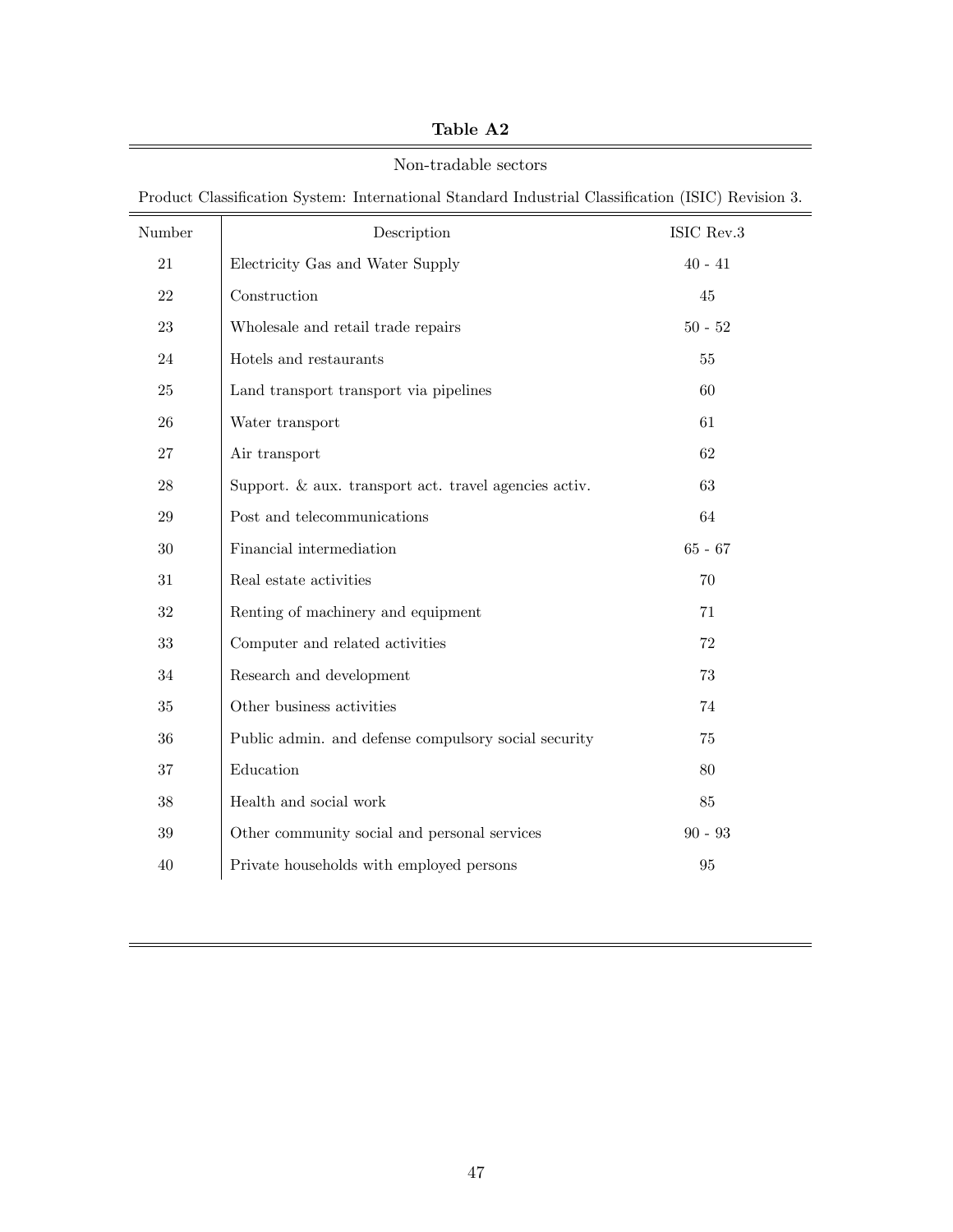**Table A2**

Non-tradable sectors

Product Classification System: International Standard Industrial Classification (ISIC) Revision 3.

| Number | Description | ISIC Rev.3 |
|---|---|---|
| 21 | Electricity Gas and Water Supply | 40 - 41 |
| 22 | Construction | 45 |
| 23 | Wholesale and retail trade repairs | 50 - 52 |
| 24 | Hotels and restaurants | 55 |
| 25 | Land transport transport via pipelines | 60 |
| 26 | Water transport | 61 |
| 27 | Air transport | 62 |
| 28 | Support. & aux. transport act. travel agencies activ. | 63 |
| 29 | Post and telecommunications | 64 |
| 30 | Financial intermediation | 65 - 67 |
| 31 | Real estate activities | 70 |
| 32 | Renting of machinery and equipment | 71 |
| 33 | Computer and related activities | 72 |
| 34 | Research and development | 73 |
| 35 | Other business activities | 74 |
| 36 | Public admin. and defense compulsory social security | 75 |
| 37 | Education | 80 |
| 38 | Health and social work | 85 |
| 39 | Other community social and personal services | 90 - 93 |
| 40 | Private households with employed persons | 95 |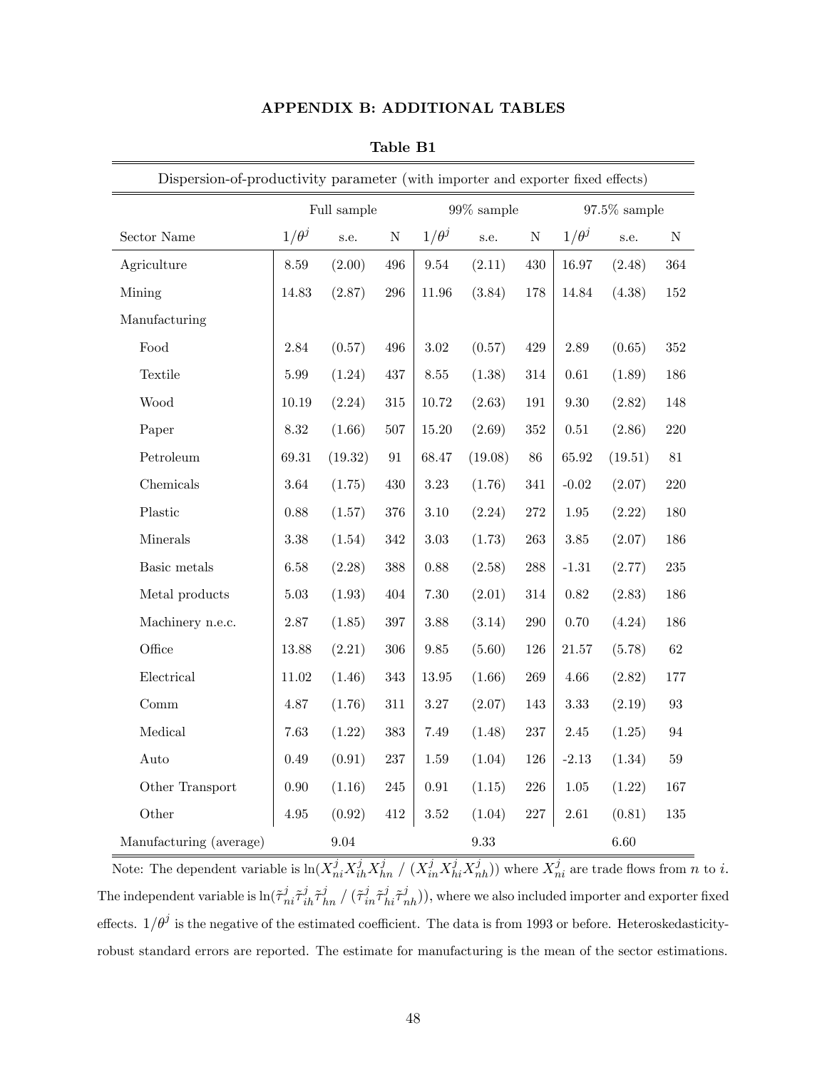## APPENDIX B: ADDITIONAL TABLES

**Table B1**

Dispersion-of-productivity parameter (with importer and exporter fixed effects)

| | Full sample | | | 99% sample | | | 97.5% sample | | |
|---|---|---|---|---|---|---|---|---|---|
| Sector Name | $1/\theta^j$ | s.e. | N | $1/\theta^j$ | s.e. | N | $1/\theta^j$ | s.e. | N |
| Agriculture | 8.59 | (2.00) | 496 | 9.54 | (2.11) | 430 | 16.97 | (2.48) | 364 |
| Mining | 14.83 | (2.87) | 296 | 11.96 | (3.84) | 178 | 14.84 | (4.38) | 152 |
| Manufacturing | | | | | | | | | |
| Food | 2.84 | (0.57) | 496 | 3.02 | (0.57) | 429 | 2.89 | (0.65) | 352 |
| Textile | 5.99 | (1.24) | 437 | 8.55 | (1.38) | 314 | 0.61 | (1.89) | 186 |
| Wood | 10.19 | (2.24) | 315 | 10.72 | (2.63) | 191 | 9.30 | (2.82) | 148 |
| Paper | 8.32 | (1.66) | 507 | 15.20 | (2.69) | 352 | 0.51 | (2.86) | 220 |
| Petroleum | 69.31 | (19.32) | 91 | 68.47 | (19.08) | 86 | 65.92 | (19.51) | 81 |
| Chemicals | 3.64 | (1.75) | 430 | 3.23 | (1.76) | 341 | -0.02 | (2.07) | 220 |
| Plastic | 0.88 | (1.57) | 376 | 3.10 | (2.24) | 272 | 1.95 | (2.22) | 180 |
| Minerals | 3.38 | (1.54) | 342 | 3.03 | (1.73) | 263 | 3.85 | (2.07) | 186 |
| Basic metals | 6.58 | (2.28) | 388 | 0.88 | (2.58) | 288 | -1.31 | (2.77) | 235 |
| Metal products | 5.03 | (1.93) | 404 | 7.30 | (2.01) | 314 | 0.82 | (2.83) | 186 |
| Machinery n.e.c. | 2.87 | (1.85) | 397 | 3.88 | (3.14) | 290 | 0.70 | (4.24) | 186 |
| Office | 13.88 | (2.21) | 306 | 9.85 | (5.60) | 126 | 21.57 | (5.78) | 62 |
| Electrical | 11.02 | (1.46) | 343 | 13.95 | (1.66) | 269 | 4.66 | (2.82) | 177 |
| Comm | 4.87 | (1.76) | 311 | 3.27 | (2.07) | 143 | 3.33 | (2.19) | 93 |
| Medical | 7.63 | (1.22) | 383 | 7.49 | (1.48) | 237 | 2.45 | (1.25) | 94 |
| Auto | 0.49 | (0.91) | 237 | 1.59 | (1.04) | 126 | -2.13 | (1.34) | 59 |
| Other Transport | 0.90 | (1.16) | 245 | 0.91 | (1.15) | 226 | 1.05 | (1.22) | 167 |
| Other | 4.95 | (0.92) | 412 | 3.52 | (1.04) | 227 | 2.61 | (0.81) | 135 |
| Manufacturing (average) | | 9.04 | | | 9.33 | | | 6.60 | |

Note: The dependent variable is $\ln(X^j_{ni}X^j_{ih}X^j_{hn} \,/\, (X^j_{in}X^j_{hi}X^j_{nh}))$ where $X^j_{ni}$ are trade flows from $n$ to $i$. The independent variable is $\ln(\tilde{\tau}^j_{ni}\tilde{\tau}^j_{ih}\tilde{\tau}^j_{hn} \,/\, (\tilde{\tau}^j_{in}\tilde{\tau}^j_{hi}\tilde{\tau}^j_{nh}))$, where we also included importer and exporter fixed effects. $1/\theta^j$ is the negative of the estimated coefficient. The data is from 1993 or before. Heteroskedasticity-robust standard errors are reported. The estimate for manufacturing is the mean of the sector estimations.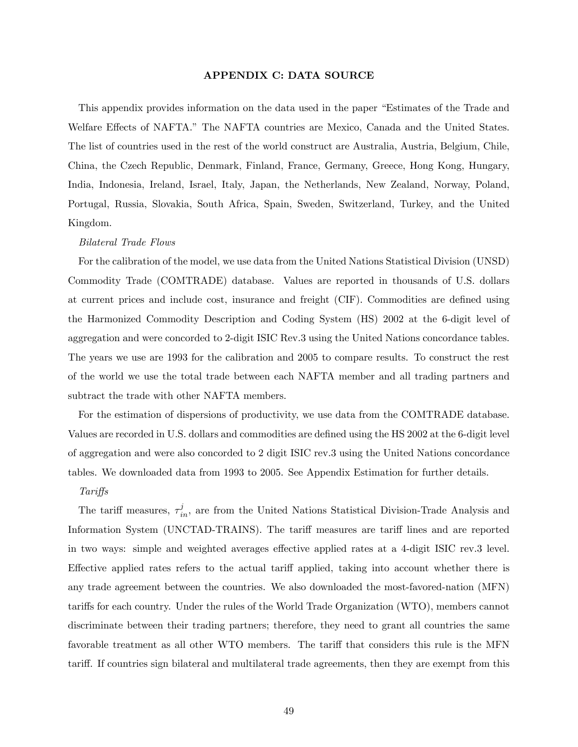## APPENDIX C: DATA SOURCE

This appendix provides information on the data used in the paper "Estimates of the Trade and Welfare Effects of NAFTA." The NAFTA countries are Mexico, Canada and the United States. The list of countries used in the rest of the world construct are Australia, Austria, Belgium, Chile, China, the Czech Republic, Denmark, Finland, France, Germany, Greece, Hong Kong, Hungary, India, Indonesia, Ireland, Israel, Italy, Japan, the Netherlands, New Zealand, Norway, Poland, Portugal, Russia, Slovakia, South Africa, Spain, Sweden, Switzerland, Turkey, and the United Kingdom.

*Bilateral Trade Flows*

For the calibration of the model, we use data from the United Nations Statistical Division (UNSD) Commodity Trade (COMTRADE) database. Values are reported in thousands of U.S. dollars at current prices and include cost, insurance and freight (CIF). Commodities are defined using the Harmonized Commodity Description and Coding System (HS) 2002 at the 6-digit level of aggregation and were concorded to 2-digit ISIC Rev.3 using the United Nations concordance tables. The years we use are 1993 for the calibration and 2005 to compare results. To construct the rest of the world we use the total trade between each NAFTA member and all trading partners and subtract the trade with other NAFTA members.

For the estimation of dispersions of productivity, we use data from the COMTRADE database. Values are recorded in U.S. dollars and commodities are defined using the HS 2002 at the 6-digit level of aggregation and were also concorded to 2 digit ISIC rev.3 using the United Nations concordance tables. We downloaded data from 1993 to 2005. See Appendix Estimation for further details.

*Tariffs*

The tariff measures, $\tau_{in}^{j}$, are from the United Nations Statistical Division-Trade Analysis and Information System (UNCTAD-TRAINS). The tariff measures are tariff lines and are reported in two ways: simple and weighted averages effective applied rates at a 4-digit ISIC rev.3 level. Effective applied rates refers to the actual tariff applied, taking into account whether there is any trade agreement between the countries. We also downloaded the most-favored-nation (MFN) tariffs for each country. Under the rules of the World Trade Organization (WTO), members cannot discriminate between their trading partners; therefore, they need to grant all countries the same favorable treatment as all other WTO members. The tariff that considers this rule is the MFN tariff. If countries sign bilateral and multilateral trade agreements, then they are exempt from this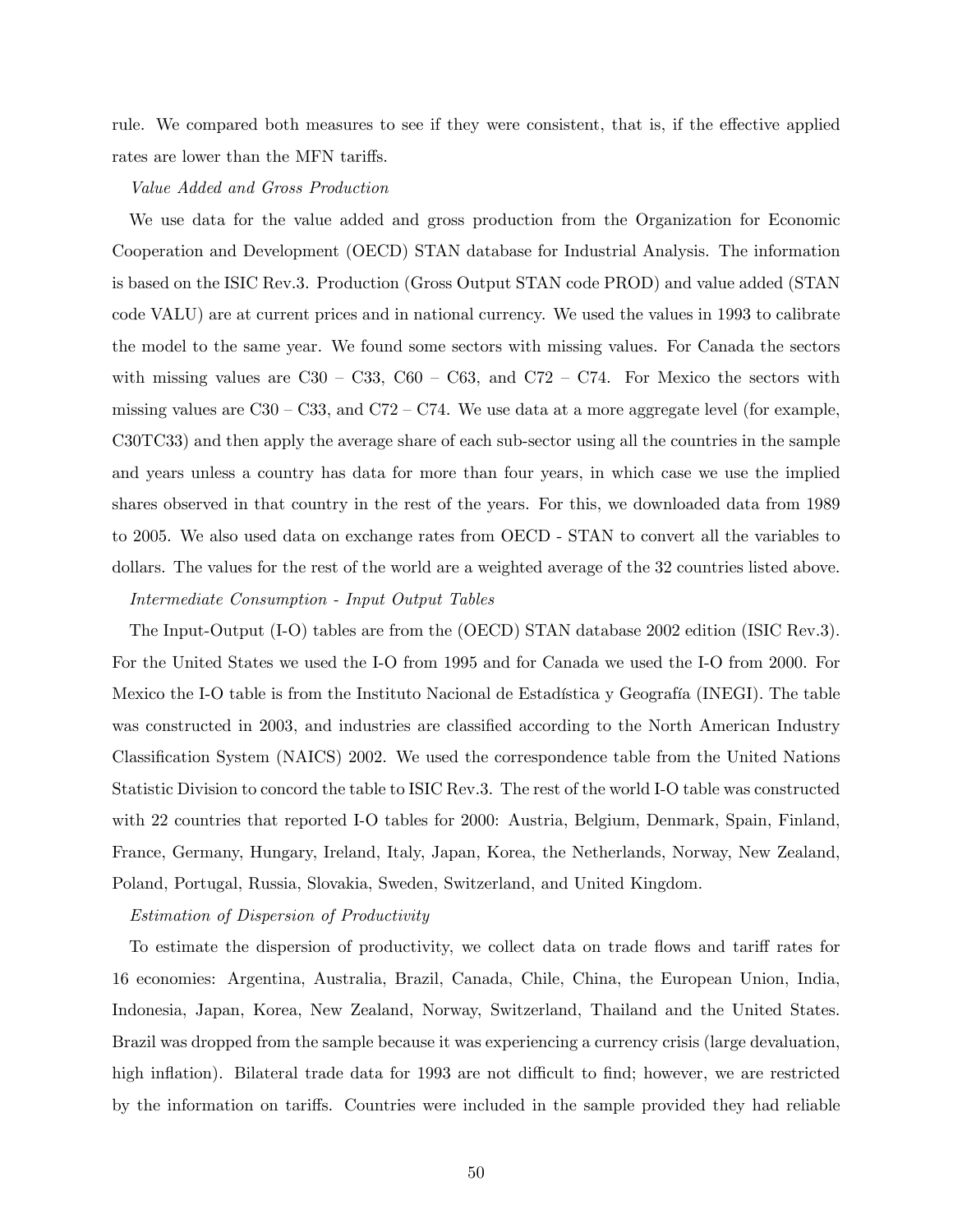rule. We compared both measures to see if they were consistent, that is, if the effective applied rates are lower than the MFN tariffs.

*Value Added and Gross Production*

We use data for the value added and gross production from the Organization for Economic Cooperation and Development (OECD) STAN database for Industrial Analysis. The information is based on the ISIC Rev.3. Production (Gross Output STAN code PROD) and value added (STAN code VALU) are at current prices and in national currency. We used the values in 1993 to calibrate the model to the same year. We found some sectors with missing values. For Canada the sectors with missing values are C30 – C33, C60 – C63, and C72 – C74. For Mexico the sectors with missing values are C30 – C33, and C72 – C74. We use data at a more aggregate level (for example, C30TC33) and then apply the average share of each sub-sector using all the countries in the sample and years unless a country has data for more than four years, in which case we use the implied shares observed in that country in the rest of the years. For this, we downloaded data from 1989 to 2005. We also used data on exchange rates from OECD - STAN to convert all the variables to dollars. The values for the rest of the world are a weighted average of the 32 countries listed above.

*Intermediate Consumption - Input Output Tables*

The Input-Output (I-O) tables are from the (OECD) STAN database 2002 edition (ISIC Rev.3). For the United States we used the I-O from 1995 and for Canada we used the I-O from 2000. For Mexico the I-O table is from the Instituto Nacional de Estadística y Geografía (INEGI). The table was constructed in 2003, and industries are classified according to the North American Industry Classification System (NAICS) 2002. We used the correspondence table from the United Nations Statistic Division to concord the table to ISIC Rev.3. The rest of the world I-O table was constructed with 22 countries that reported I-O tables for 2000: Austria, Belgium, Denmark, Spain, Finland, France, Germany, Hungary, Ireland, Italy, Japan, Korea, the Netherlands, Norway, New Zealand, Poland, Portugal, Russia, Slovakia, Sweden, Switzerland, and United Kingdom.

*Estimation of Dispersion of Productivity*

To estimate the dispersion of productivity, we collect data on trade flows and tariff rates for 16 economies: Argentina, Australia, Brazil, Canada, Chile, China, the European Union, India, Indonesia, Japan, Korea, New Zealand, Norway, Switzerland, Thailand and the United States. Brazil was dropped from the sample because it was experiencing a currency crisis (large devaluation, high inflation). Bilateral trade data for 1993 are not difficult to find; however, we are restricted by the information on tariffs. Countries were included in the sample provided they had reliable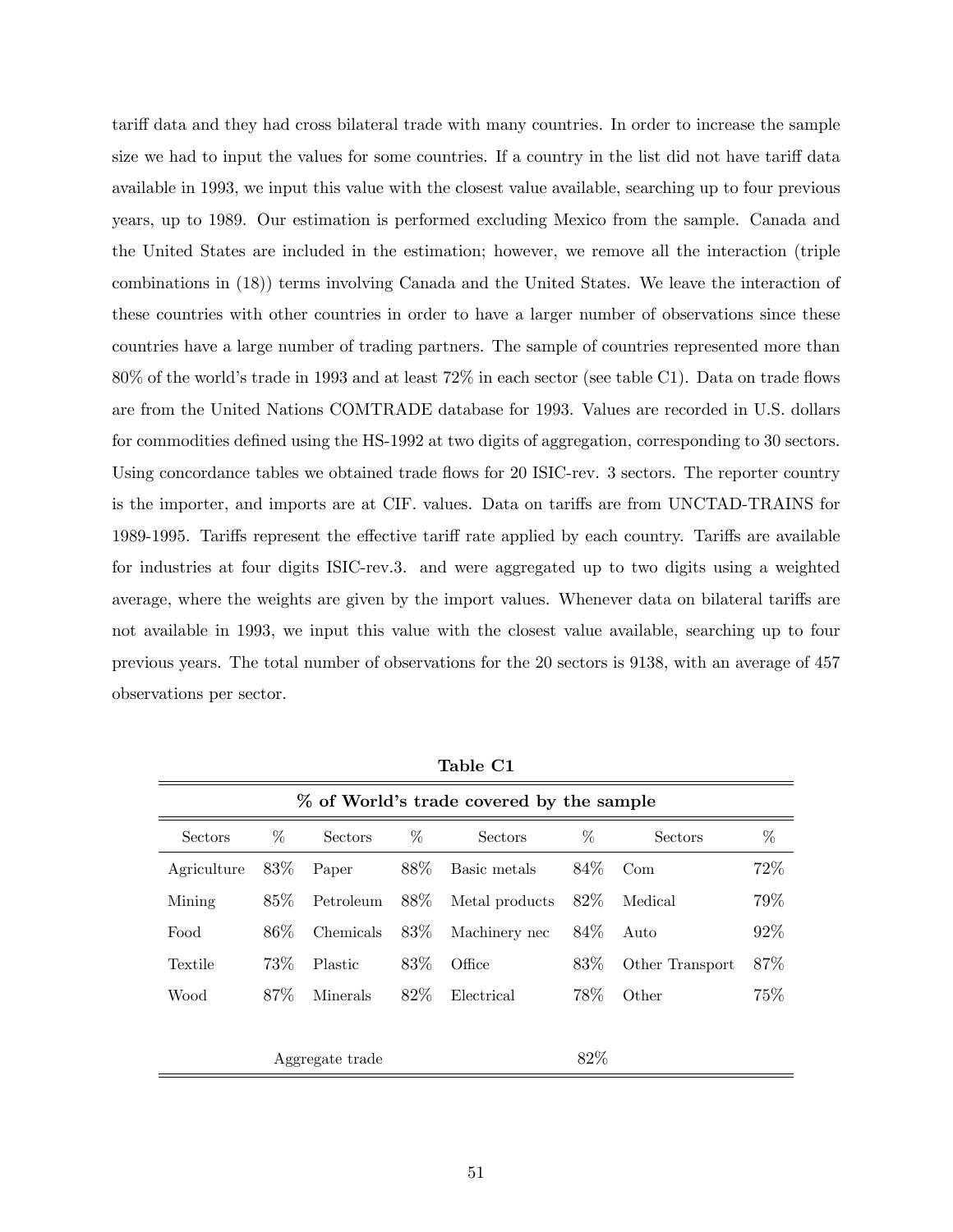tariff data and they had cross bilateral trade with many countries. In order to increase the sample size we had to input the values for some countries. If a country in the list did not have tariff data available in 1993, we input this value with the closest value available, searching up to four previous years, up to 1989. Our estimation is performed excluding Mexico from the sample. Canada and the United States are included in the estimation; however, we remove all the interaction (triple combinations in (18)) terms involving Canada and the United States. We leave the interaction of these countries with other countries in order to have a larger number of observations since these countries have a large number of trading partners. The sample of countries represented more than 80% of the world's trade in 1993 and at least 72% in each sector (see table C1). Data on trade flows are from the United Nations COMTRADE database for 1993. Values are recorded in U.S. dollars for commodities defined using the HS-1992 at two digits of aggregation, corresponding to 30 sectors. Using concordance tables we obtained trade flows for 20 ISIC-rev. 3 sectors. The reporter country is the importer, and imports are at CIF. values. Data on tariffs are from UNCTAD-TRAINS for 1989-1995. Tariffs represent the effective tariff rate applied by each country. Tariffs are available for industries at four digits ISIC-rev.3. and were aggregated up to two digits using a weighted average, where the weights are given by the import values. Whenever data on bilateral tariffs are not available in 1993, we input this value with the closest value available, searching up to four previous years. The total number of observations for the 20 sectors is 9138, with an average of 457 observations per sector.

**Table C1**

**% of World's trade covered by the sample**

| Sectors | % | Sectors | % | Sectors | % | Sectors | % |
|---|---|---|---|---|---|---|---|
| Agriculture | 83% | Paper | 88% | Basic metals | 84% | Com | 72% |
| Mining | 85% | Petroleum | 88% | Metal products | 82% | Medical | 79% |
| Food | 86% | Chemicals | 83% | Machinery nec | 84% | Auto | 92% |
| Textile | 73% | Plastic | 83% | Office | 83% | Other Transport | 87% |
| Wood | 87% | Minerals | 82% | Electrical | 78% | Other | 75% |
| | | Aggregate trade | | | 82% | | |